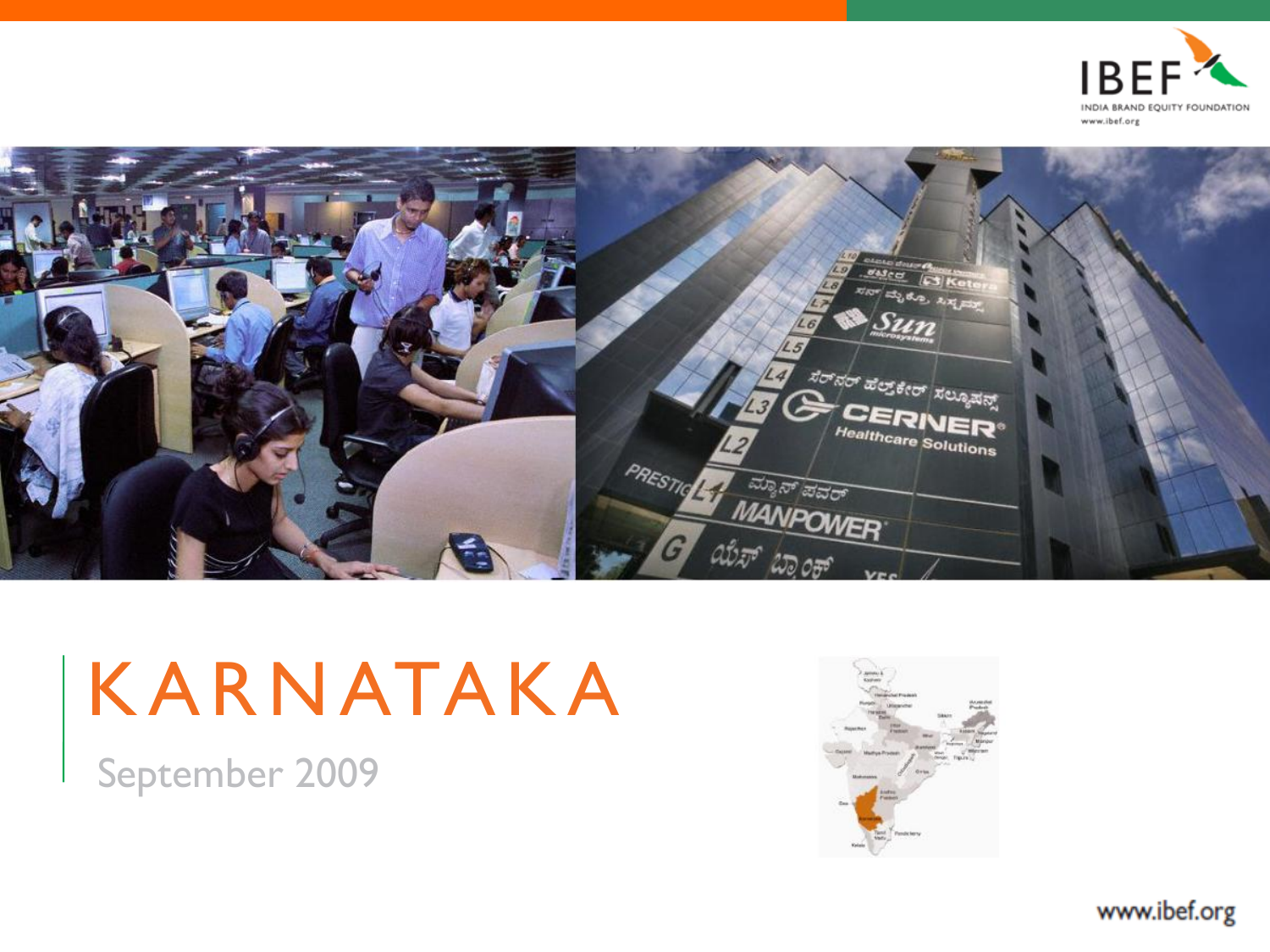# KARNATAKA

September 2009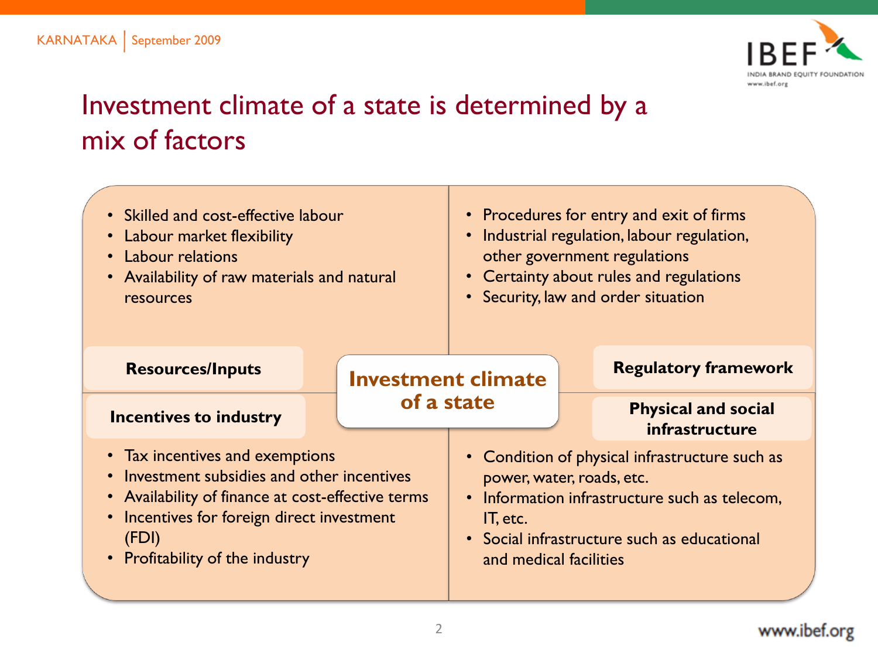# Investment climate of a state is determined by a mix of factors

**Investment climate of a state**

**Resources/Inputs**

- Skilled and cost-effective labour
- Labour market flexibility
- Labour relations
- Availability of raw materials and natural resources

**Regulatory framework**

- Procedures for entry and exit of firms
- Industrial regulation, labour regulation, other government regulations
- Certainty about rules and regulations
- Security, law and order situation

**Incentives to industry**

- Tax incentives and exemptions
- Investment subsidies and other incentives
- Availability of finance at cost-effective terms
- Incentives for foreign direct investment (FDI)
- Profitability of the industry

**Physical and social infrastructure**

- Condition of physical infrastructure such as power, water, roads, etc.
- Information infrastructure such as telecom, IT, etc.
- Social infrastructure such as educational and medical facilities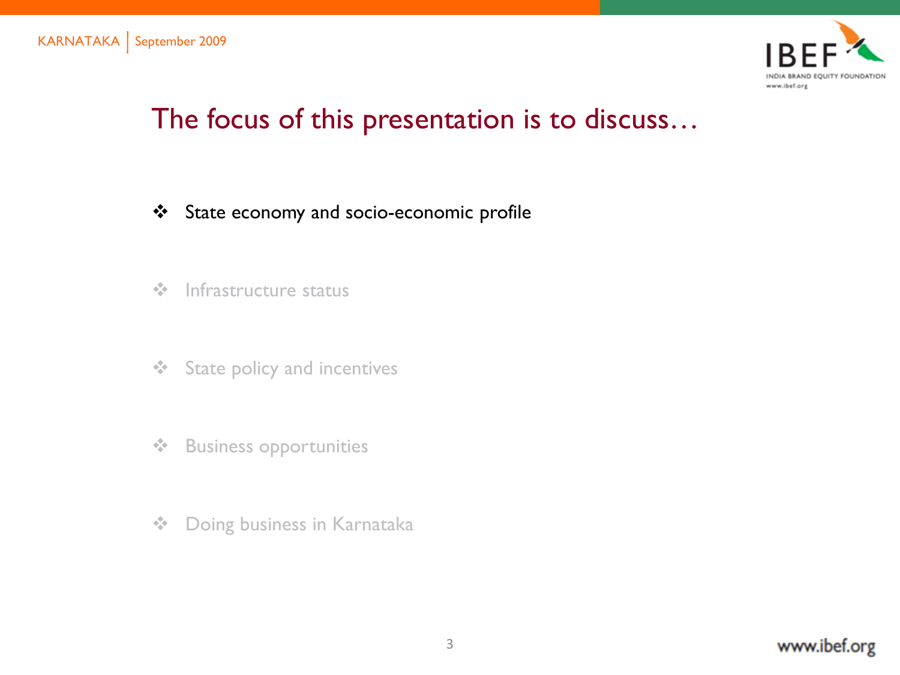# The focus of this presentation is to discuss…

- State economy and socio-economic profile
- Infrastructure status
- State policy and incentives
- Business opportunities
- Doing business in Karnataka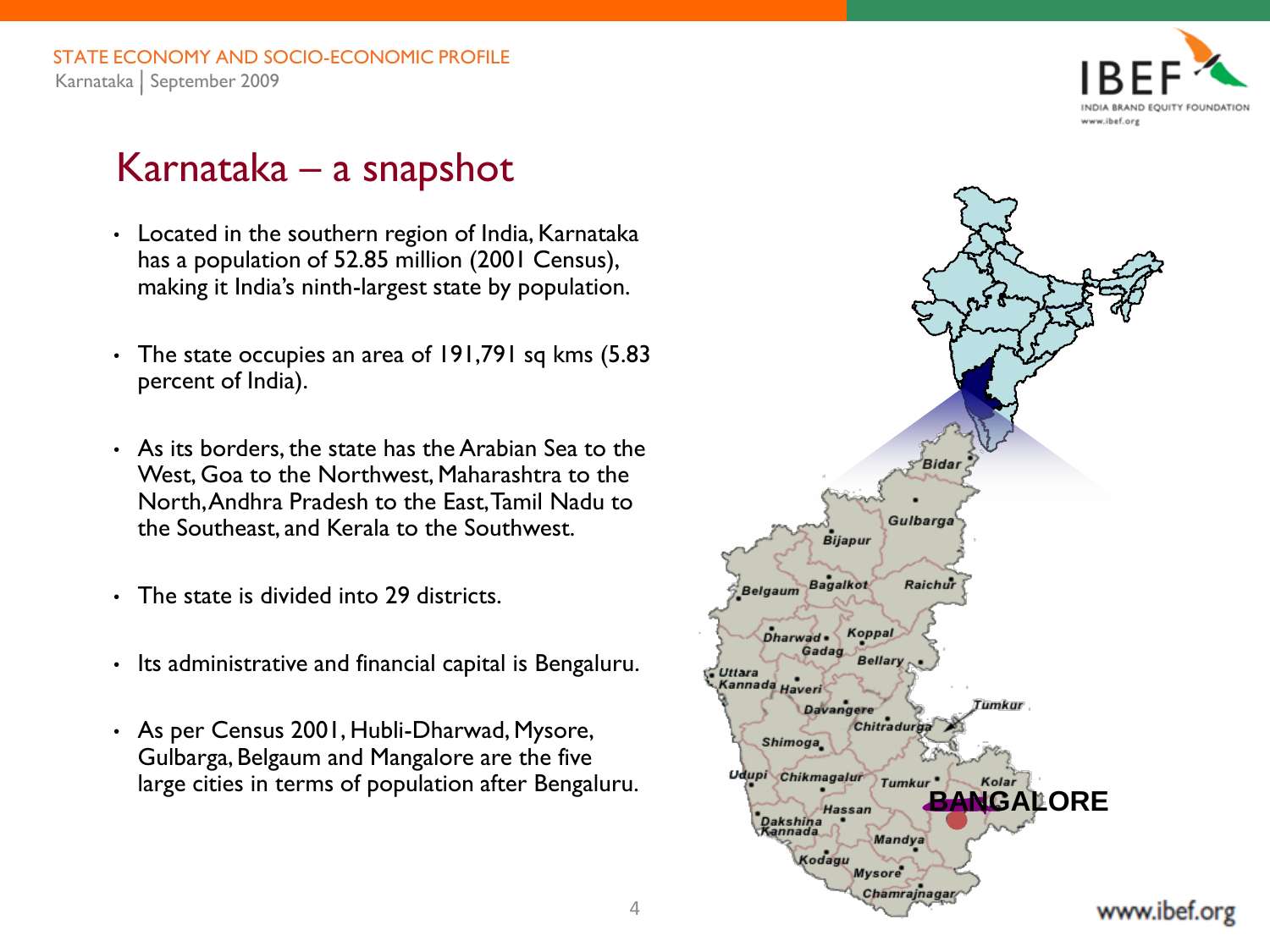# Karnataka – a snapshot

- Located in the southern region of India, Karnataka has a population of 52.85 million (2001 Census), making it India's ninth-largest state by population.
- The state occupies an area of 191,791 sq kms (5.83 percent of India).
- As its borders, the state has the Arabian Sea to the West, Goa to the Northwest, Maharashtra to the North, Andhra Pradesh to the East, Tamil Nadu to the Southeast, and Kerala to the Southwest.
- The state is divided into 29 districts.
- Its administrative and financial capital is Bengaluru.
- As per Census 2001, Hubli-Dharwad, Mysore, Gulbarga, Belgaum and Mangalore are the five large cities in terms of population after Bengaluru.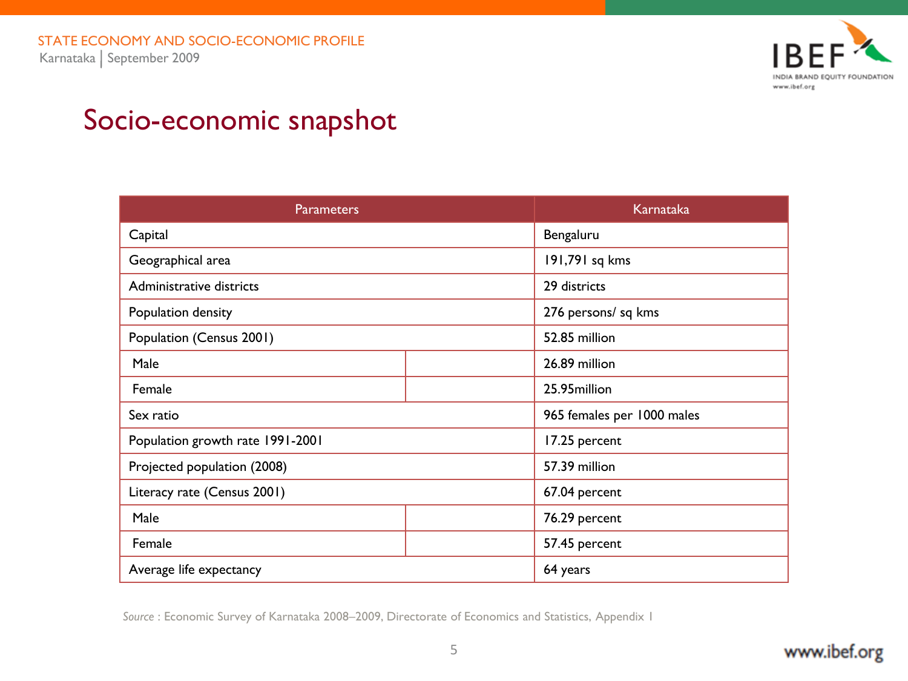# Socio-economic snapshot

| Parameters | | Karnataka |
|---|---|---|
| Capital | | Bengaluru |
| Geographical area | | 191,791 sq kms |
| Administrative districts | | 29 districts |
| Population density | | 276 persons/ sq kms |
| Population (Census 2001) | | 52.85 million |
| Male | | 26.89 million |
| Female | | 25.95million |
| Sex ratio | | 965 females per 1000 males |
| Population growth rate 1991-2001 | | 17.25 percent |
| Projected population (2008) | | 57.39 million |
| Literacy rate (Census 2001) | | 67.04 percent |
| Male | | 76.29 percent |
| Female | | 57.45 percent |
| Average life expectancy | | 64 years |

*Source* : Economic Survey of Karnataka 2008–2009, Directorate of Economics and Statistics, Appendix 1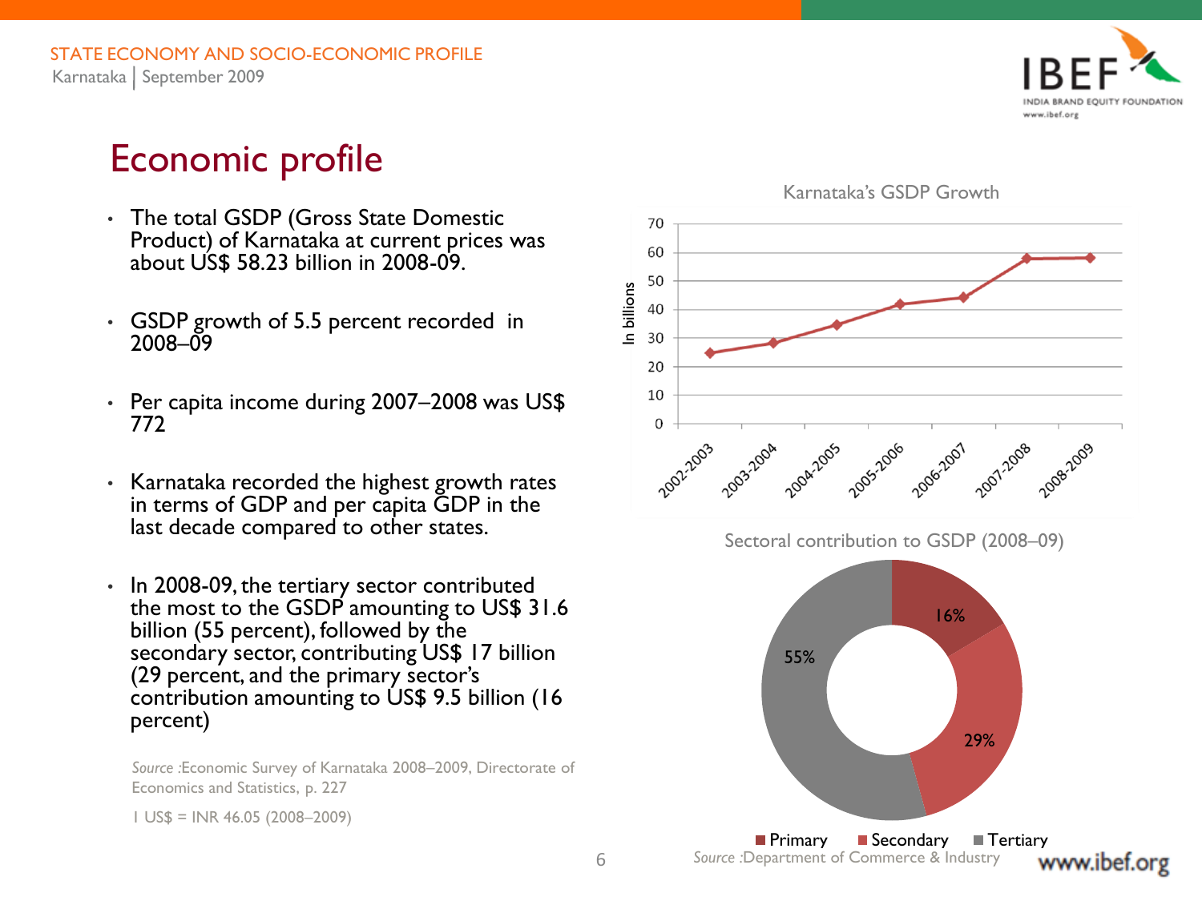# Economic profile

- The total GSDP (Gross State Domestic Product) of Karnataka at current prices was about US$ 58.23 billion in 2008-09.
- GSDP growth of 5.5 percent recorded in 2008–09
- Per capita income during 2007–2008 was US$ 772
- Karnataka recorded the highest growth rates in terms of GDP and per capita GDP in the last decade compared to other states.
- In 2008-09, the tertiary sector contributed the most to the GSDP amounting to US$ 31.6 billion (55 percent), followed by the secondary sector, contributing US$ 17 billion (29 percent, and the primary sector's contribution amounting to US$ 9.5 billion (16 percent)

*Source* :Economic Survey of Karnataka 2008–2009, Directorate of Economics and Statistics, p. 227

1 US$ = INR 46.05 (2008–2009)

Karnataka's GSDP Growth

Sectoral contribution to GSDP (2008–09)

| Sector | Share |
|---|---|
| Primary | 16% |
| Secondary | 29% |
| Tertiary | 55% |

*Source* :Department of Commerce & Industry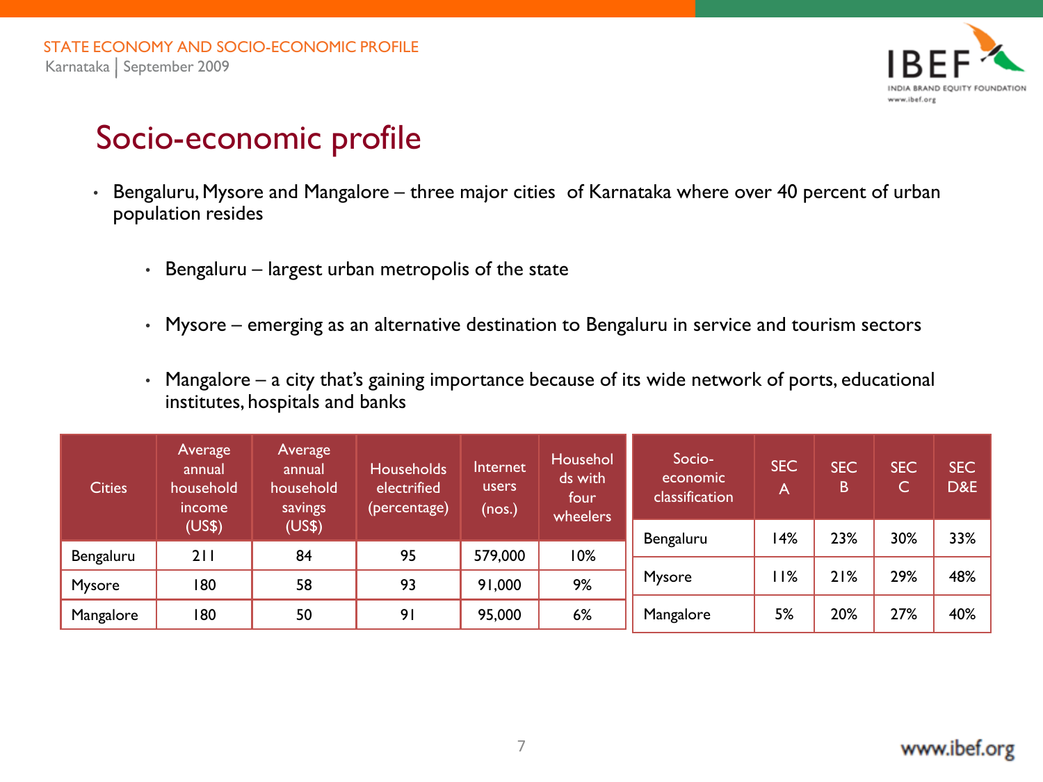# Socio-economic profile

- Bengaluru, Mysore and Mangalore – three major cities of Karnataka where over 40 percent of urban population resides
  - Bengaluru – largest urban metropolis of the state
  - Mysore – emerging as an alternative destination to Bengaluru in service and tourism sectors
  - Mangalore – a city that's gaining importance because of its wide network of ports, educational institutes, hospitals and banks

| Cities | Average annual household income (US$) | Average annual household savings (US$) | Households electrified (percentage) | Internet users (nos.) | Households with four wheelers |
|---|---|---|---|---|---|
| Bengaluru | 211 | 84 | 95 | 579,000 | 10% |
| Mysore | 180 | 58 | 93 | 91,000 | 9% |
| Mangalore | 180 | 50 | 91 | 95,000 | 6% |

| Socio-economic classification | SEC A | SEC B | SEC C | SEC D&E |
|---|---|---|---|---|
| Bengaluru | 14% | 23% | 30% | 33% |
| Mysore | 11% | 21% | 29% | 48% |
| Mangalore | 5% | 20% | 27% | 40% |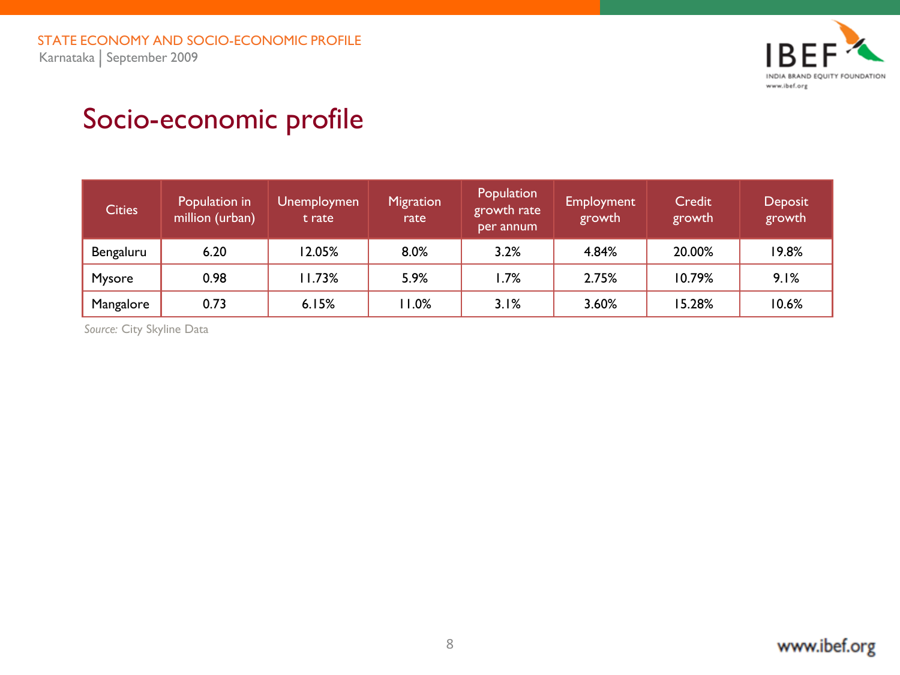# Socio-economic profile

| Cities | Population in million (urban) | Unemployment rate | Migration rate | Population growth rate per annum | Employment growth | Credit growth | Deposit growth |
|---|---|---|---|---|---|---|---|
| Bengaluru | 6.20 | 12.05% | 8.0% | 3.2% | 4.84% | 20.00% | 19.8% |
| Mysore | 0.98 | 11.73% | 5.9% | 1.7% | 2.75% | 10.79% | 9.1% |
| Mangalore | 0.73 | 6.15% | 11.0% | 3.1% | 3.60% | 15.28% | 10.6% |

*Source:* City Skyline Data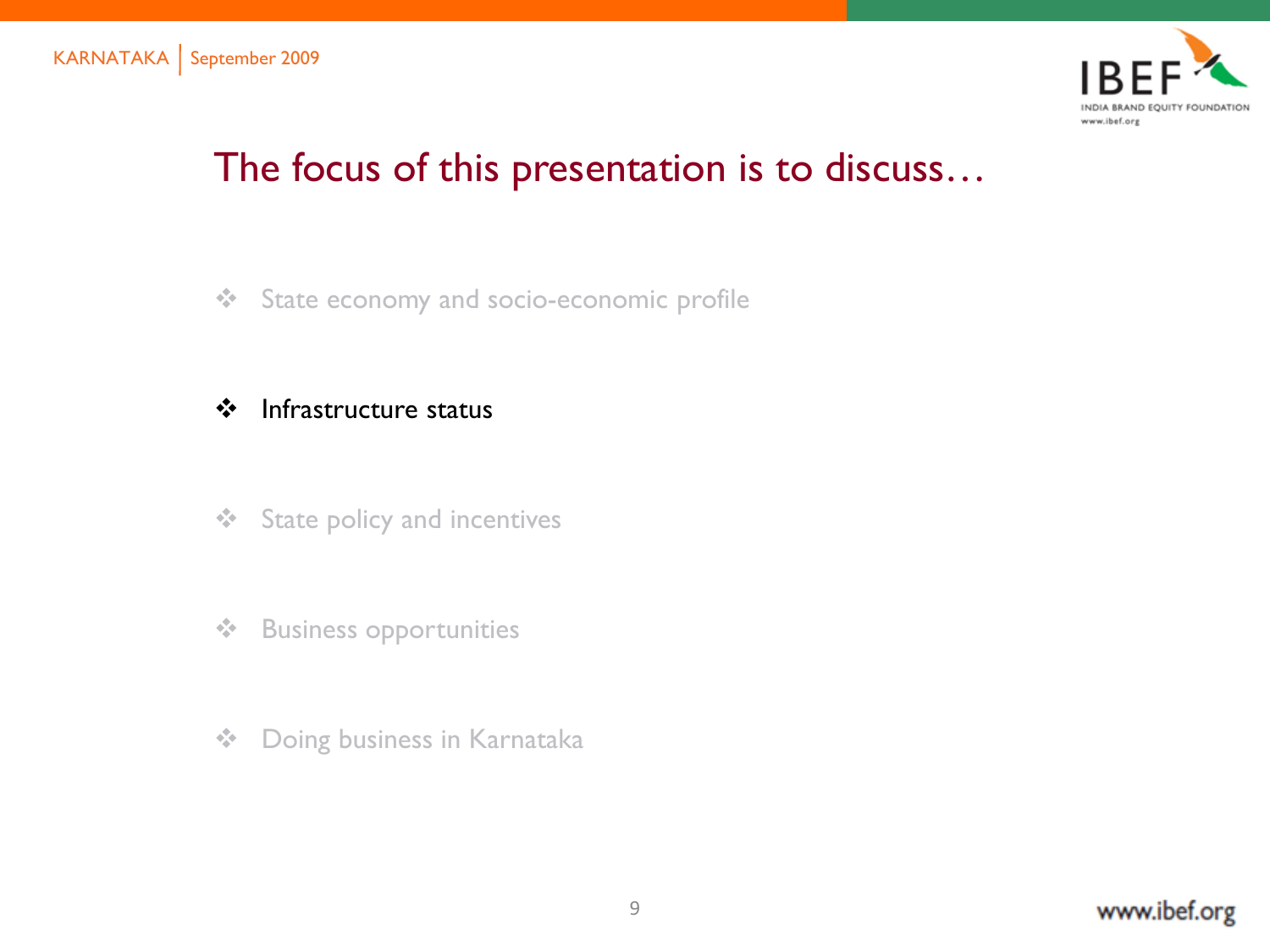# The focus of this presentation is to discuss…

- State economy and socio-economic profile
- **Infrastructure status**
- State policy and incentives
- Business opportunities
- Doing business in Karnataka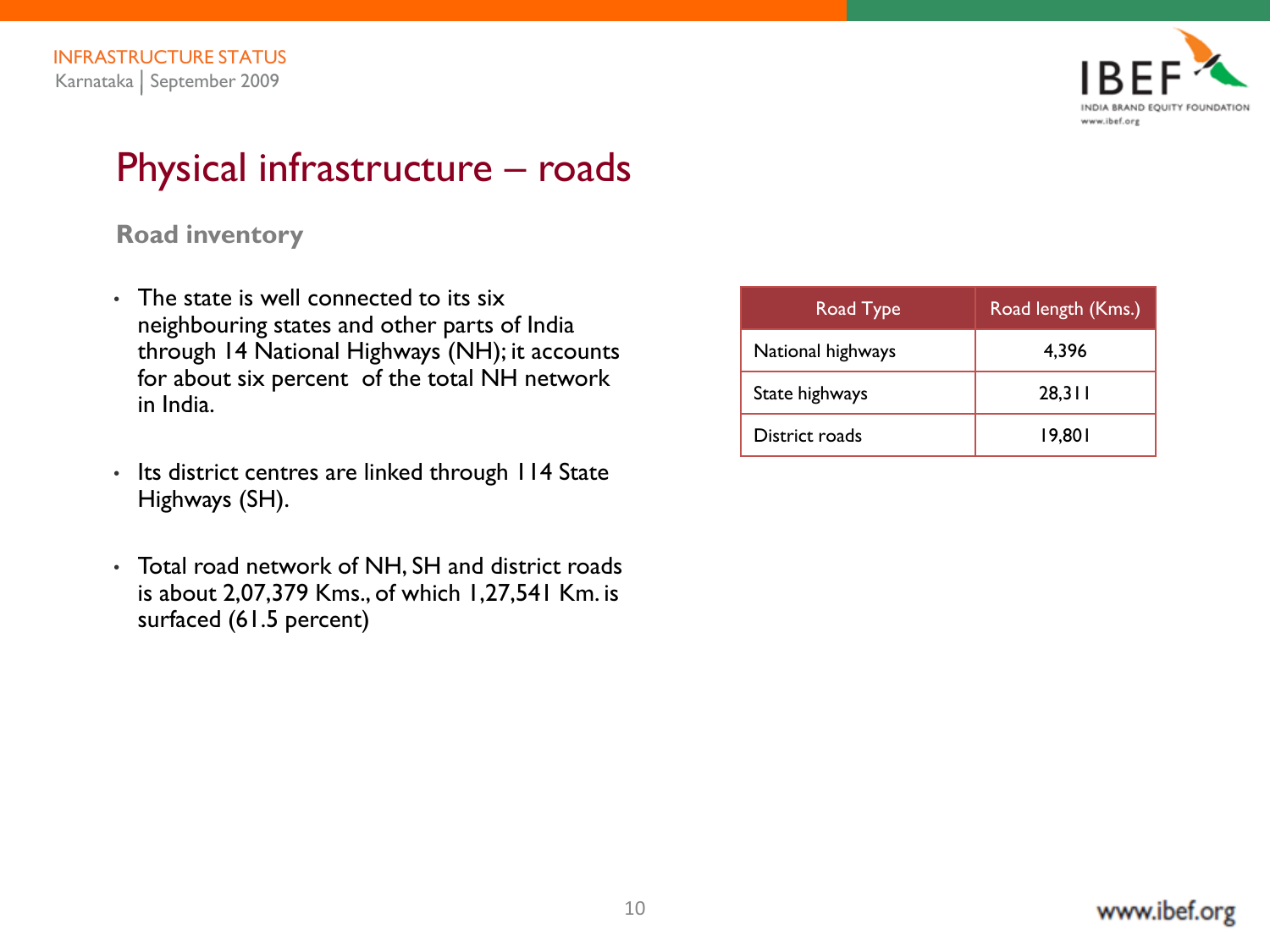# Physical infrastructure – roads

### Road inventory

- The state is well connected to its six neighbouring states and other parts of India through 14 National Highways (NH); it accounts for about six percent of the total NH network in India.
- Its district centres are linked through 114 State Highways (SH).
- Total road network of NH, SH and district roads is about 2,07,379 Kms., of which 1,27,541 Km. is surfaced (61.5 percent)

| Road Type | Road length (Kms.) |
|---|---|
| National highways | 4,396 |
| State highways | 28,311 |
| District roads | 19,801 |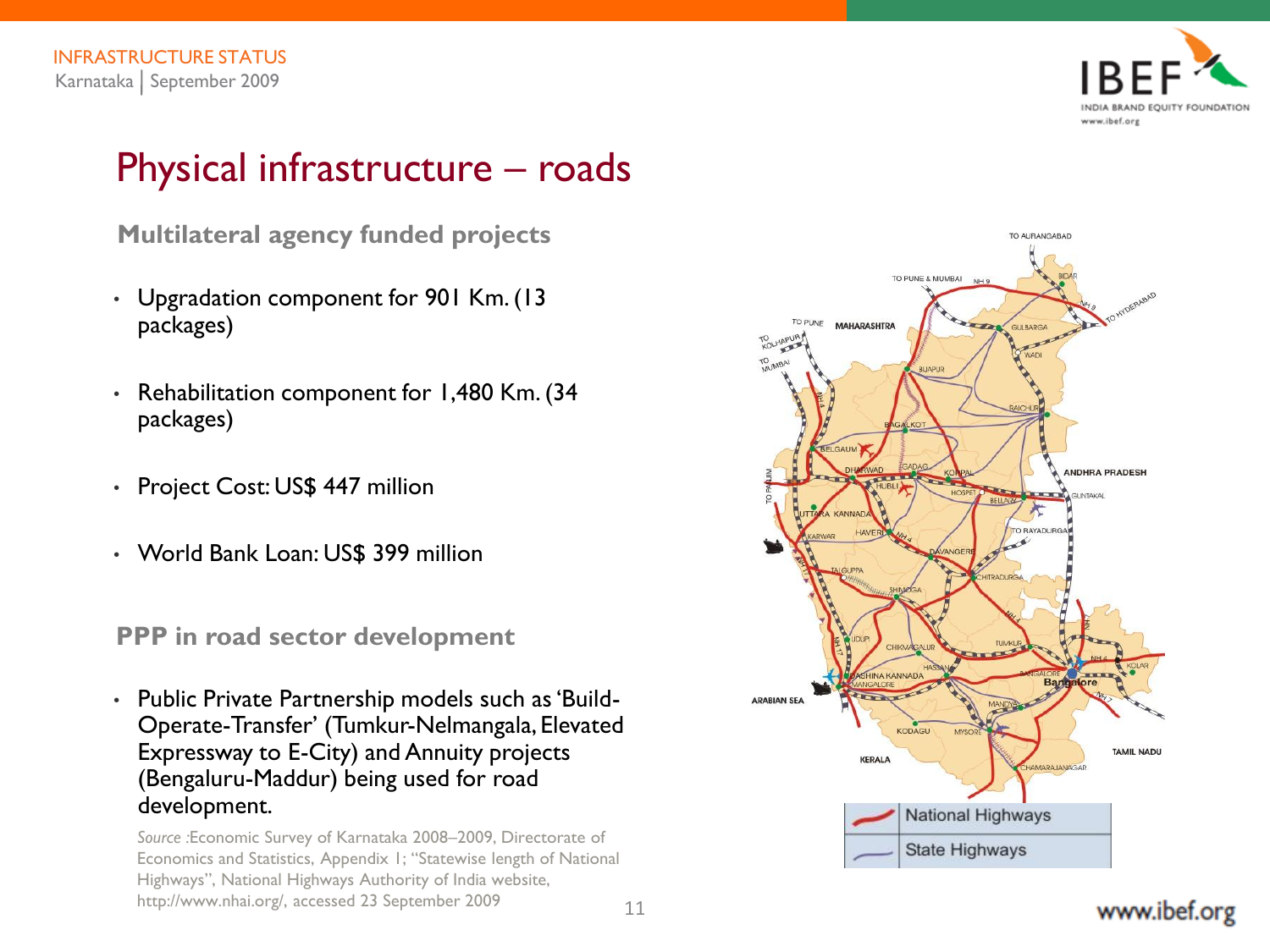# Physical infrastructure – roads

### Multilateral agency funded projects

- Upgradation component for 901 Km. (13 packages)
- Rehabilitation component for 1,480 Km. (34 packages)
- Project Cost: US$ 447 million
- World Bank Loan: US$ 399 million

### PPP in road sector development

- Public Private Partnership models such as 'Build-Operate-Transfer' (Tumkur-Nelmangala, Elevated Expressway to E-City) and Annuity projects (Bengaluru-Maddur) being used for road development.

*Source* :Economic Survey of Karnataka 2008–2009, Directorate of Economics and Statistics, Appendix I; "Statewise length of National Highways", National Highways Authority of India website, http://www.nhai.org/, accessed 23 September 2009

| | |
|---|---|
| | National Highways |
| | State Highways |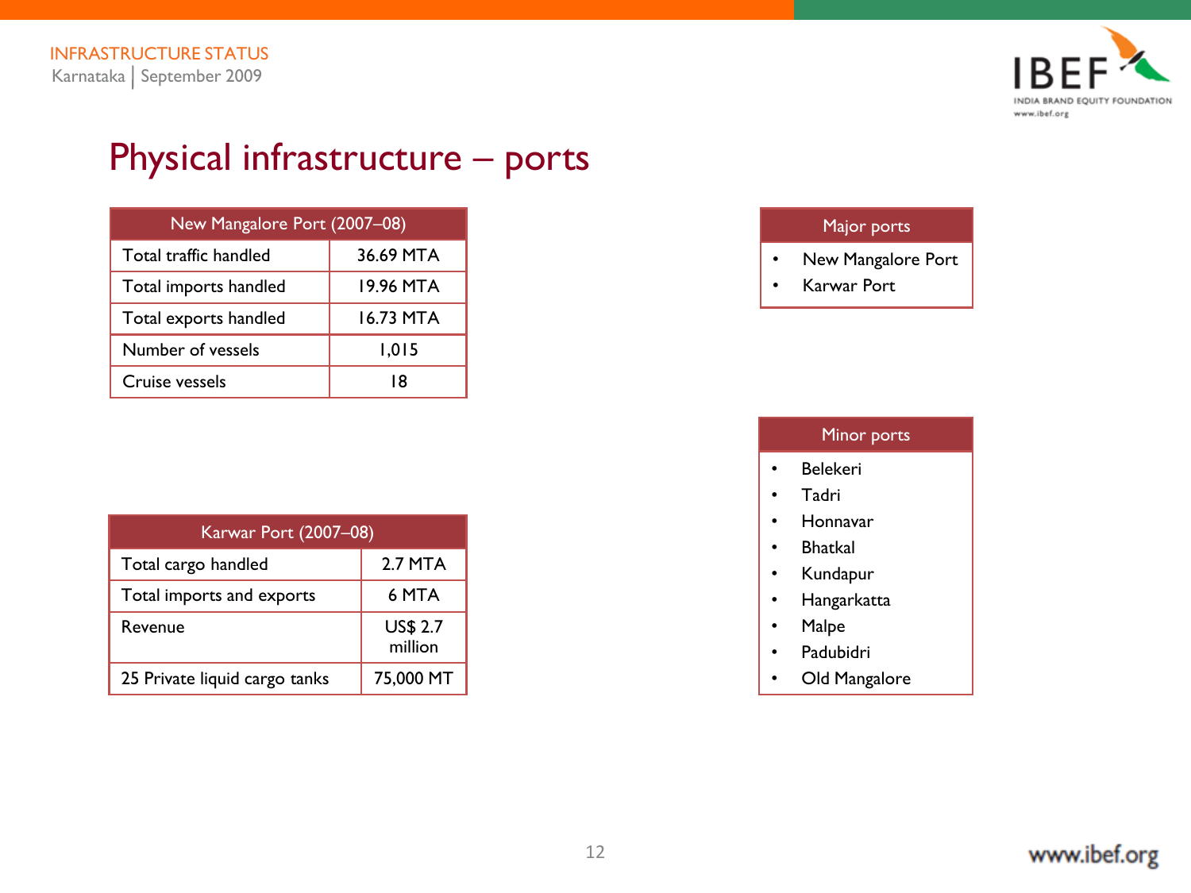# Physical infrastructure – ports

| New Mangalore Port (2007–08) | |
|---|---|
| Total traffic handled | 36.69 MTA |
| Total imports handled | 19.96 MTA |
| Total exports handled | 16.73 MTA |
| Number of vessels | 1,015 |
| Cruise vessels | 18 |

| Karwar Port (2007–08) | |
|---|---|
| Total cargo handled | 2.7 MTA |
| Total imports and exports | 6 MTA |
| Revenue | US$ 2.7 million |
| 25 Private liquid cargo tanks | 75,000 MT |

| Major ports |
|---|
| • New Mangalore Port<br>• Karwar Port |

| Minor ports |
|---|
| • Belekeri<br>• Tadri<br>• Honnavar<br>• Bhatkal<br>• Kundapur<br>• Hangarkatta<br>• Malpe<br>• Padubidri<br>• Old Mangalore |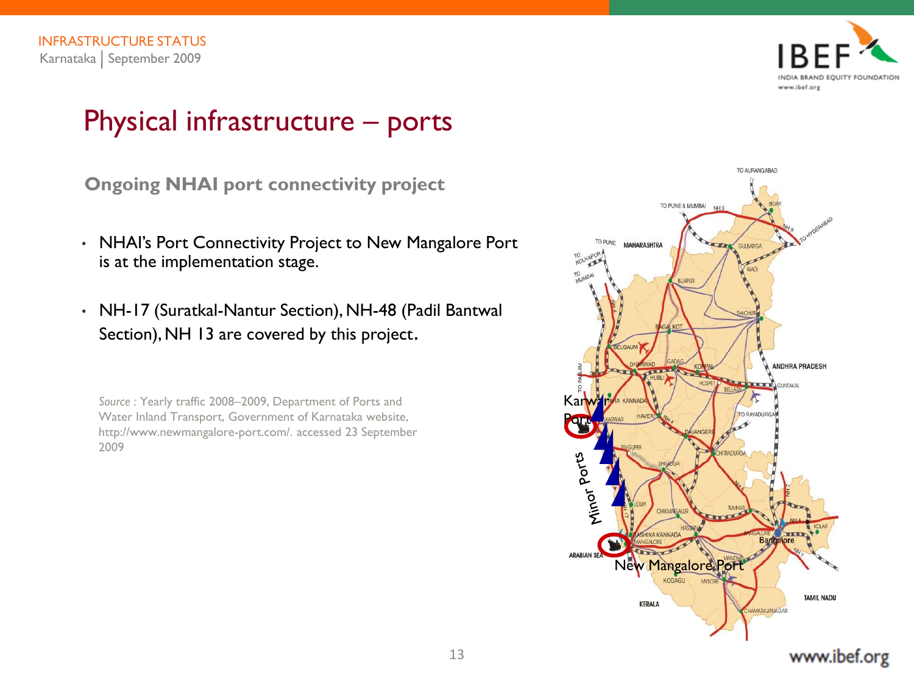# Physical infrastructure – ports

### Ongoing NHAI port connectivity project

- NHAI's Port Connectivity Project to New Mangalore Port is at the implementation stage.
- NH-17 (Suratkal-Nantur Section), NH-48 (Padil Bantwal Section), NH 13 are covered by this project.

*Source :* Yearly traffic 2008–2009, Department of Ports and Water Inland Transport, Government of Karnataka website, http://www.newmangalore-port.com/. accessed 23 September 2009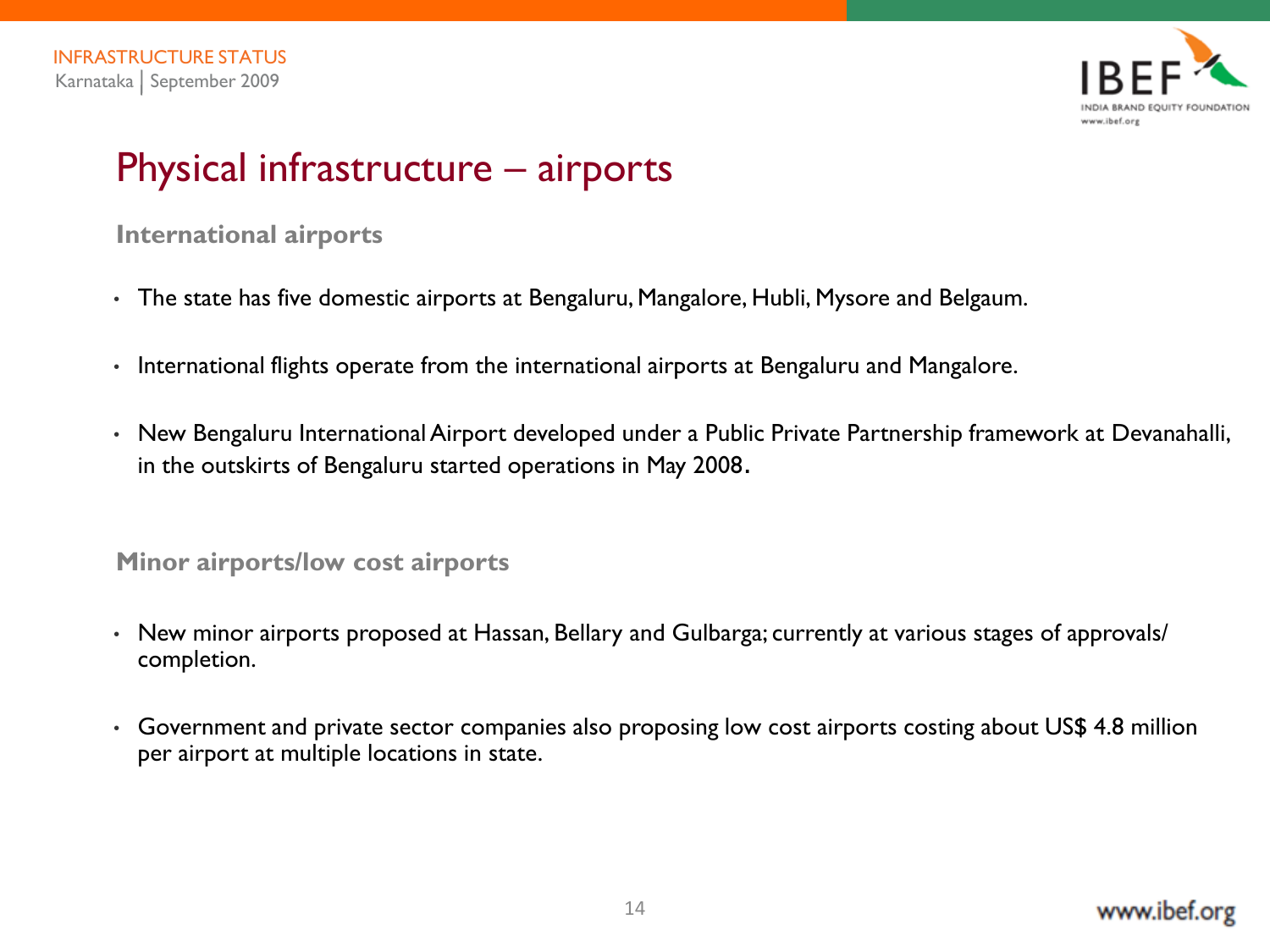# Physical infrastructure – airports

## International airports

- The state has five domestic airports at Bengaluru, Mangalore, Hubli, Mysore and Belgaum.
- International flights operate from the international airports at Bengaluru and Mangalore.
- New Bengaluru International Airport developed under a Public Private Partnership framework at Devanahalli, in the outskirts of Bengaluru started operations in May 2008.

## Minor airports/low cost airports

- New minor airports proposed at Hassan, Bellary and Gulbarga; currently at various stages of approvals/ completion.
- Government and private sector companies also proposing low cost airports costing about US$ 4.8 million per airport at multiple locations in state.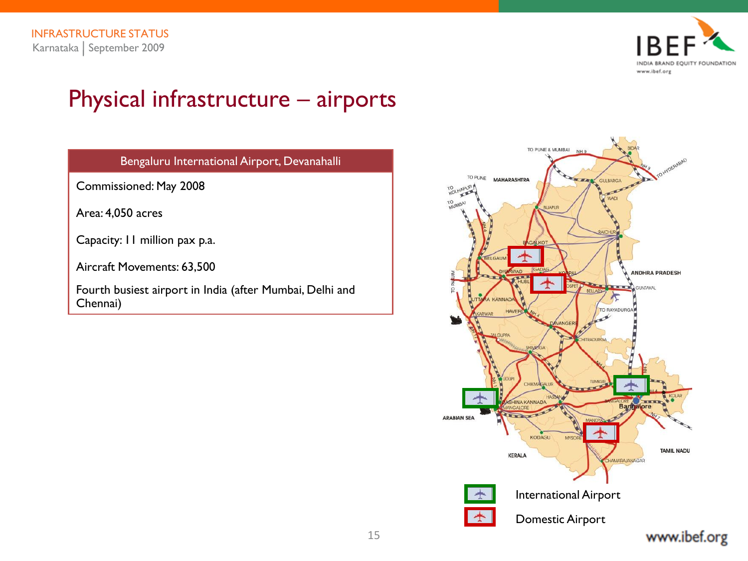# Physical infrastructure – airports

| Bengaluru International Airport, Devanahalli |
|---|
| Commissioned: May 2008 |
| Area: 4,050 acres |
| Capacity: 11 million pax p.a. |
| Aircraft Movements: 63,500 |
| Fourth busiest airport in India (after Mumbai, Delhi and Chennai) |

International Airport

Domestic Airport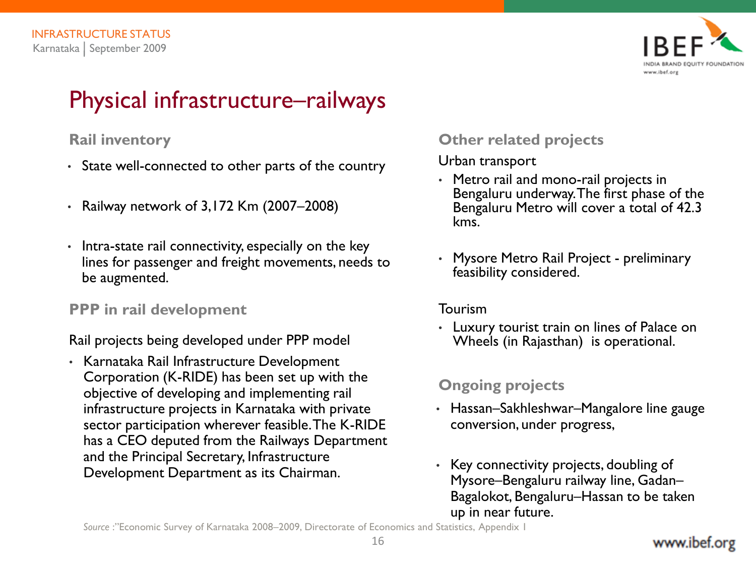# Physical infrastructure–railways

## Rail inventory

- State well-connected to other parts of the country
- Railway network of 3,172 Km (2007–2008)
- Intra-state rail connectivity, especially on the key lines for passenger and freight movements, needs to be augmented.

## PPP in rail development

Rail projects being developed under PPP model

- Karnataka Rail Infrastructure Development Corporation (K-RIDE) has been set up with the objective of developing and implementing rail infrastructure projects in Karnataka with private sector participation wherever feasible. The K-RIDE has a CEO deputed from the Railways Department and the Principal Secretary, Infrastructure Development Department as its Chairman.

## Other related projects

Urban transport

- Metro rail and mono-rail projects in Bengaluru underway. The first phase of the Bengaluru Metro will cover a total of 42.3 kms.
- Mysore Metro Rail Project - preliminary feasibility considered.

Tourism

- Luxury tourist train on lines of Palace on Wheels (in Rajasthan) is operational.

## Ongoing projects

- Hassan–Sakhleshwar–Mangalore line gauge conversion, under progress,
- Key connectivity projects, doubling of Mysore–Bengaluru railway line, Gadan–Bagalokot, Bengaluru–Hassan to be taken up in near future.

*Source* :"Economic Survey of Karnataka 2008–2009, Directorate of Economics and Statistics, Appendix I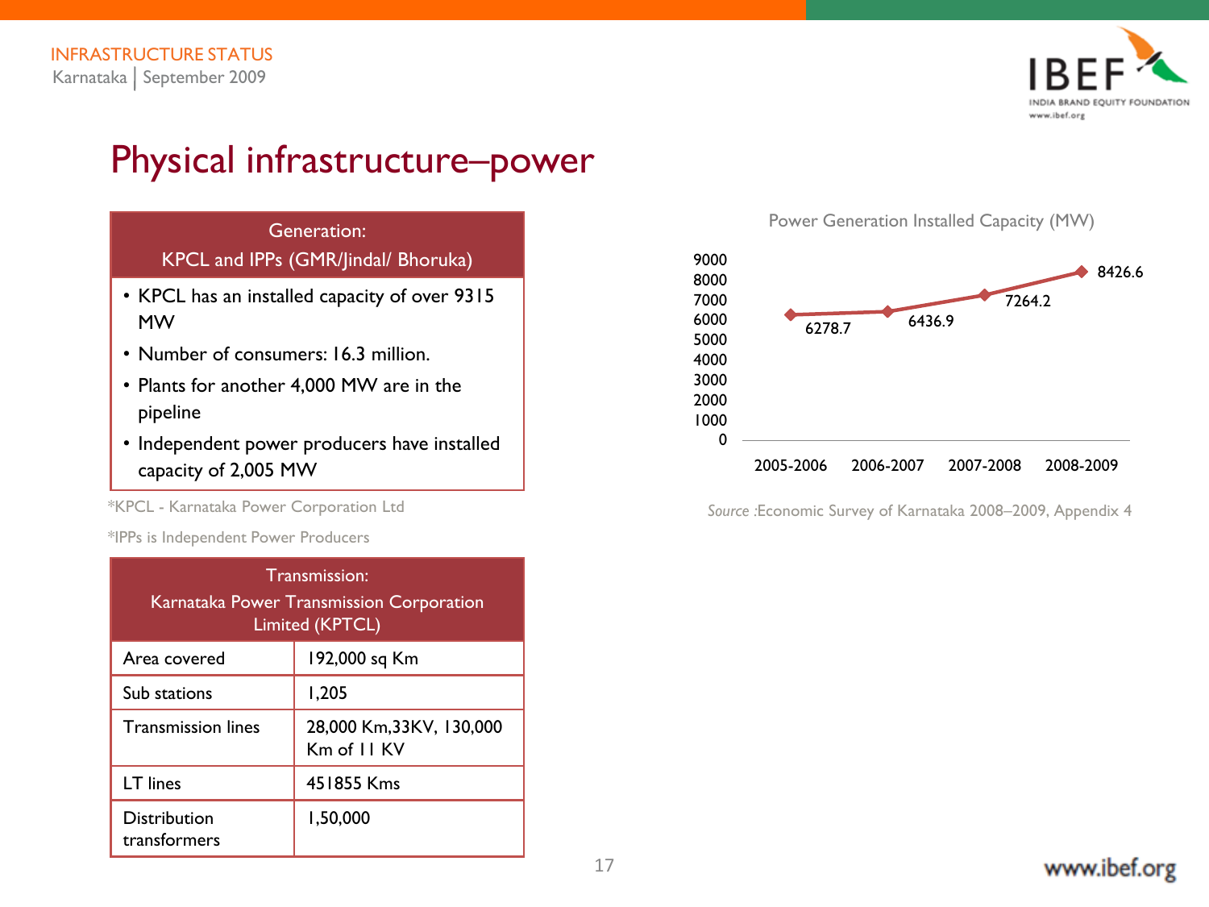# Physical infrastructure–power

| Generation: KPCL and IPPs (GMR/Jindal/ Bhoruka) |
|---|
| • KPCL has an installed capacity of over 9315 MW<br>• Number of consumers: 16.3 million.<br>• Plants for another 4,000 MW are in the pipeline<br>• Independent power producers have installed capacity of 2,005 MW |

*KPCL - Karnataka Power Corporation Ltd

*IPPs is Independent Power Producers

| Transmission: Karnataka Power Transmission Corporation Limited (KPTCL) | |
|---|---|
| Area covered | 192,000 sq Km |
| Sub stations | 1,205 |
| Transmission lines | 28,000 Km,33KV, 130,000 Km of 11 KV |
| LT lines | 451855 Kms |
| Distribution transformers | 1,50,000 |

Power Generation Installed Capacity (MW)

| Year | Installed Capacity (MW) |
|---|---|
| 2005-2006 | 6278.7 |
| 2006-2007 | 6436.9 |
| 2007-2008 | 7264.2 |
| 2008-2009 | 8426.6 |

*Source* :Economic Survey of Karnataka 2008–2009, Appendix 4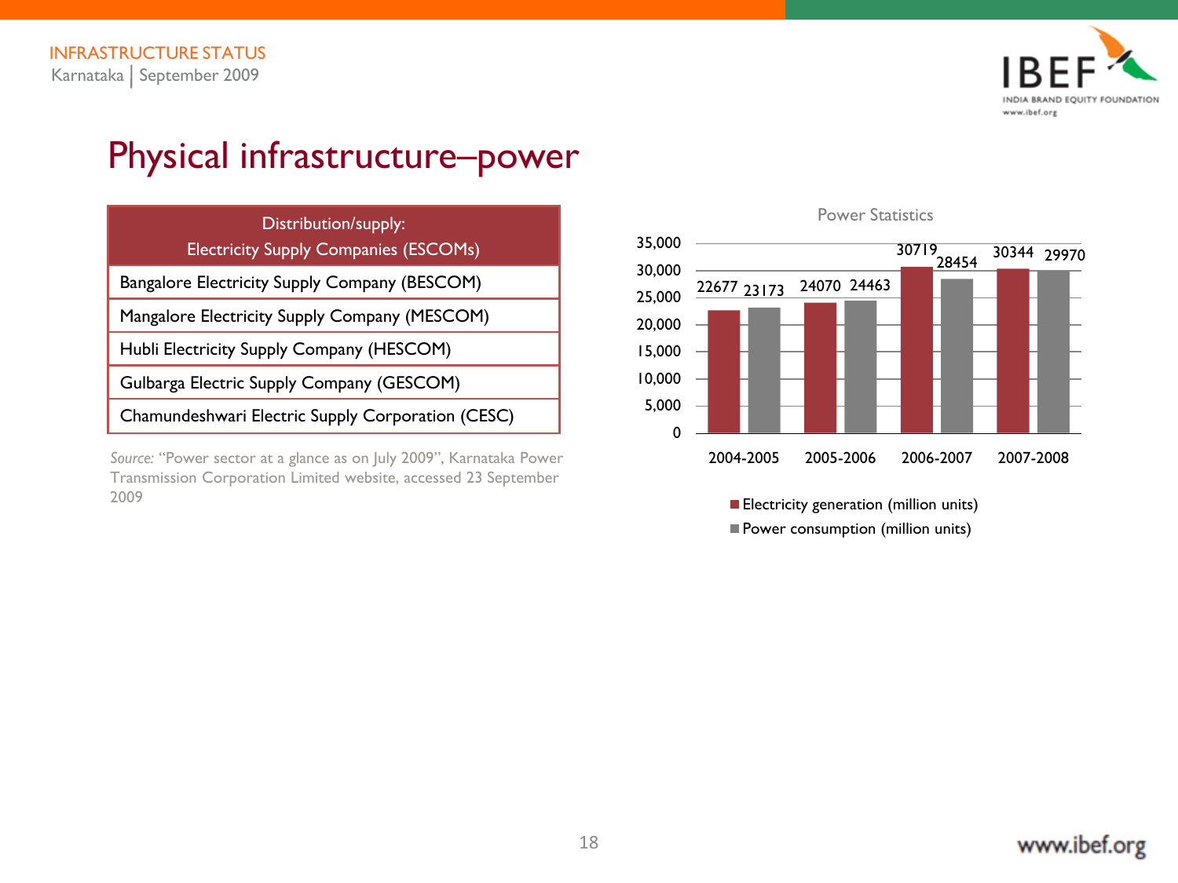# Physical infrastructure–power

| Distribution/supply: Electricity Supply Companies (ESCOMs) |
|---|
| Bangalore Electricity Supply Company (BESCOM) |
| Mangalore Electricity Supply Company (MESCOM) |
| Hubli Electricity Supply Company (HESCOM) |
| Gulbarga Electric Supply Company (GESCOM) |
| Chamundeshwari Electric Supply Corporation (CESC) |

*Source:* "Power sector at a glance as on July 2009", Karnataka Power Transmission Corporation Limited website, accessed 23 September 2009

**Power Statistics**

| Year | Electricity generation (million units) | Power consumption (million units) |
|---|---|---|
| 2004-2005 | 22677 | 23173 |
| 2005-2006 | 24070 | 24463 |
| 2006-2007 | 30719 | 28454 |
| 2007-2008 | 30344 | 29970 |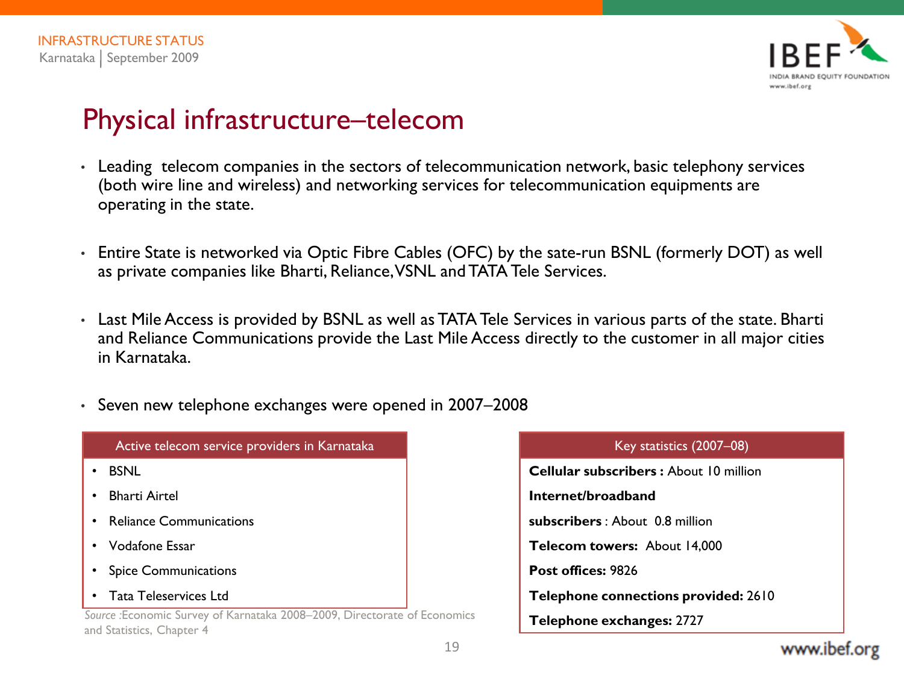# Physical infrastructure–telecom

- Leading telecom companies in the sectors of telecommunication network, basic telephony services (both wire line and wireless) and networking services for telecommunication equipments are operating in the state.
- Entire State is networked via Optic Fibre Cables (OFC) by the sate-run BSNL (formerly DOT) as well as private companies like Bharti, Reliance, VSNL and TATA Tele Services.
- Last Mile Access is provided by BSNL as well as TATA Tele Services in various parts of the state. Bharti and Reliance Communications provide the Last Mile Access directly to the customer in all major cities in Karnataka.
- Seven new telephone exchanges were opened in 2007–2008

| Active telecom service providers in Karnataka |
|---|
| • BSNL |
| • Bharti Airtel |
| • Reliance Communications |
| • Vodafone Essar |
| • Spice Communications |
| • Tata Teleservices Ltd |

*Source* :Economic Survey of Karnataka 2008–2009, Directorate of Economics and Statistics, Chapter 4

| Key statistics (2007–08) |
|---|
| **Cellular subscribers :** About 10 million |
| **Internet/broadband subscribers** : About 0.8 million |
| **Telecom towers:** About 14,000 |
| **Post offices:** 9826 |
| **Telephone connections provided:** 2610 |
| **Telephone exchanges:** 2727 |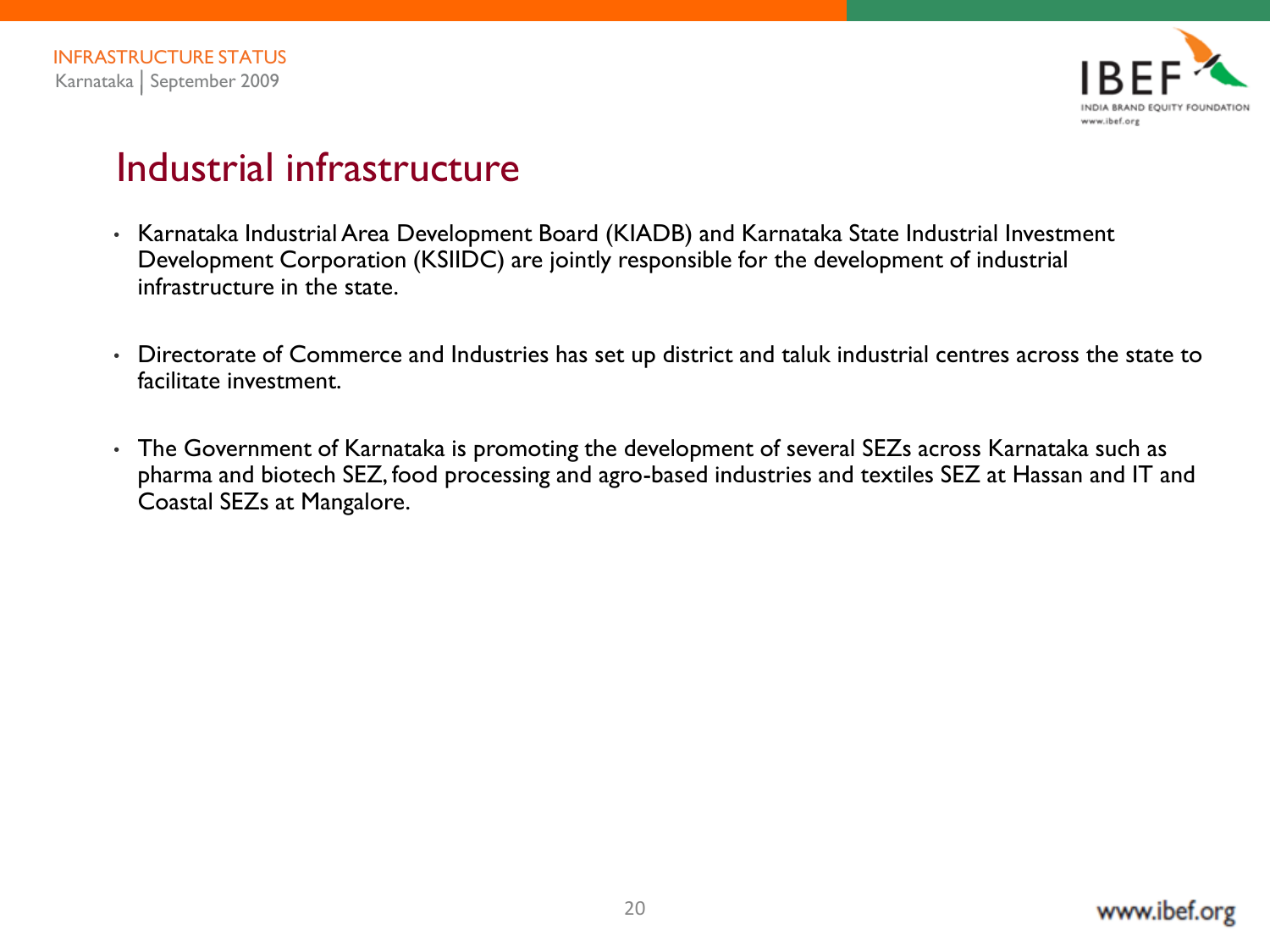# Industrial infrastructure

- Karnataka Industrial Area Development Board (KIADB) and Karnataka State Industrial Investment Development Corporation (KSIIDC) are jointly responsible for the development of industrial infrastructure in the state.
- Directorate of Commerce and Industries has set up district and taluk industrial centres across the state to facilitate investment.
- The Government of Karnataka is promoting the development of several SEZs across Karnataka such as pharma and biotech SEZ, food processing and agro-based industries and textiles SEZ at Hassan and IT and Coastal SEZs at Mangalore.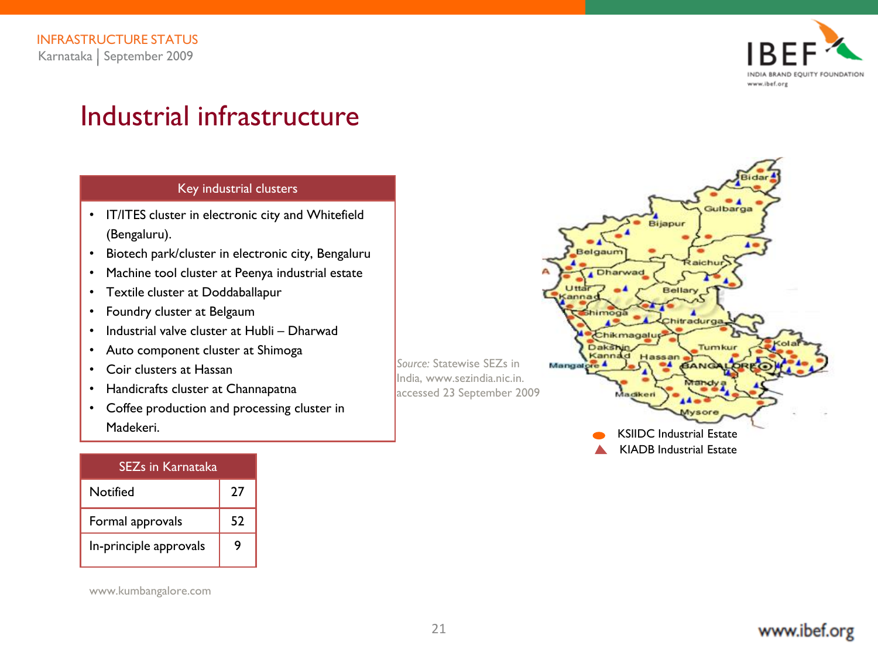# Industrial infrastructure

| Key industrial clusters |
|---|
| • IT/ITES cluster in electronic city and Whitefield (Bengaluru).<br>• Biotech park/cluster in electronic city, Bengaluru<br>• Machine tool cluster at Peenya industrial estate<br>• Textile cluster at Doddaballapur<br>• Foundry cluster at Belgaum<br>• Industrial valve cluster at Hubli – Dharwad<br>• Auto component cluster at Shimoga<br>• Coir clusters at Hassan<br>• Handicrafts cluster at Channapatna<br>• Coffee production and processing cluster in Madekeri. |

| SEZs in Karnataka | |
|---|---|
| Notified | 27 |
| Formal approvals | 52 |
| In-principle approvals | 9 |

www.kumbangalore.com

*Source:* Statewise SEZs in India, www.sezindia.nic.in. accessed 23 September 2009

KSIIDC Industrial Estate
KIADB Industrial Estate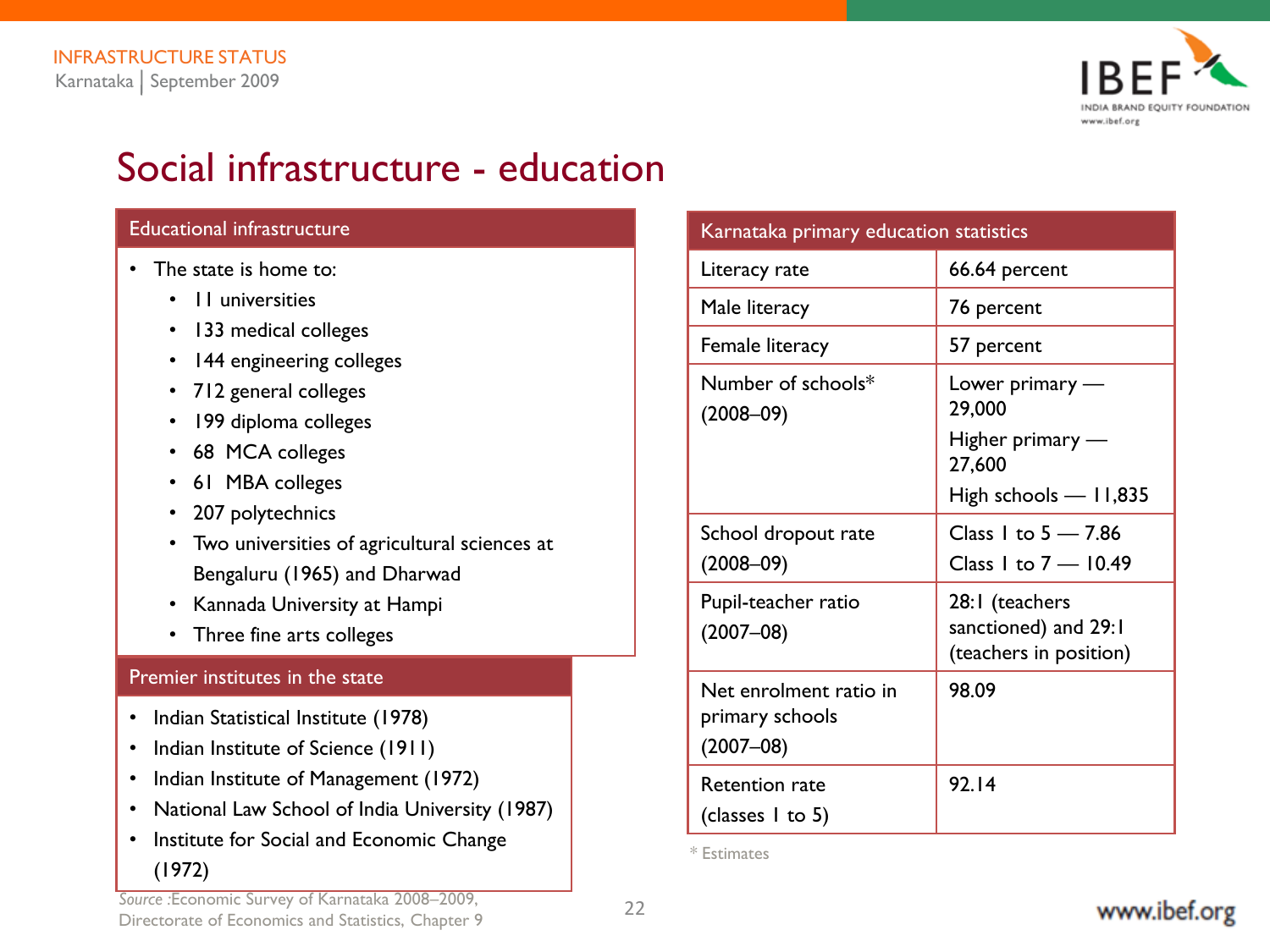# Social infrastructure - education

## Educational infrastructure

- The state is home to:
  - 11 universities
  - 133 medical colleges
  - 144 engineering colleges
  - 712 general colleges
  - 199 diploma colleges
  - 68 MCA colleges
  - 61 MBA colleges
  - 207 polytechnics
  - Two universities of agricultural sciences at Bengaluru (1965) and Dharwad
  - Kannada University at Hampi
  - Three fine arts colleges

## Premier institutes in the state

- Indian Statistical Institute (1978)
- Indian Institute of Science (1911)
- Indian Institute of Management (1972)
- National Law School of India University (1987)
- Institute for Social and Economic Change (1972)

*Source* :Economic Survey of Karnataka 2008–2009, Directorate of Economics and Statistics, Chapter 9

## Karnataka primary education statistics

| Karnataka primary education statistics | |
|---|---|
| Literacy rate | 66.64 percent |
| Male literacy | 76 percent |
| Female literacy | 57 percent |
| Number of schools* (2008–09) | Lower primary — 29,000<br>Higher primary — 27,600<br>High schools — 11,835 |
| School dropout rate (2008–09) | Class 1 to 5 — 7.86<br>Class 1 to 7 — 10.49 |
| Pupil-teacher ratio (2007–08) | 28:1 (teachers sanctioned) and 29:1 (teachers in position) |
| Net enrolment ratio in primary schools (2007–08) | 98.09 |
| Retention rate (classes 1 to 5) | 92.14 |

\* Estimates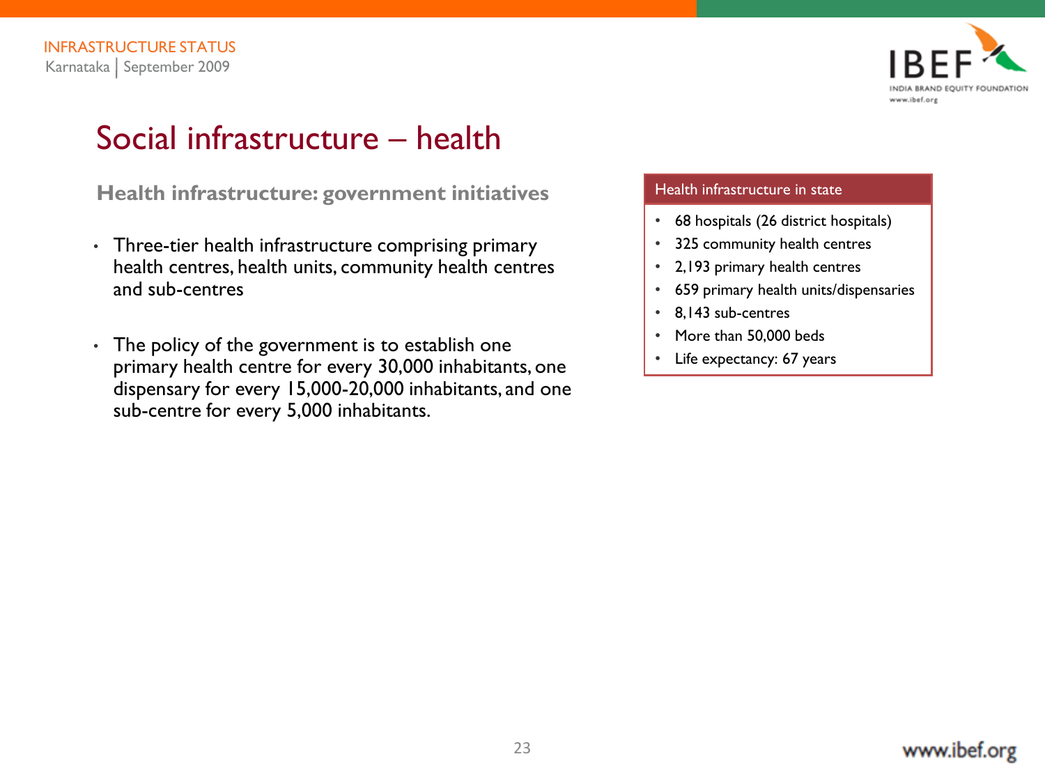# Social infrastructure – health

### Health infrastructure: government initiatives

- Three-tier health infrastructure comprising primary health centres, health units, community health centres and sub-centres
- The policy of the government is to establish one primary health centre for every 30,000 inhabitants, one dispensary for every 15,000-20,000 inhabitants, and one sub-centre for every 5,000 inhabitants.

**Health infrastructure in state**

- 68 hospitals (26 district hospitals)
- 325 community health centres
- 2,193 primary health centres
- 659 primary health units/dispensaries
- 8,143 sub-centres
- More than 50,000 beds
- Life expectancy: 67 years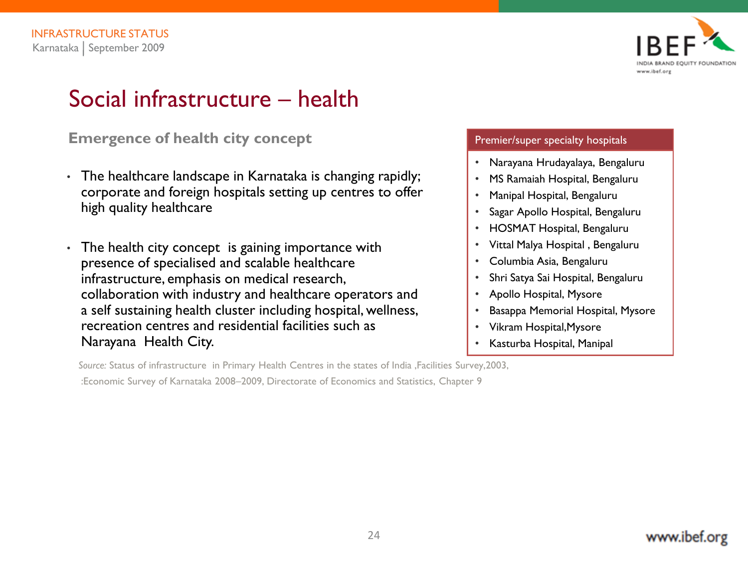# Social infrastructure – health

## Emergence of health city concept

- The healthcare landscape in Karnataka is changing rapidly; corporate and foreign hospitals setting up centres to offer high quality healthcare
- The health city concept is gaining importance with presence of specialised and scalable healthcare infrastructure, emphasis on medical research, collaboration with industry and healthcare operators and a self sustaining health cluster including hospital, wellness, recreation centres and residential facilities such as Narayana Health City.

### Premier/super specialty hospitals

- Narayana Hrudayalaya, Bengaluru
- MS Ramaiah Hospital, Bengaluru
- Manipal Hospital, Bengaluru
- Sagar Apollo Hospital, Bengaluru
- HOSMAT Hospital, Bengaluru
- Vittal Malya Hospital , Bengaluru
- Columbia Asia, Bengaluru
- Shri Satya Sai Hospital, Bengaluru
- Apollo Hospital, Mysore
- Basappa Memorial Hospital, Mysore
- Vikram Hospital,Mysore
- Kasturba Hospital, Manipal

*Source:* Status of infrastructure in Primary Health Centres in the states of India ,Facilities Survey,2003,
:Economic Survey of Karnataka 2008–2009, Directorate of Economics and Statistics, Chapter 9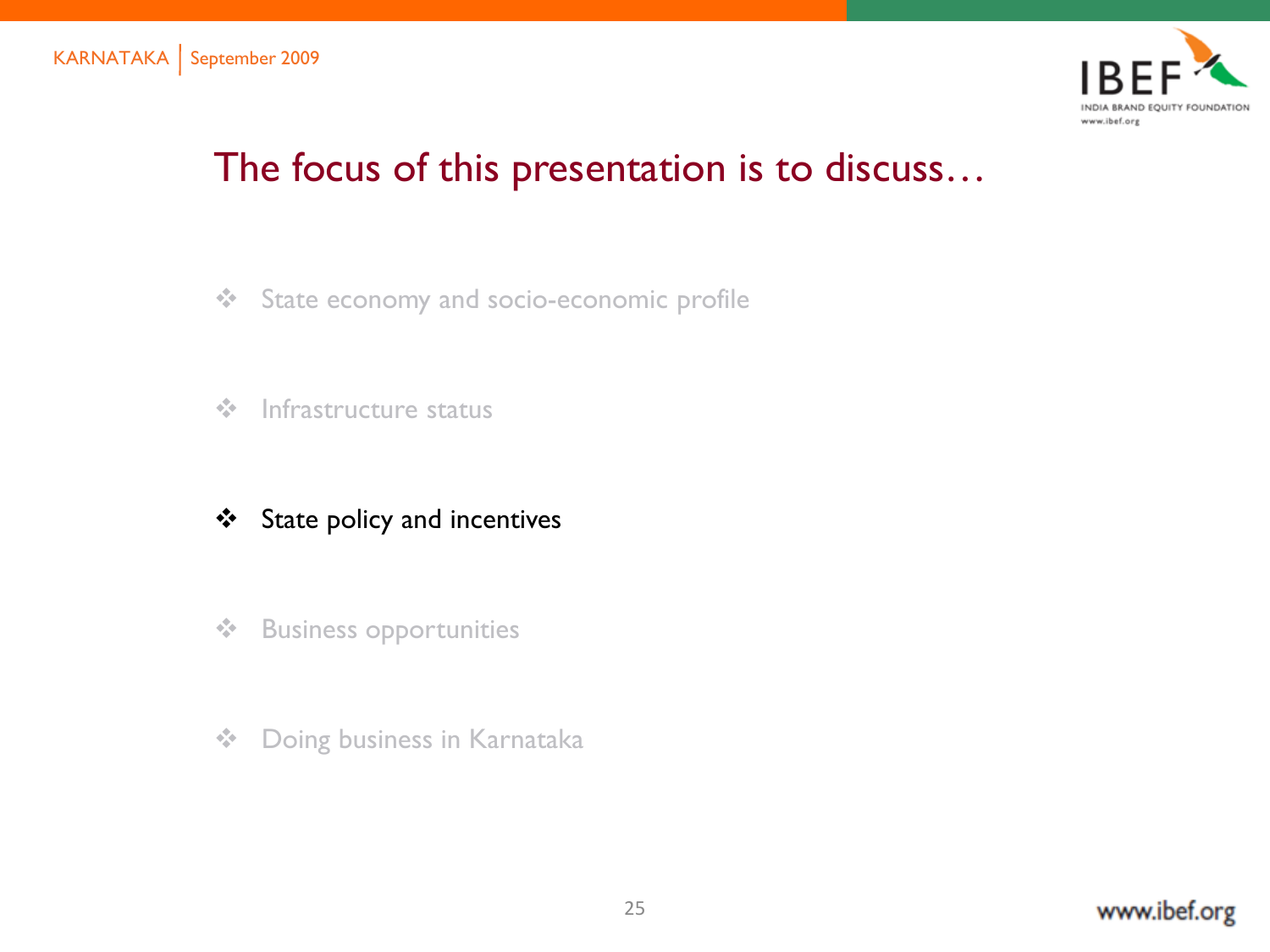# The focus of this presentation is to discuss…

- State economy and socio-economic profile
- Infrastructure status
- **State policy and incentives**
- Business opportunities
- Doing business in Karnataka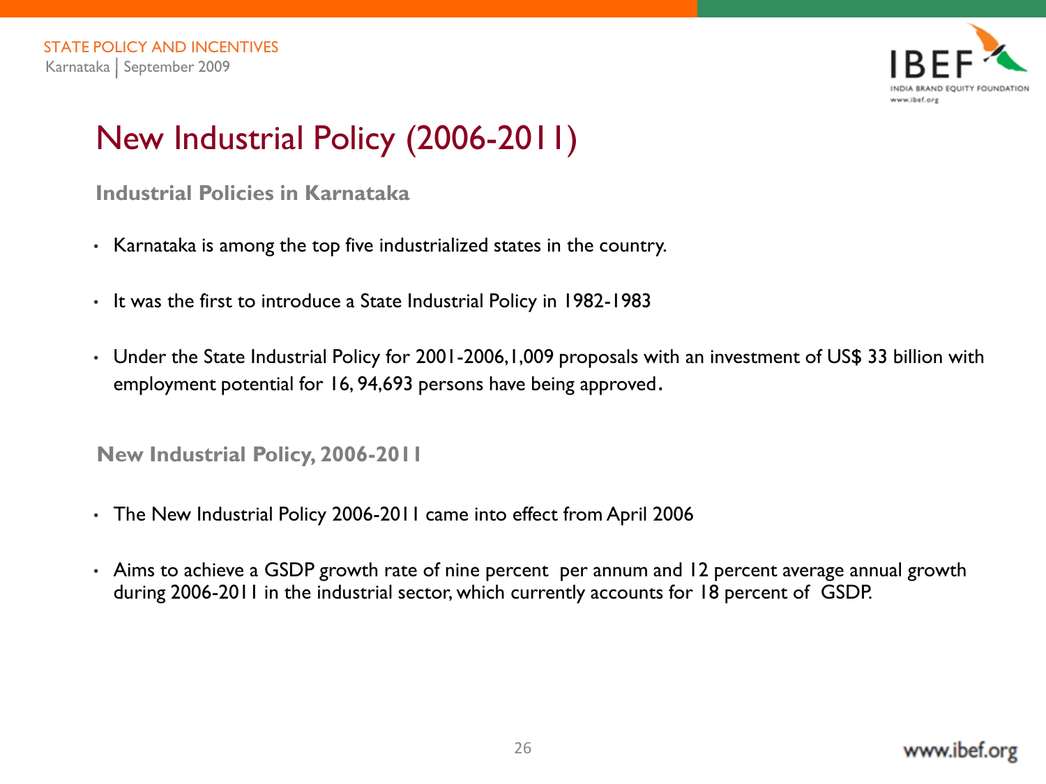# New Industrial Policy (2006-2011)

## Industrial Policies in Karnataka

- Karnataka is among the top five industrialized states in the country.
- It was the first to introduce a State Industrial Policy in 1982-1983
- Under the State Industrial Policy for 2001-2006,1,009 proposals with an investment of US$ 33 billion with employment potential for 16, 94,693 persons have being approved.

## New Industrial Policy, 2006-2011

- The New Industrial Policy 2006-2011 came into effect from April 2006
- Aims to achieve a GSDP growth rate of nine percent per annum and 12 percent average annual growth during 2006-2011 in the industrial sector, which currently accounts for 18 percent of GSDP.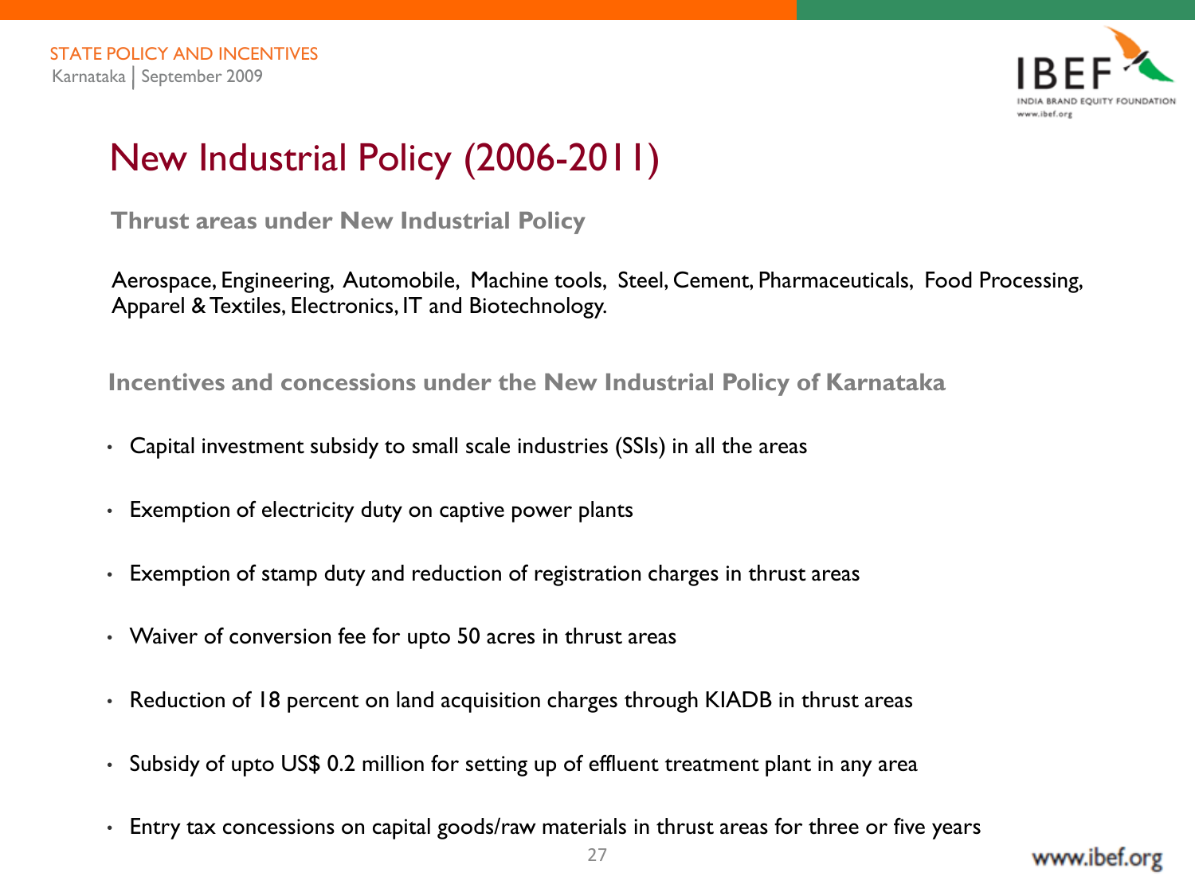# New Industrial Policy (2006-2011)

**Thrust areas under New Industrial Policy**

Aerospace, Engineering, Automobile, Machine tools, Steel, Cement, Pharmaceuticals, Food Processing, Apparel & Textiles, Electronics, IT and Biotechnology.

**Incentives and concessions under the New Industrial Policy of Karnataka**

- Capital investment subsidy to small scale industries (SSIs) in all the areas
- Exemption of electricity duty on captive power plants
- Exemption of stamp duty and reduction of registration charges in thrust areas
- Waiver of conversion fee for upto 50 acres in thrust areas
- Reduction of 18 percent on land acquisition charges through KIADB in thrust areas
- Subsidy of upto US$ 0.2 million for setting up of effluent treatment plant in any area
- Entry tax concessions on capital goods/raw materials in thrust areas for three or five years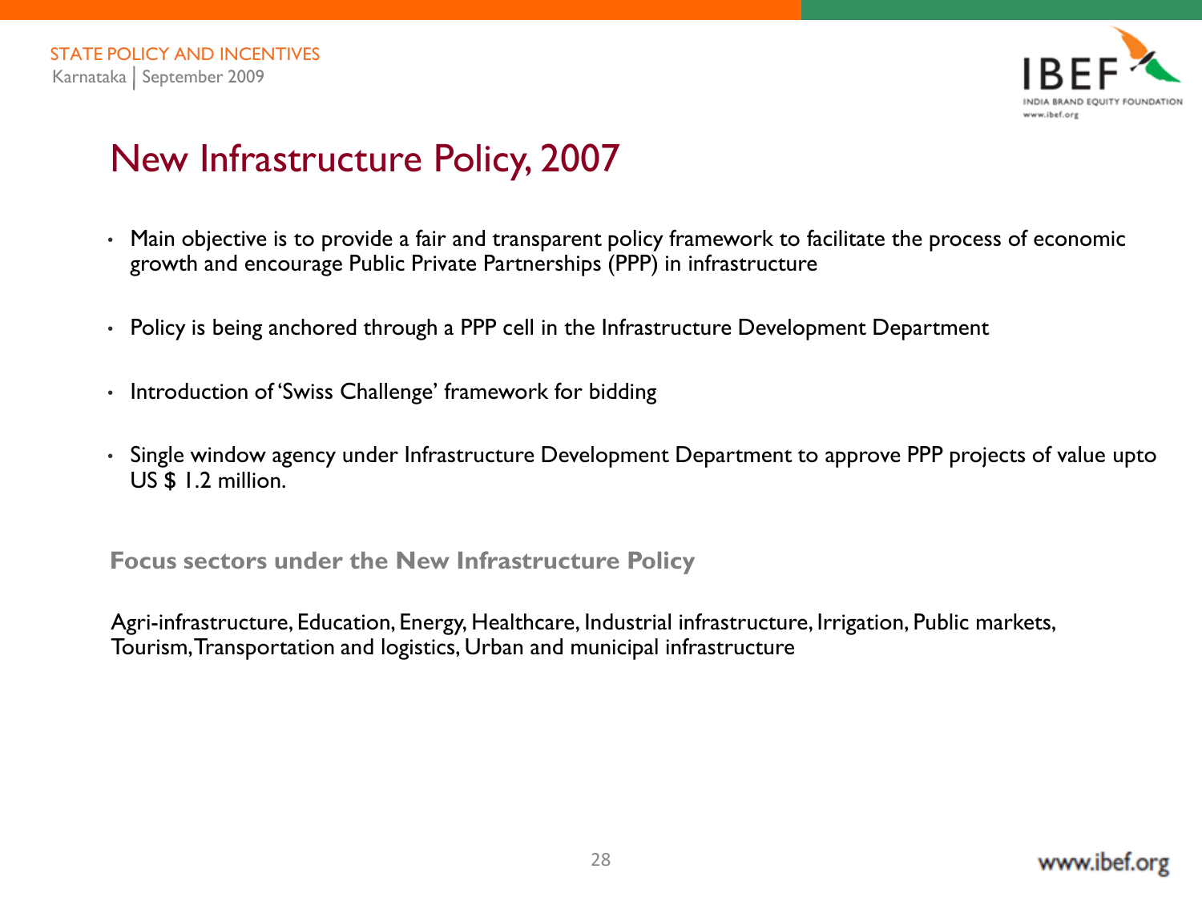# New Infrastructure Policy, 2007

- Main objective is to provide a fair and transparent policy framework to facilitate the process of economic growth and encourage Public Private Partnerships (PPP) in infrastructure
- Policy is being anchored through a PPP cell in the Infrastructure Development Department
- Introduction of 'Swiss Challenge' framework for bidding
- Single window agency under Infrastructure Development Department to approve PPP projects of value upto US $ 1.2 million.

**Focus sectors under the New Infrastructure Policy**

Agri-infrastructure, Education, Energy, Healthcare, Industrial infrastructure, Irrigation, Public markets, Tourism, Transportation and logistics, Urban and municipal infrastructure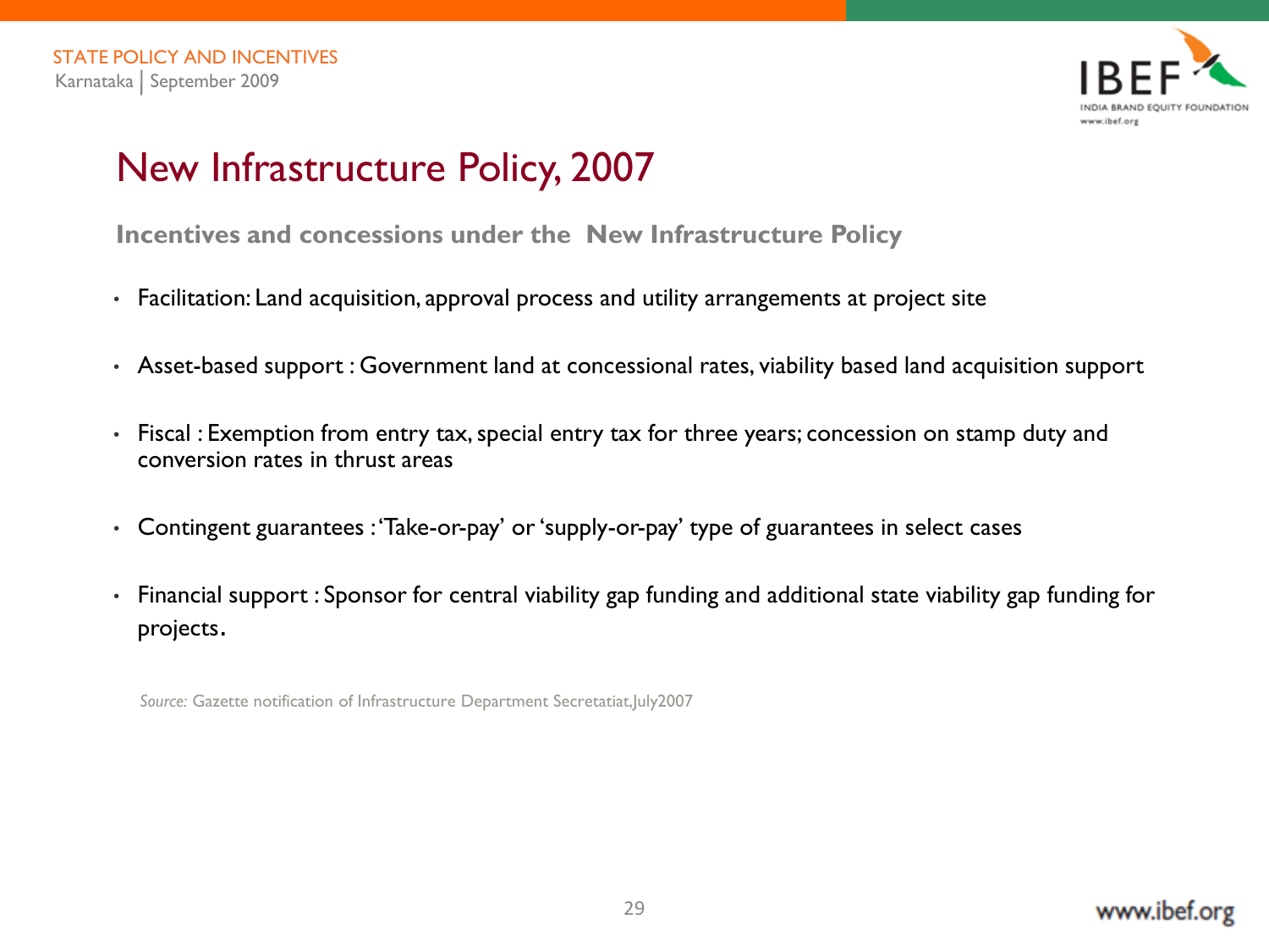# New Infrastructure Policy, 2007

**Incentives and concessions under the New Infrastructure Policy**

- Facilitation: Land acquisition, approval process and utility arrangements at project site
- Asset-based support : Government land at concessional rates, viability based land acquisition support
- Fiscal : Exemption from entry tax, special entry tax for three years; concession on stamp duty and conversion rates in thrust areas
- Contingent guarantees : 'Take-or-pay' or 'supply-or-pay' type of guarantees in select cases
- Financial support : Sponsor for central viability gap funding and additional state viability gap funding for projects.

*Source:* Gazette notification of Infrastructure Department Secretatiat,July2007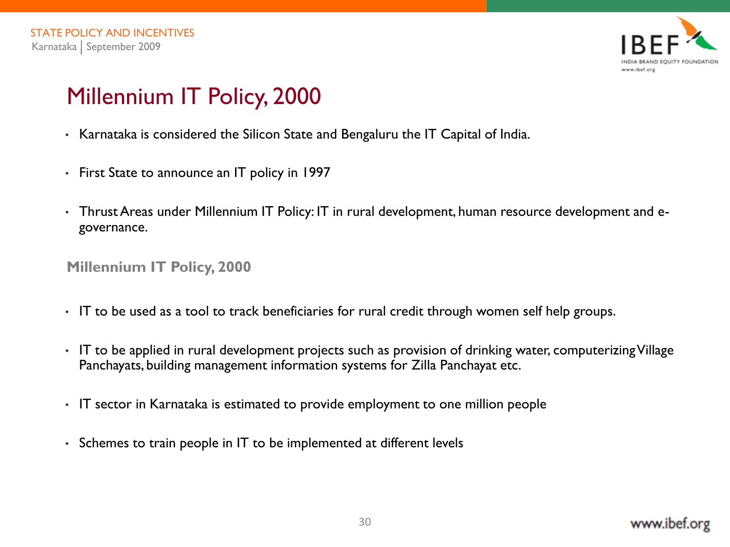# Millennium IT Policy, 2000

- Karnataka is considered the Silicon State and Bengaluru the IT Capital of India.
- First State to announce an IT policy in 1997
- Thrust Areas under Millennium IT Policy: IT in rural development, human resource development and e-governance.

## Millennium IT Policy, 2000

- IT to be used as a tool to track beneficiaries for rural credit through women self help groups.
- IT to be applied in rural development projects such as provision of drinking water, computerizing Village Panchayats, building management information systems for Zilla Panchayat etc.
- IT sector in Karnataka is estimated to provide employment to one million people
- Schemes to train people in IT to be implemented at different levels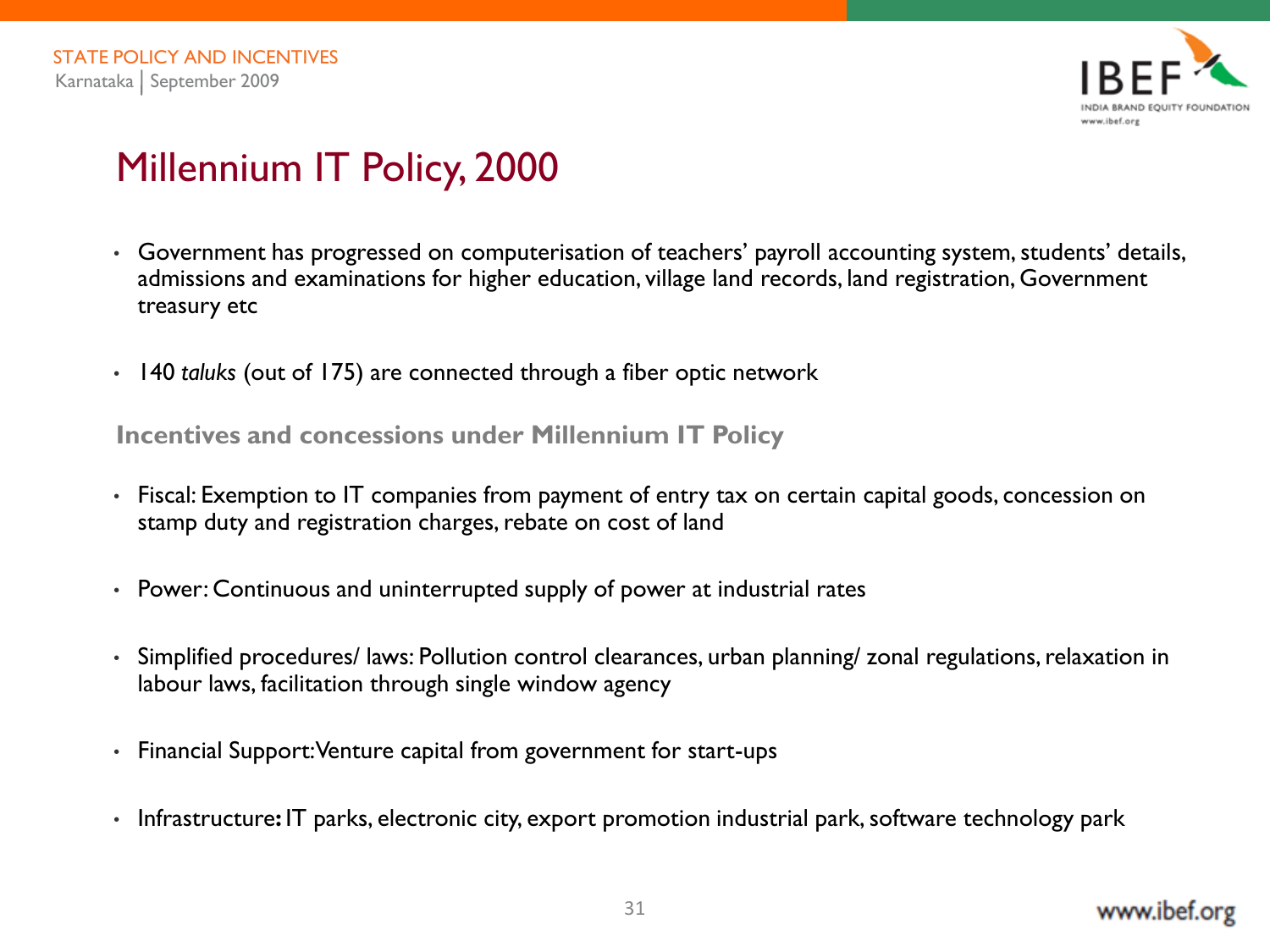# Millennium IT Policy, 2000

- Government has progressed on computerisation of teachers' payroll accounting system, students' details, admissions and examinations for higher education, village land records, land registration, Government treasury etc
- 140 *taluks* (out of 175) are connected through a fiber optic network

### Incentives and concessions under Millennium IT Policy

- Fiscal: Exemption to IT companies from payment of entry tax on certain capital goods, concession on stamp duty and registration charges, rebate on cost of land
- Power: Continuous and uninterrupted supply of power at industrial rates
- Simplified procedures/ laws: Pollution control clearances, urban planning/ zonal regulations, relaxation in labour laws, facilitation through single window agency
- Financial Support: Venture capital from government for start-ups
- Infrastructure**:** IT parks, electronic city, export promotion industrial park, software technology park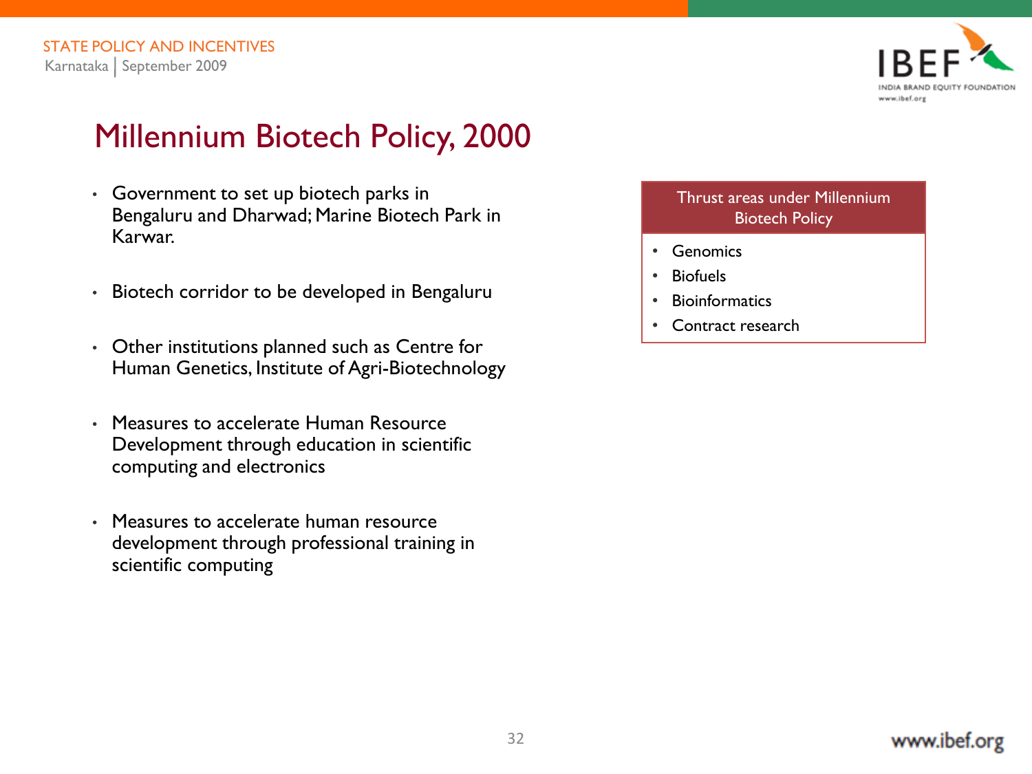# Millennium Biotech Policy, 2000

- Government to set up biotech parks in Bengaluru and Dharwad; Marine Biotech Park in Karwar.
- Biotech corridor to be developed in Bengaluru
- Other institutions planned such as Centre for Human Genetics, Institute of Agri-Biotechnology
- Measures to accelerate Human Resource Development through education in scientific computing and electronics
- Measures to accelerate human resource development through professional training in scientific computing

| Thrust areas under Millennium Biotech Policy |
| --- |
| • Genomics<br>• Biofuels<br>• Bioinformatics<br>• Contract research |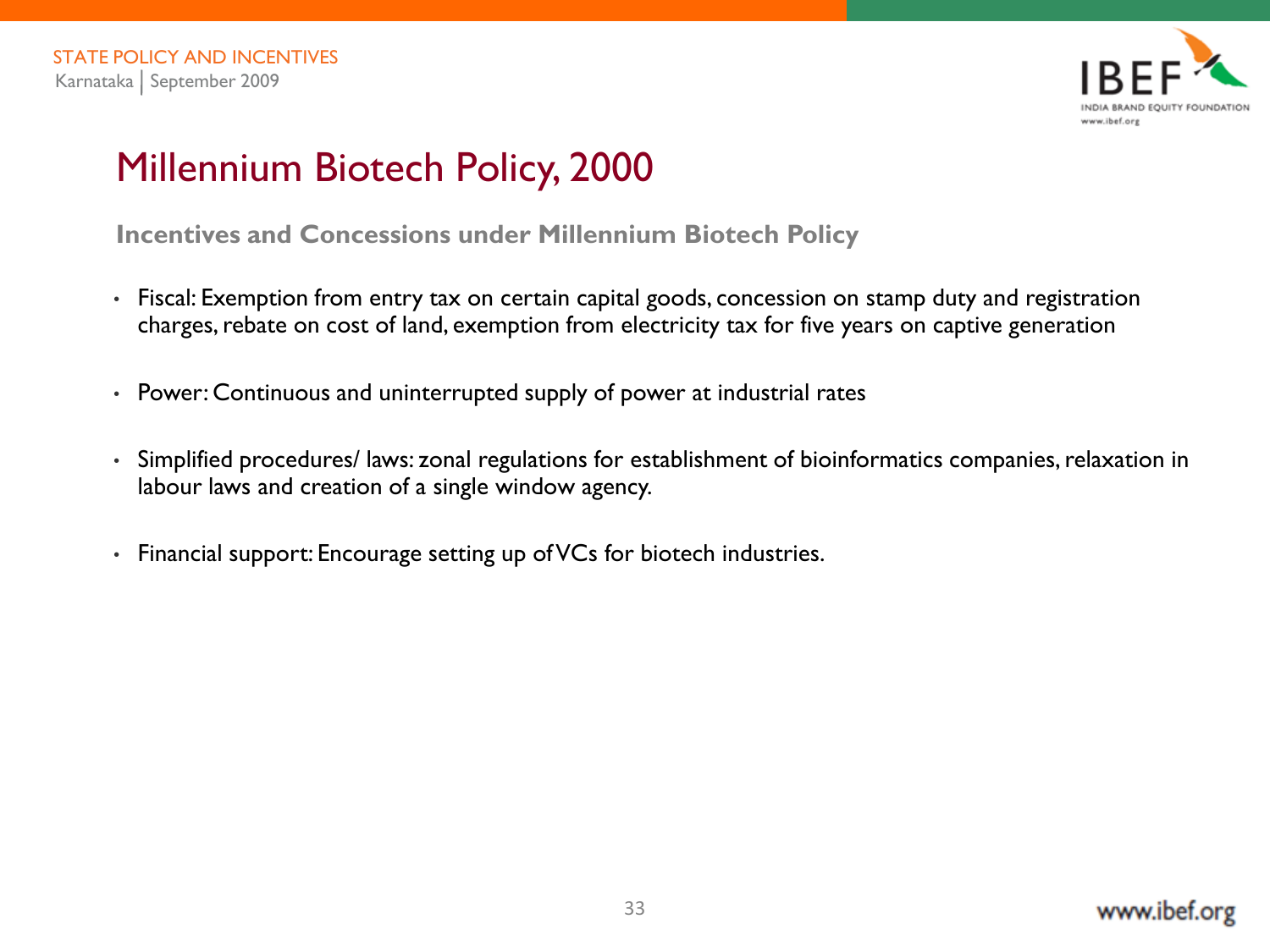# Millennium Biotech Policy, 2000

**Incentives and Concessions under Millennium Biotech Policy**

- Fiscal: Exemption from entry tax on certain capital goods, concession on stamp duty and registration charges, rebate on cost of land, exemption from electricity tax for five years on captive generation
- Power: Continuous and uninterrupted supply of power at industrial rates
- Simplified procedures/ laws: zonal regulations for establishment of bioinformatics companies, relaxation in labour laws and creation of a single window agency.
- Financial support: Encourage setting up of VCs for biotech industries.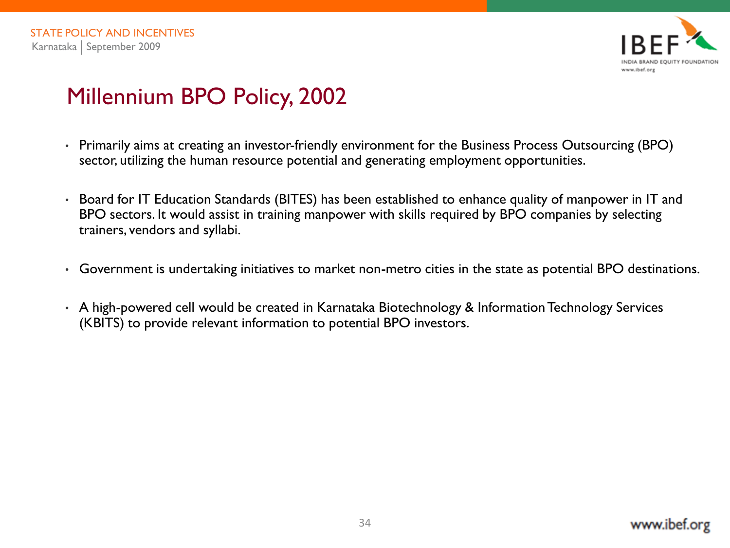# Millennium BPO Policy, 2002

- Primarily aims at creating an investor-friendly environment for the Business Process Outsourcing (BPO) sector, utilizing the human resource potential and generating employment opportunities.
- Board for IT Education Standards (BITES) has been established to enhance quality of manpower in IT and BPO sectors. It would assist in training manpower with skills required by BPO companies by selecting trainers, vendors and syllabi.
- Government is undertaking initiatives to market non-metro cities in the state as potential BPO destinations.
- A high-powered cell would be created in Karnataka Biotechnology & Information Technology Services (KBITS) to provide relevant information to potential BPO investors.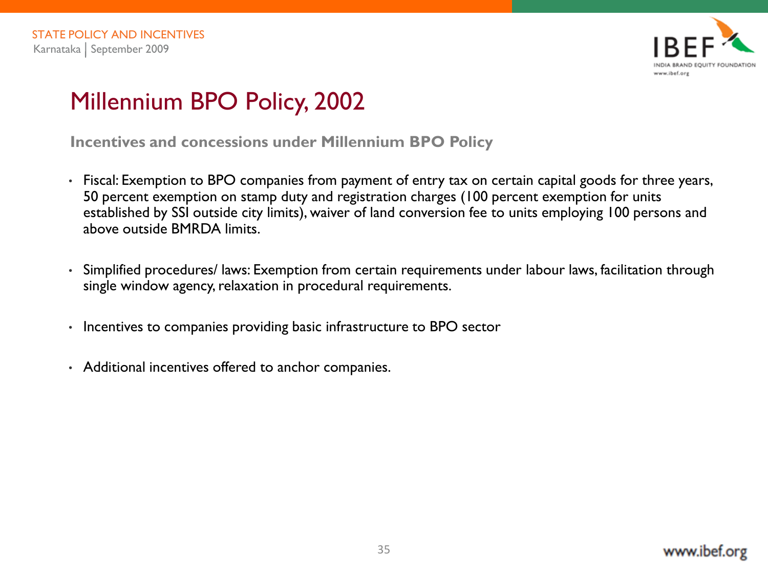# Millennium BPO Policy, 2002

**Incentives and concessions under Millennium BPO Policy**

- Fiscal: Exemption to BPO companies from payment of entry tax on certain capital goods for three years, 50 percent exemption on stamp duty and registration charges (100 percent exemption for units established by SSI outside city limits), waiver of land conversion fee to units employing 100 persons and above outside BMRDA limits.

- Simplified procedures/ laws: Exemption from certain requirements under labour laws, facilitation through single window agency, relaxation in procedural requirements.

- Incentives to companies providing basic infrastructure to BPO sector

- Additional incentives offered to anchor companies.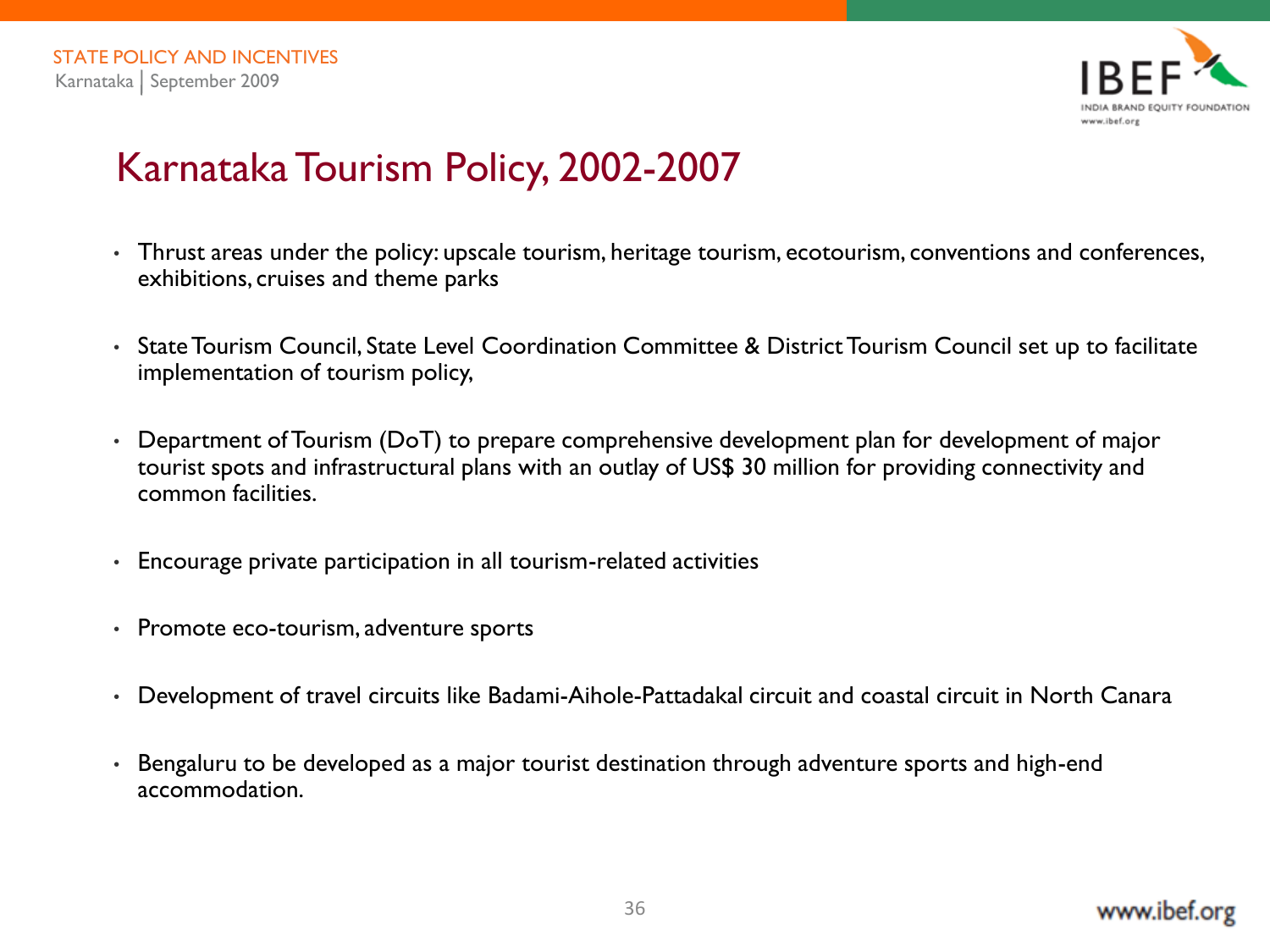# Karnataka Tourism Policy, 2002-2007

- Thrust areas under the policy: upscale tourism, heritage tourism, ecotourism, conventions and conferences, exhibitions, cruises and theme parks
- State Tourism Council, State Level Coordination Committee & District Tourism Council set up to facilitate implementation of tourism policy,
- Department of Tourism (DoT) to prepare comprehensive development plan for development of major tourist spots and infrastructural plans with an outlay of US$ 30 million for providing connectivity and common facilities.
- Encourage private participation in all tourism-related activities
- Promote eco-tourism, adventure sports
- Development of travel circuits like Badami-Aihole-Pattadakal circuit and coastal circuit in North Canara
- Bengaluru to be developed as a major tourist destination through adventure sports and high-end accommodation.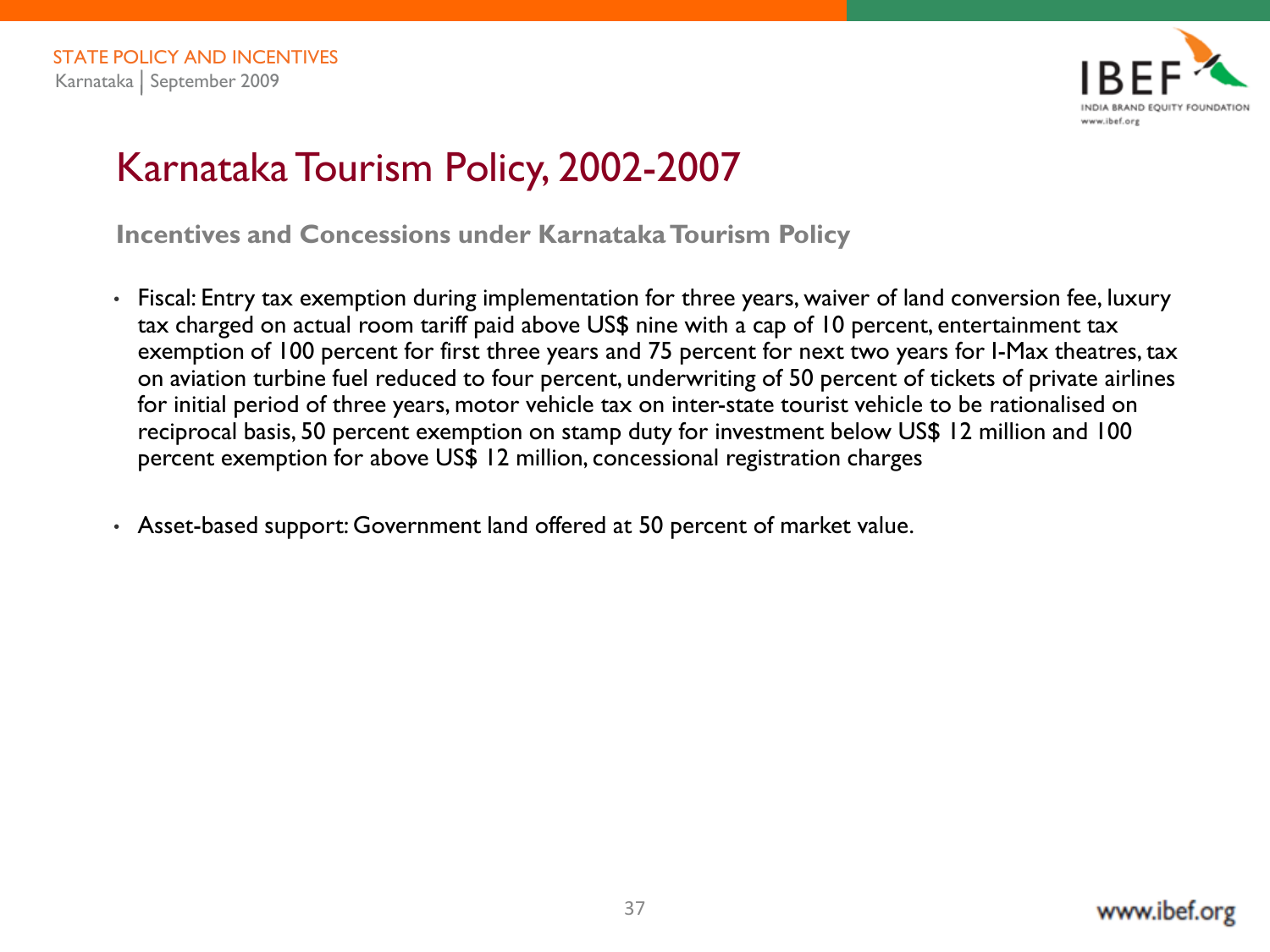# Karnataka Tourism Policy, 2002-2007

## Incentives and Concessions under Karnataka Tourism Policy

- Fiscal: Entry tax exemption during implementation for three years, waiver of land conversion fee, luxury tax charged on actual room tariff paid above US$ nine with a cap of 10 percent, entertainment tax exemption of 100 percent for first three years and 75 percent for next two years for I-Max theatres, tax on aviation turbine fuel reduced to four percent, underwriting of 50 percent of tickets of private airlines for initial period of three years, motor vehicle tax on inter-state tourist vehicle to be rationalised on reciprocal basis, 50 percent exemption on stamp duty for investment below US$ 12 million and 100 percent exemption for above US$ 12 million, concessional registration charges

- Asset-based support: Government land offered at 50 percent of market value.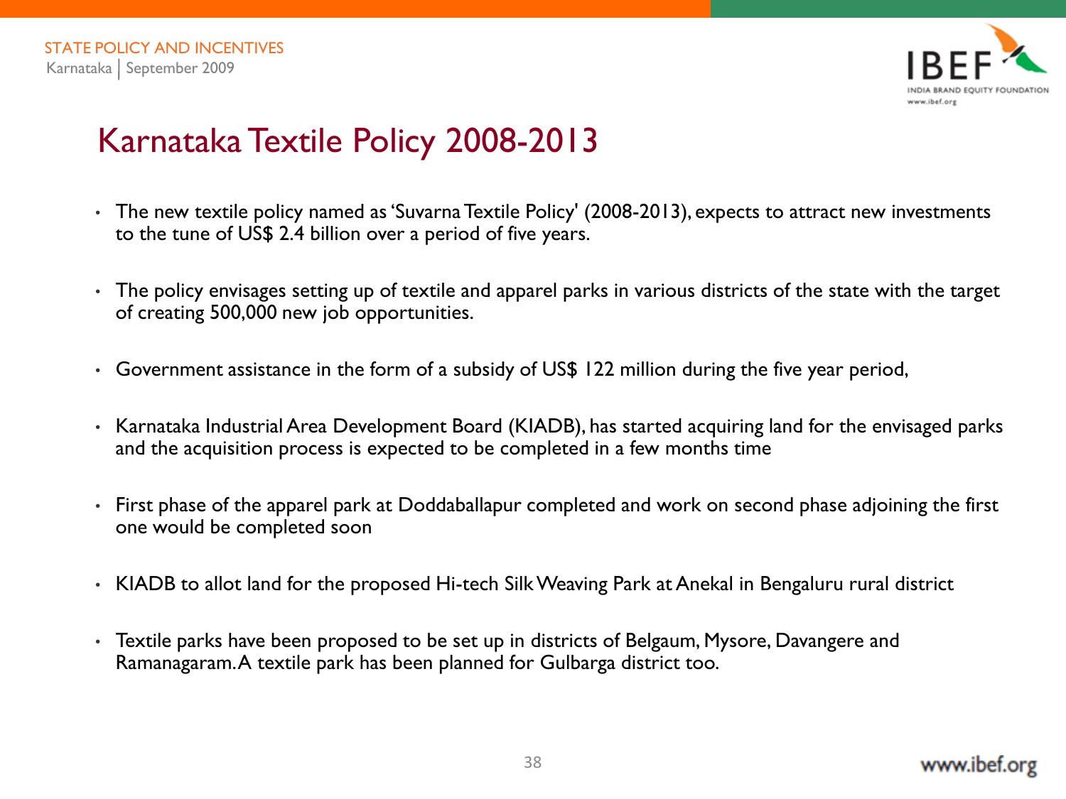# Karnataka Textile Policy 2008-2013

- The new textile policy named as 'Suvarna Textile Policy' (2008-2013), expects to attract new investments to the tune of US$ 2.4 billion over a period of five years.
- The policy envisages setting up of textile and apparel parks in various districts of the state with the target of creating 500,000 new job opportunities.
- Government assistance in the form of a subsidy of US$ 122 million during the five year period,
- Karnataka Industrial Area Development Board (KIADB), has started acquiring land for the envisaged parks and the acquisition process is expected to be completed in a few months time
- First phase of the apparel park at Doddaballapur completed and work on second phase adjoining the first one would be completed soon
- KIADB to allot land for the proposed Hi-tech Silk Weaving Park at Anekal in Bengaluru rural district
- Textile parks have been proposed to be set up in districts of Belgaum, Mysore, Davangere and Ramanagaram. A textile park has been planned for Gulbarga district too.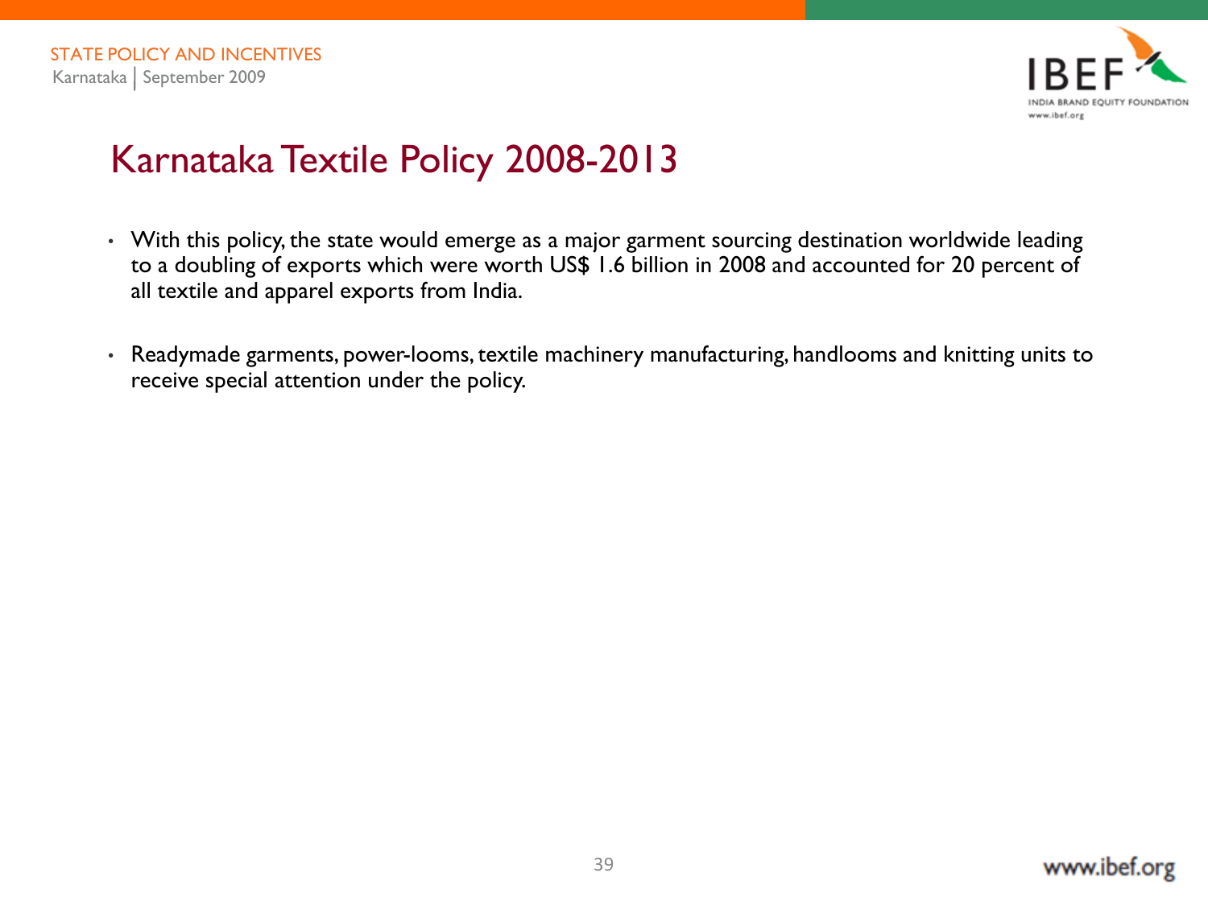# Karnataka Textile Policy 2008-2013

- With this policy, the state would emerge as a major garment sourcing destination worldwide leading to a doubling of exports which were worth US$ 1.6 billion in 2008 and accounted for 20 percent of all textile and apparel exports from India.
- Readymade garments, power-looms, textile machinery manufacturing, handlooms and knitting units to receive special attention under the policy.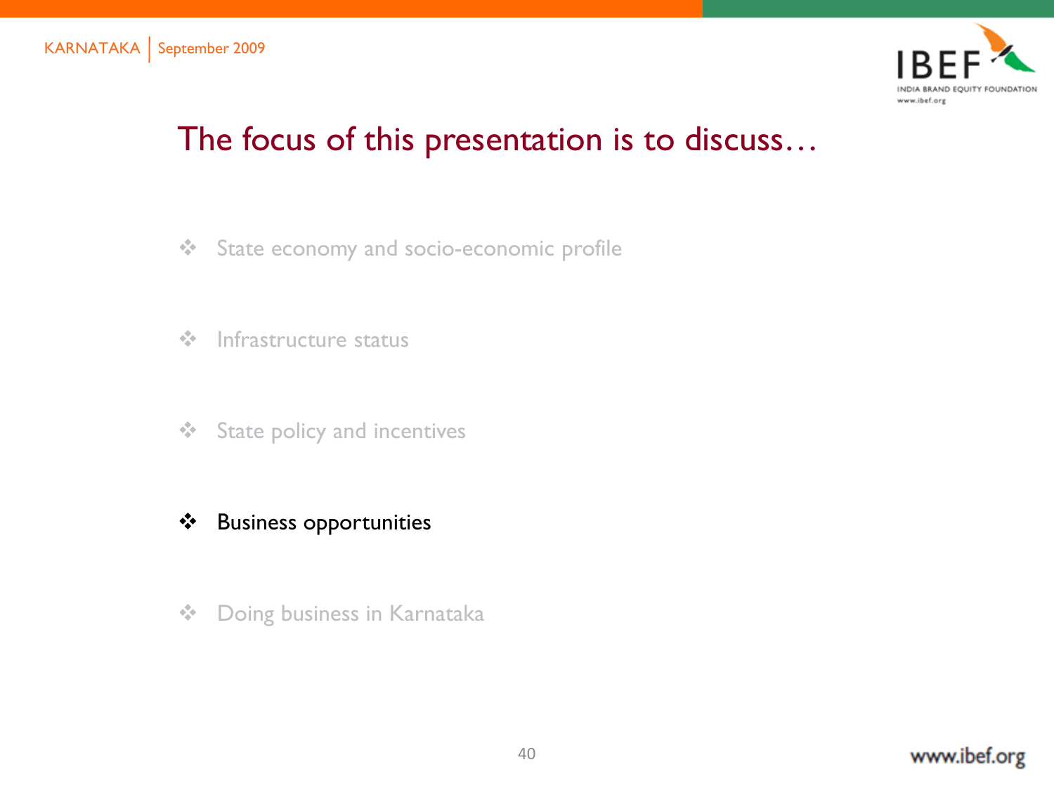# The focus of this presentation is to discuss…

- State economy and socio-economic profile
- Infrastructure status
- State policy and incentives
- **Business opportunities**
- Doing business in Karnataka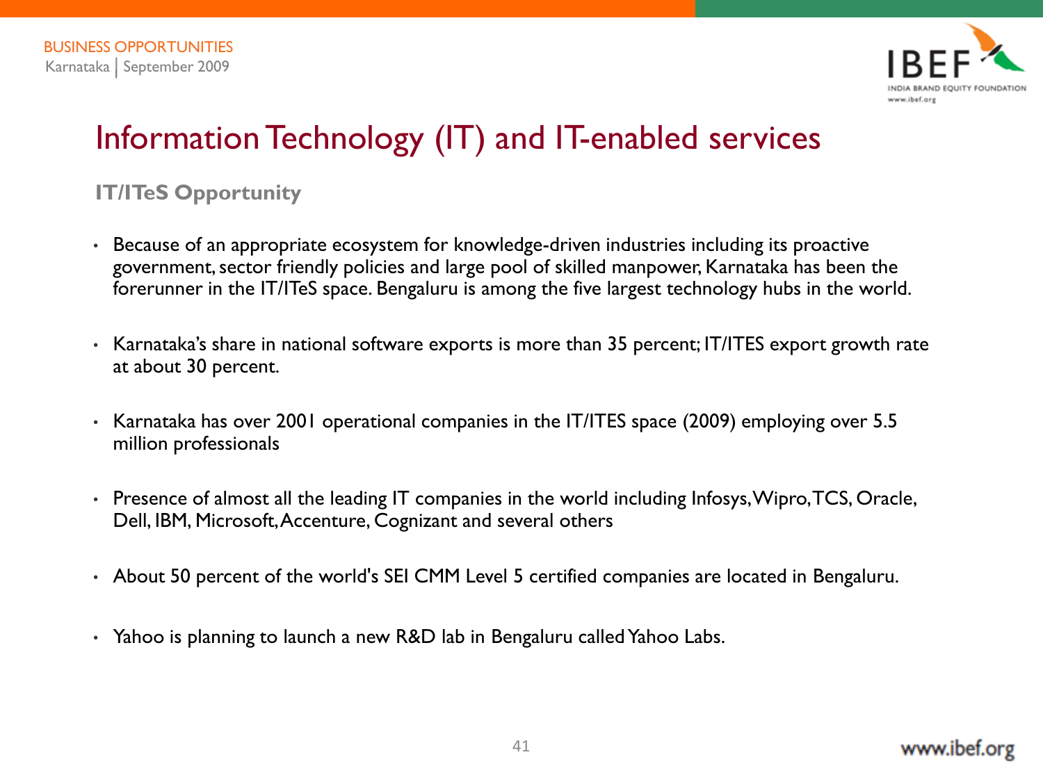# Information Technology (IT) and IT-enabled services

## IT/ITeS Opportunity

- Because of an appropriate ecosystem for knowledge-driven industries including its proactive government, sector friendly policies and large pool of skilled manpower, Karnataka has been the forerunner in the IT/ITeS space. Bengaluru is among the five largest technology hubs in the world.
- Karnataka's share in national software exports is more than 35 percent; IT/ITES export growth rate at about 30 percent.
- Karnataka has over 2001 operational companies in the IT/ITES space (2009) employing over 5.5 million professionals
- Presence of almost all the leading IT companies in the world including Infosys, Wipro, TCS, Oracle, Dell, IBM, Microsoft, Accenture, Cognizant and several others
- About 50 percent of the world's SEI CMM Level 5 certified companies are located in Bengaluru.
- Yahoo is planning to launch a new R&D lab in Bengaluru called Yahoo Labs.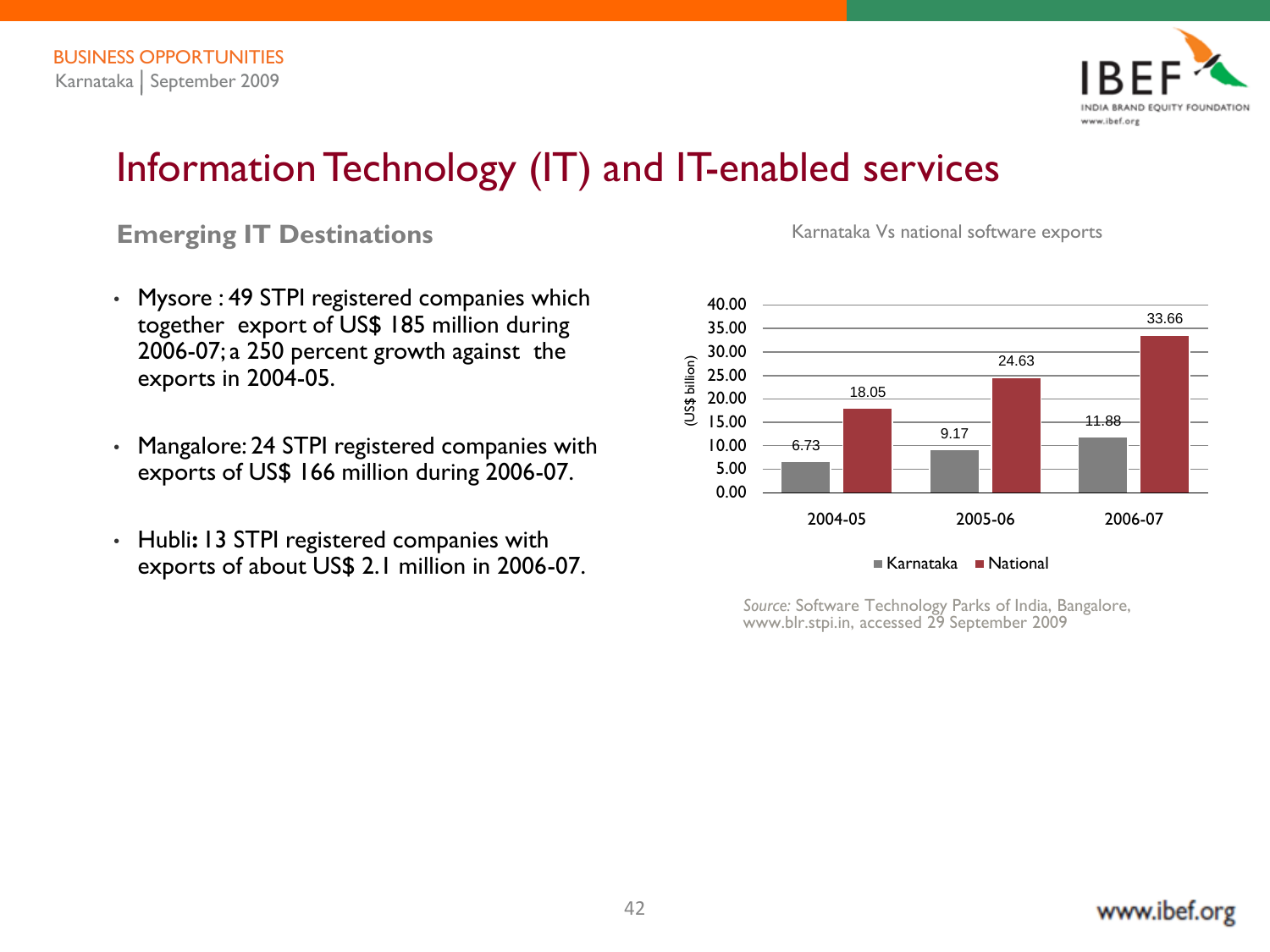# Information Technology (IT) and IT-enabled services

## Emerging IT Destinations

- Mysore : 49 STPI registered companies which together export of US$ 185 million during 2006-07; a 250 percent growth against the exports in 2004-05.
- Mangalore: 24 STPI registered companies with exports of US$ 166 million during 2006-07.
- Hubli**:** 13 STPI registered companies with exports of about US$ 2.1 million in 2006-07.

Karnataka Vs national software exports

| (US$ billion) | 2004-05 | 2005-06 | 2006-07 |
|---|---|---|---|
| Karnataka | 6.73 | 9.17 | 11.88 |
| National | 18.05 | 24.63 | 33.66 |

*Source:* Software Technology Parks of India, Bangalore, www.blr.stpi.in, accessed 29 September 2009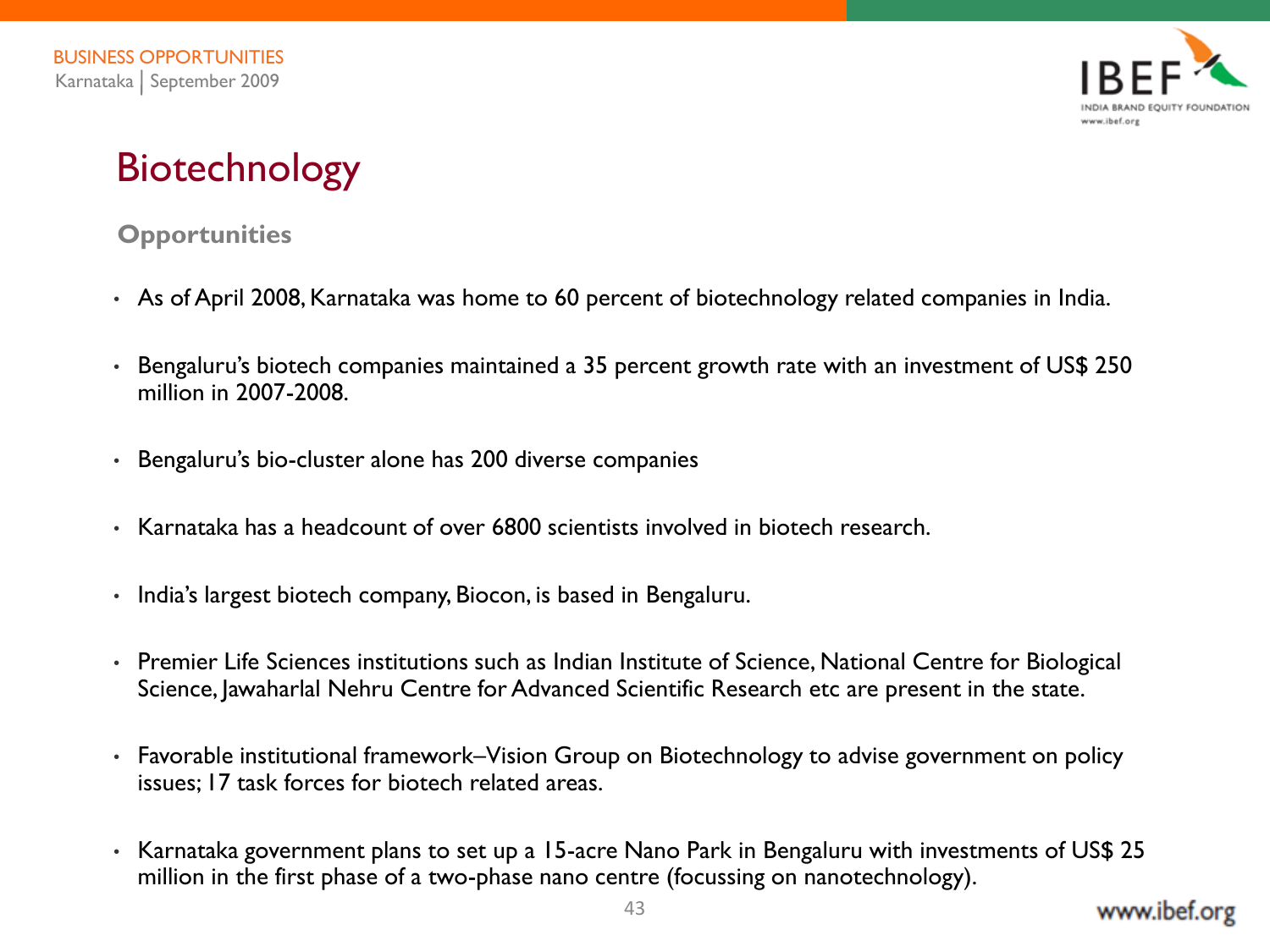# Biotechnology

## Opportunities

- As of April 2008, Karnataka was home to 60 percent of biotechnology related companies in India.
- Bengaluru's biotech companies maintained a 35 percent growth rate with an investment of US$ 250 million in 2007-2008.
- Bengaluru's bio-cluster alone has 200 diverse companies
- Karnataka has a headcount of over 6800 scientists involved in biotech research.
- India's largest biotech company, Biocon, is based in Bengaluru.
- Premier Life Sciences institutions such as Indian Institute of Science, National Centre for Biological Science, Jawaharlal Nehru Centre for Advanced Scientific Research etc are present in the state.
- Favorable institutional framework–Vision Group on Biotechnology to advise government on policy issues; 17 task forces for biotech related areas.
- Karnataka government plans to set up a 15-acre Nano Park in Bengaluru with investments of US$ 25 million in the first phase of a two-phase nano centre (focussing on nanotechnology).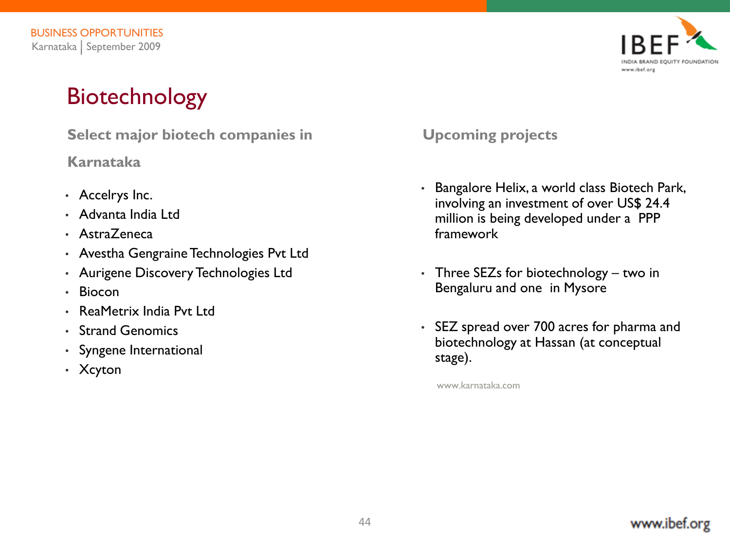# Biotechnology

### Select major biotech companies in Karnataka

- Accelrys Inc.
- Advanta India Ltd
- AstraZeneca
- Avestha Gengraine Technologies Pvt Ltd
- Aurigene Discovery Technologies Ltd
- Biocon
- ReaMetrix India Pvt Ltd
- Strand Genomics
- Syngene International
- Xcyton

### Upcoming projects

- Bangalore Helix, a world class Biotech Park, involving an investment of over US$ 24.4 million is being developed under a PPP framework
- Three SEZs for biotechnology – two in Bengaluru and one in Mysore
- SEZ spread over 700 acres for pharma and biotechnology at Hassan (at conceptual stage).

www.karnataka.com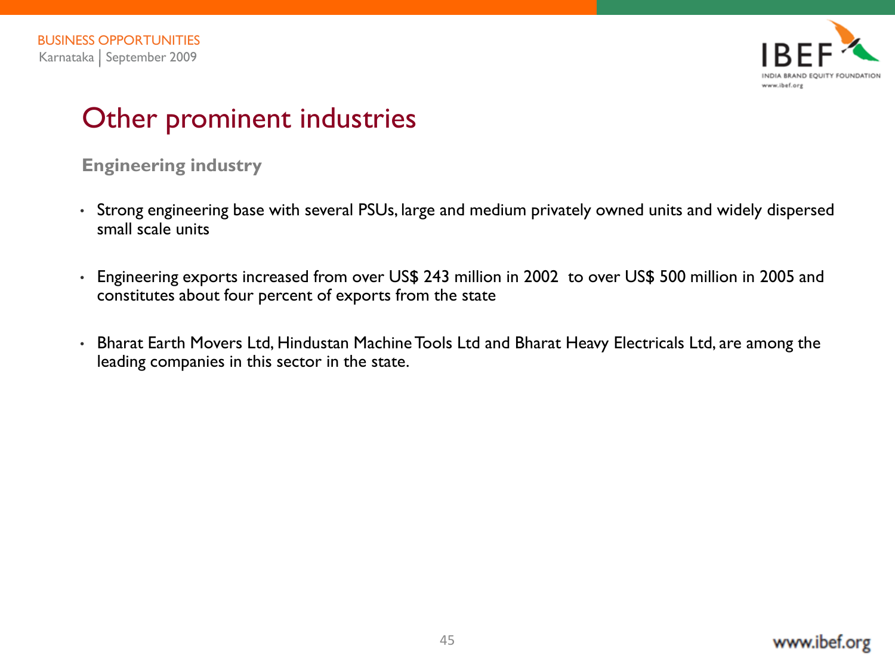# Other prominent industries

## Engineering industry

- Strong engineering base with several PSUs, large and medium privately owned units and widely dispersed small scale units
- Engineering exports increased from over US$ 243 million in 2002 to over US$ 500 million in 2005 and constitutes about four percent of exports from the state
- Bharat Earth Movers Ltd, Hindustan Machine Tools Ltd and Bharat Heavy Electricals Ltd, are among the leading companies in this sector in the state.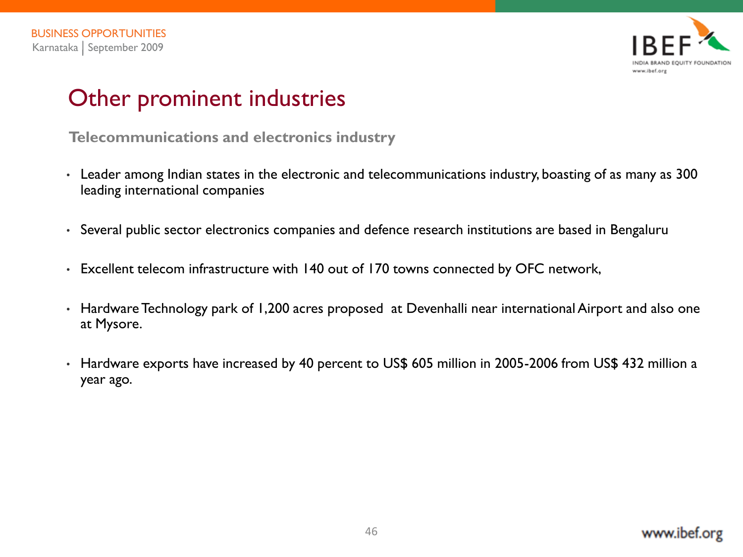# Other prominent industries

## Telecommunications and electronics industry

- Leader among Indian states in the electronic and telecommunications industry, boasting of as many as 300 leading international companies
- Several public sector electronics companies and defence research institutions are based in Bengaluru
- Excellent telecom infrastructure with 140 out of 170 towns connected by OFC network,
- Hardware Technology park of 1,200 acres proposed at Devenhalli near international Airport and also one at Mysore.
- Hardware exports have increased by 40 percent to US$ 605 million in 2005-2006 from US$ 432 million a year ago.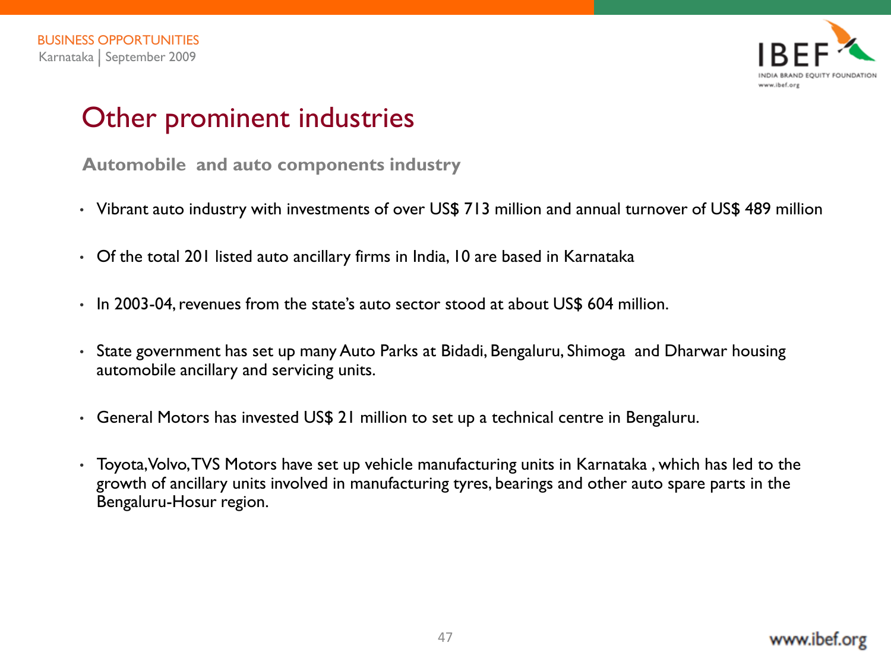# Other prominent industries

### Automobile and auto components industry

- Vibrant auto industry with investments of over US$ 713 million and annual turnover of US$ 489 million
- Of the total 201 listed auto ancillary firms in India, 10 are based in Karnataka
- In 2003-04, revenues from the state's auto sector stood at about US$ 604 million.
- State government has set up many Auto Parks at Bidadi, Bengaluru, Shimoga and Dharwar housing automobile ancillary and servicing units.
- General Motors has invested US$ 21 million to set up a technical centre in Bengaluru.
- Toyota, Volvo, TVS Motors have set up vehicle manufacturing units in Karnataka , which has led to the growth of ancillary units involved in manufacturing tyres, bearings and other auto spare parts in the Bengaluru-Hosur region.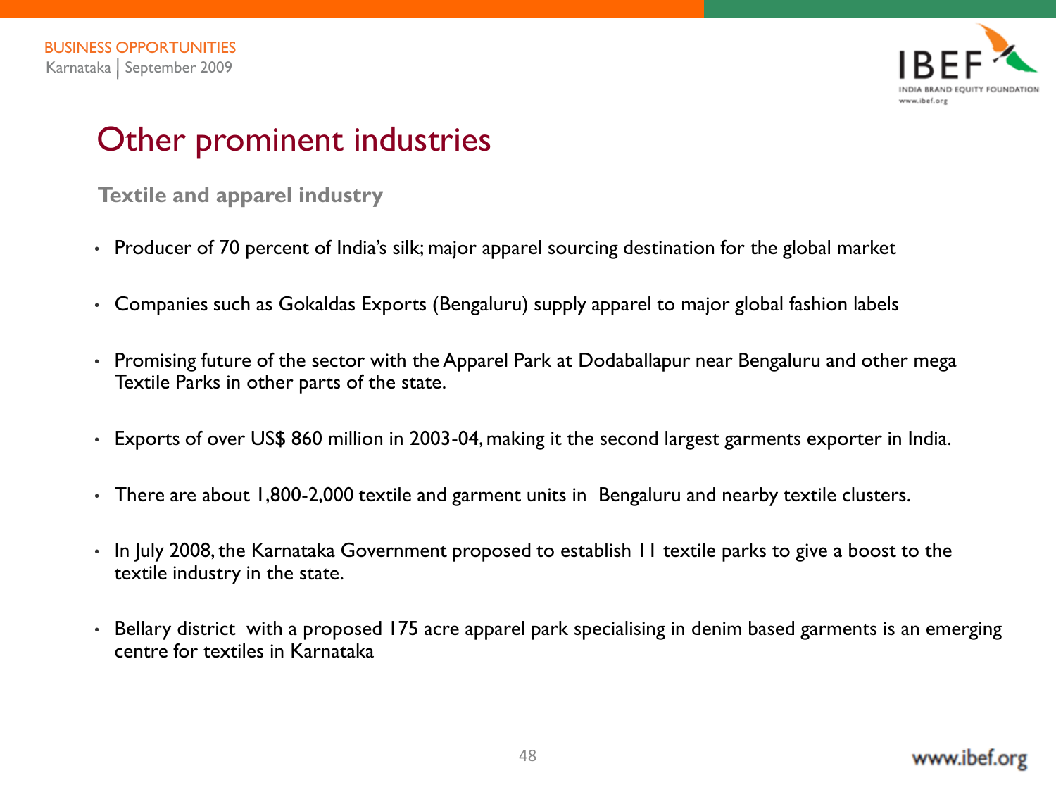# Other prominent industries

### Textile and apparel industry

- Producer of 70 percent of India's silk; major apparel sourcing destination for the global market
- Companies such as Gokaldas Exports (Bengaluru) supply apparel to major global fashion labels
- Promising future of the sector with the Apparel Park at Dodaballapur near Bengaluru and other mega Textile Parks in other parts of the state.
- Exports of over US$ 860 million in 2003-04, making it the second largest garments exporter in India.
- There are about 1,800-2,000 textile and garment units in Bengaluru and nearby textile clusters.
- In July 2008, the Karnataka Government proposed to establish 11 textile parks to give a boost to the textile industry in the state.
- Bellary district with a proposed 175 acre apparel park specialising in denim based garments is an emerging centre for textiles in Karnataka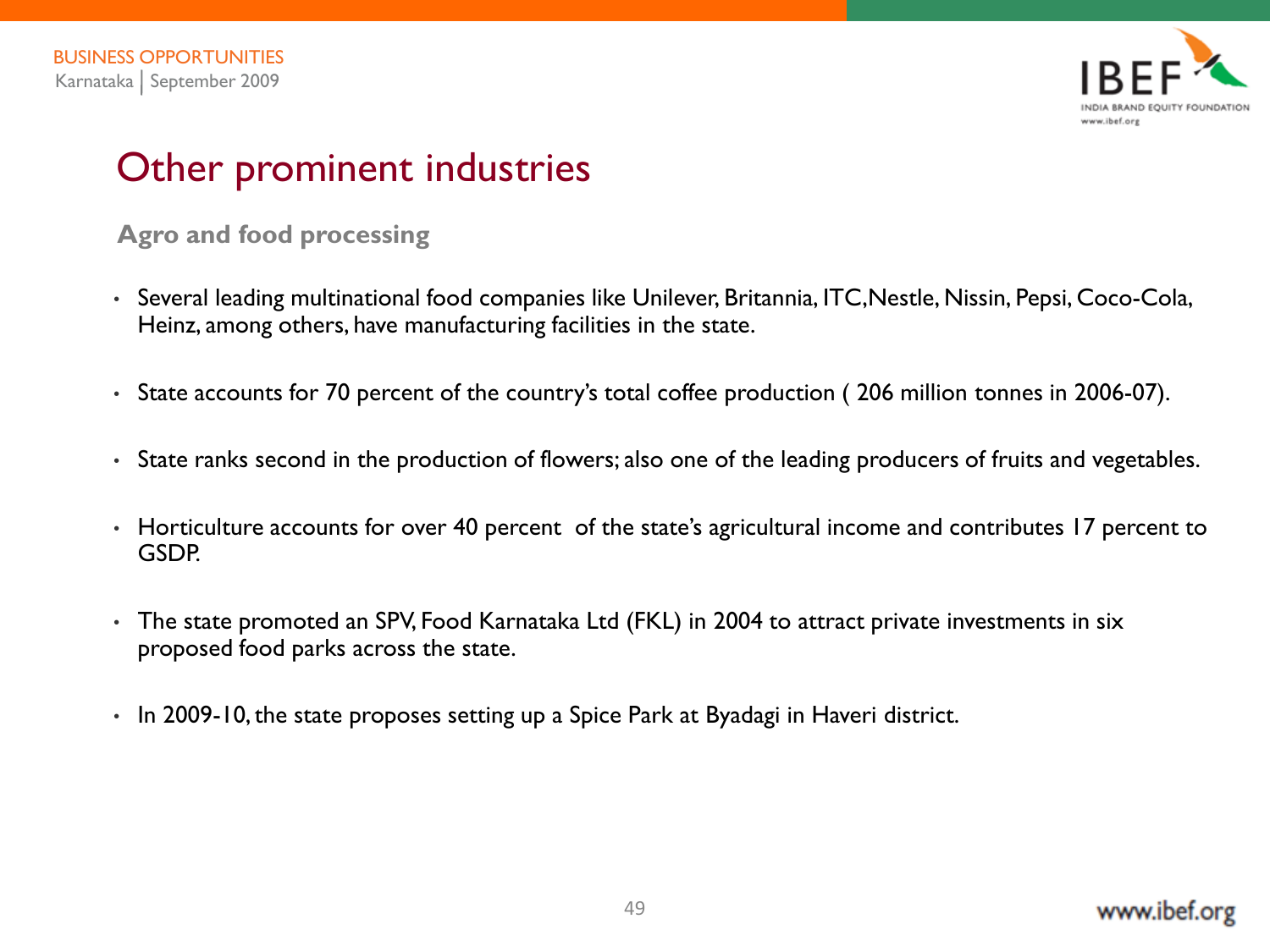# Other prominent industries

### Agro and food processing

- Several leading multinational food companies like Unilever, Britannia, ITC,Nestle, Nissin, Pepsi, Coco-Cola, Heinz, among others, have manufacturing facilities in the state.
- State accounts for 70 percent of the country's total coffee production ( 206 million tonnes in 2006-07).
- State ranks second in the production of flowers; also one of the leading producers of fruits and vegetables.
- Horticulture accounts for over 40 percent of the state's agricultural income and contributes 17 percent to GSDP.
- The state promoted an SPV, Food Karnataka Ltd (FKL) in 2004 to attract private investments in six proposed food parks across the state.
- In 2009-10, the state proposes setting up a Spice Park at Byadagi in Haveri district.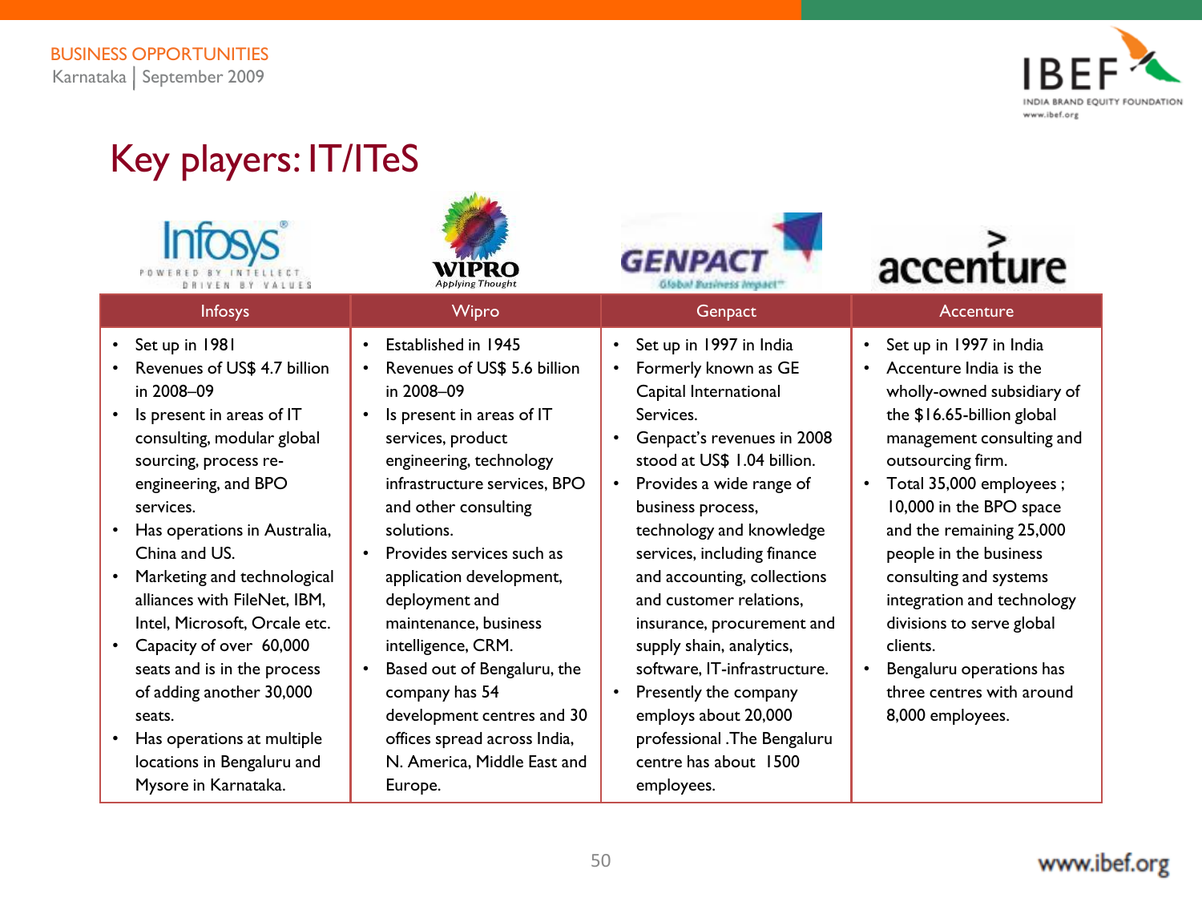# Key players: IT/ITeS

| Infosys | Wipro | Genpact | Accenture |
|---|---|---|---|
| • Set up in 1981<br>• Revenues of US$ 4.7 billion in 2008–09<br>• Is present in areas of IT consulting, modular global sourcing, process re-engineering, and BPO services.<br>• Has operations in Australia, China and US.<br>• Marketing and technological alliances with FileNet, IBM, Intel, Microsoft, Orcale etc.<br>• Capacity of over 60,000 seats and is in the process of adding another 30,000 seats.<br>• Has operations at multiple locations in Bengaluru and Mysore in Karnataka. | • Established in 1945<br>• Revenues of US$ 5.6 billion in 2008–09<br>• Is present in areas of IT services, product engineering, technology infrastructure services, BPO and other consulting solutions.<br>• Provides services such as application development, deployment and maintenance, business intelligence, CRM.<br>• Based out of Bengaluru, the company has 54 development centres and 30 offices spread across India, N. America, Middle East and Europe. | • Set up in 1997 in India<br>• Formerly known as GE Capital International Services.<br>• Genpact's revenues in 2008 stood at US$ 1.04 billion.<br>• Provides a wide range of business process, technology and knowledge services, including finance and accounting, collections and customer relations, insurance, procurement and supply shain, analytics, software, IT-infrastructure.<br>• Presently the company employs about 20,000 professional .The Bengaluru centre has about 1500 employees. | • Set up in 1997 in India<br>• Accenture India is the wholly-owned subsidiary of the $16.65-billion global management consulting and outsourcing firm.<br>• Total 35,000 employees ; 10,000 in the BPO space and the remaining 25,000 people in the business consulting and systems integration and technology divisions to serve global clients.<br>• Bengaluru operations has three centres with around 8,000 employees. |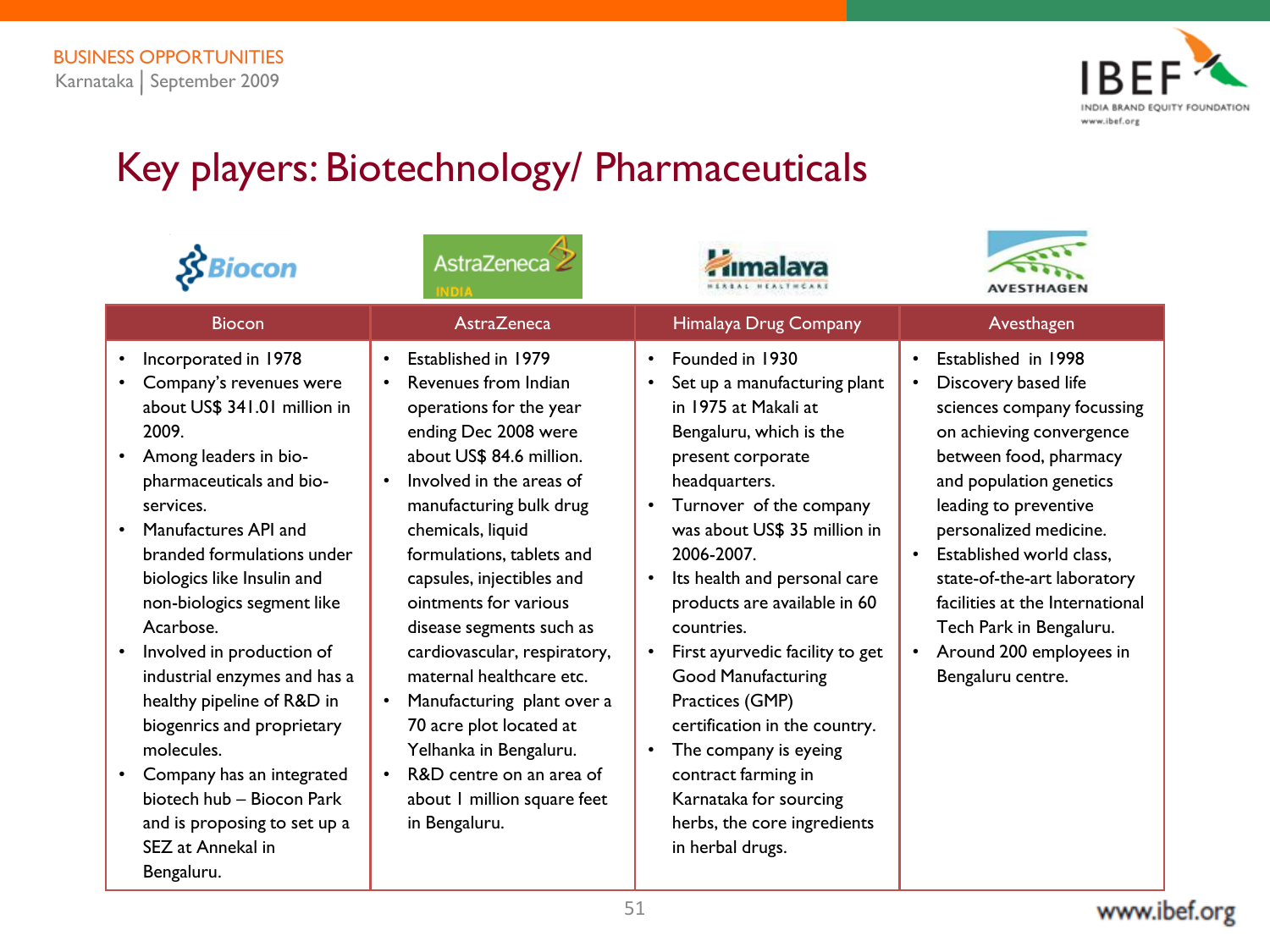# Key players: Biotechnology/ Pharmaceuticals

| Biocon | AstraZeneca | Himalaya Drug Company | Avesthagen |
|---|---|---|---|
| • Incorporated in 1978<br>• Company's revenues were about US$ 341.01 million in 2009.<br>• Among leaders in bio-pharmaceuticals and bio-services.<br>• Manufactures API and branded formulations under biologics like Insulin and non-biologics segment like Acarbose.<br>• Involved in production of industrial enzymes and has a healthy pipeline of R&D in biogenrics and proprietary molecules.<br>• Company has an integrated biotech hub – Biocon Park and is proposing to set up a SEZ at Annekal in Bengaluru. | • Established in 1979<br>• Revenues from Indian operations for the year ending Dec 2008 were about US$ 84.6 million.<br>• Involved in the areas of manufacturing bulk drug chemicals, liquid formulations, tablets and capsules, injectibles and ointments for various disease segments such as cardiovascular, respiratory, maternal healthcare etc.<br>• Manufacturing plant over a 70 acre plot located at Yelhanka in Bengaluru.<br>• R&D centre on an area of about 1 million square feet in Bengaluru. | • Founded in 1930<br>• Set up a manufacturing plant in 1975 at Makali at Bengaluru, which is the present corporate headquarters.<br>• Turnover of the company was about US$ 35 million in 2006-2007.<br>• Its health and personal care products are available in 60 countries.<br>• First ayurvedic facility to get Good Manufacturing Practices (GMP) certification in the country.<br>• The company is eyeing contract farming in Karnataka for sourcing herbs, the core ingredients in herbal drugs. | • Established in 1998<br>• Discovery based life sciences company focussing on achieving convergence between food, pharmacy and population genetics leading to preventive personalized medicine.<br>• Established world class, state-of-the-art laboratory facilities at the International Tech Park in Bengaluru.<br>• Around 200 employees in Bengaluru centre. |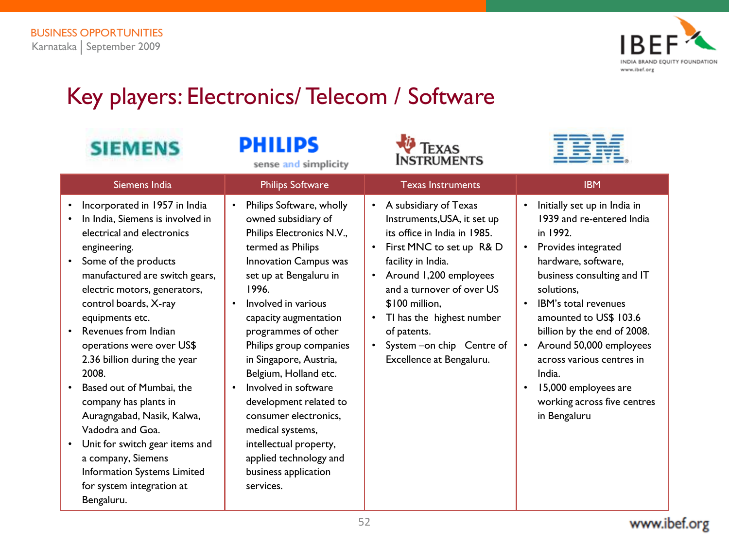# Key players: Electronics/ Telecom / Software

| Siemens India | Philips Software | Texas Instruments | IBM |
|---|---|---|---|
| • Incorporated in 1957 in India<br>• In India, Siemens is involved in electrical and electronics engineering.<br>• Some of the products manufactured are switch gears, electric motors, generators, control boards, X-ray equipments etc.<br>• Revenues from Indian operations were over US$ 2.36 billion during the year 2008.<br>• Based out of Mumbai, the company has plants in Auragngabad, Nasik, Kalwa, Vadodra and Goa.<br>• Unit for switch gear items and a company, Siemens Information Systems Limited for system integration at Bengaluru. | • Philips Software, wholly owned subsidiary of Philips Electronics N.V., termed as Philips Innovation Campus was set up at Bengaluru in 1996.<br>• Involved in various capacity augmentation programmes of other Philips group companies in Singapore, Austria, Belgium, Holland etc.<br>• Involved in software development related to consumer electronics, medical systems, intellectual property, applied technology and business application services. | • A subsidiary of Texas Instruments,USA, it set up its office in India in 1985.<br>• First MNC to set up R& D facility in India.<br>• Around 1,200 employees and a turnover of over US $100 million,<br>• TI has the highest number of patents.<br>• System –on chip Centre of Excellence at Bengaluru. | • Initially set up in India in 1939 and re-entered India in 1992.<br>• Provides integrated hardware, software, business consulting and IT solutions,<br>• IBM's total revenues amounted to US$ 103.6 billion by the end of 2008.<br>• Around 50,000 employees across various centres in India.<br>• 15,000 employees are working across five centres in Bengaluru |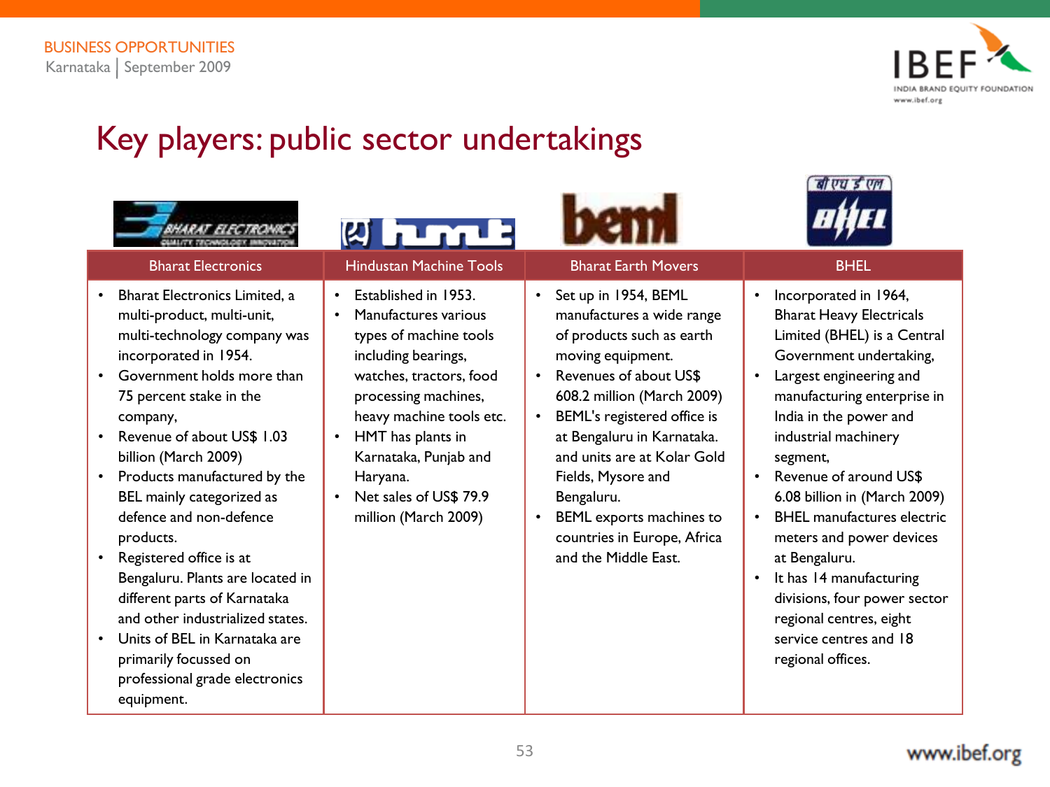# Key players: public sector undertakings

| Bharat Electronics | Hindustan Machine Tools | Bharat Earth Movers | BHEL |
|---|---|---|---|
| • Bharat Electronics Limited, a multi-product, multi-unit, multi-technology company was incorporated in 1954.<br>• Government holds more than 75 percent stake in the company,<br>• Revenue of about US$ 1.03 billion (March 2009)<br>• Products manufactured by the BEL mainly categorized as defence and non-defence products.<br>• Registered office is at Bengaluru. Plants are located in different parts of Karnataka and other industrialized states.<br>• Units of BEL in Karnataka are primarily focussed on professional grade electronics equipment. | • Established in 1953.<br>• Manufactures various types of machine tools including bearings, watches, tractors, food processing machines, heavy machine tools etc.<br>• HMT has plants in Karnataka, Punjab and Haryana.<br>• Net sales of US$ 79.9 million (March 2009) | • Set up in 1954, BEML manufactures a wide range of products such as earth moving equipment.<br>• Revenues of about US$ 608.2 million (March 2009)<br>• BEML's registered office is at Bengaluru in Karnataka. and units are at Kolar Gold Fields, Mysore and Bengaluru.<br>• BEML exports machines to countries in Europe, Africa and the Middle East. | • Incorporated in 1964, Bharat Heavy Electricals Limited (BHEL) is a Central Government undertaking,<br>• Largest engineering and manufacturing enterprise in India in the power and industrial machinery segment,<br>• Revenue of around US$ 6.08 billion in (March 2009)<br>• BHEL manufactures electric meters and power devices at Bengaluru.<br>• It has 14 manufacturing divisions, four power sector regional centres, eight service centres and 18 regional offices. |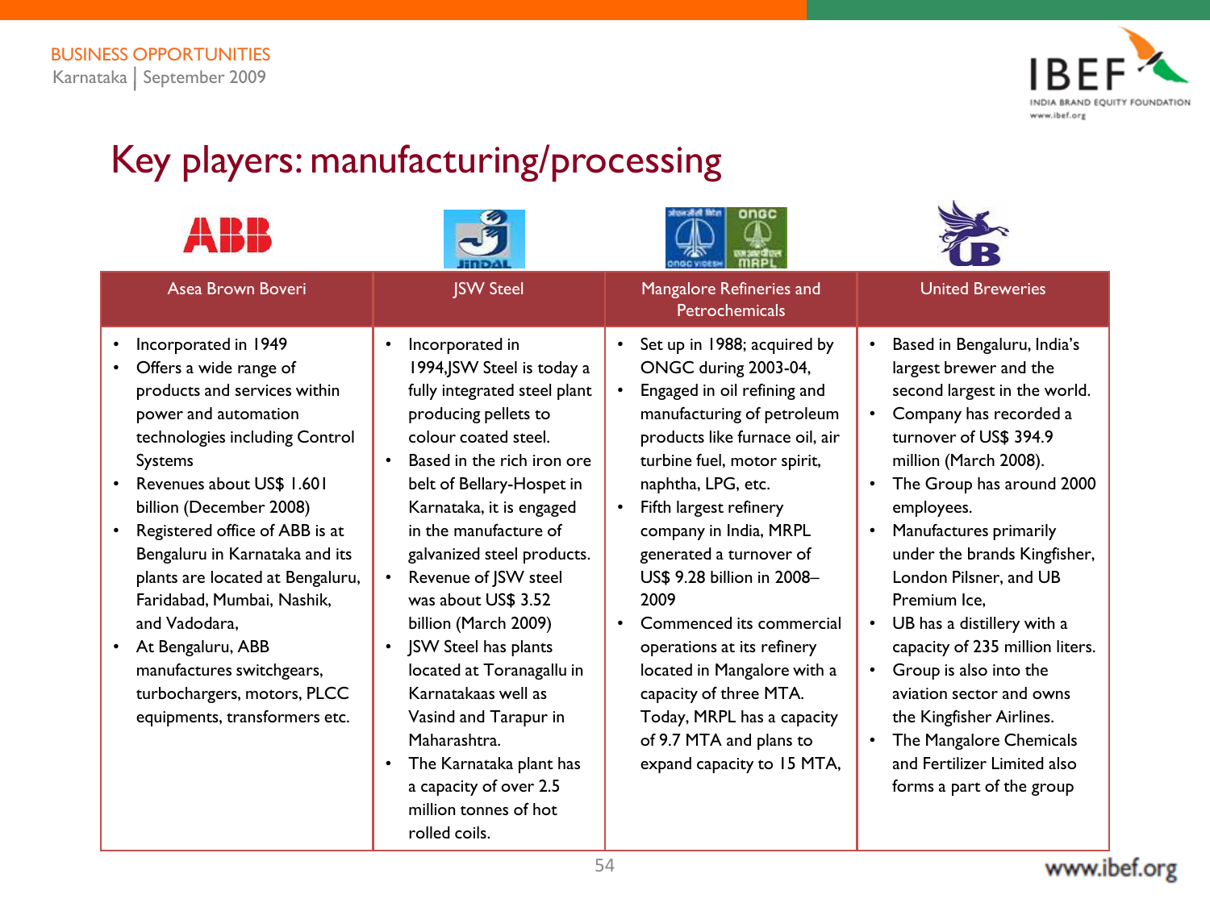# Key players: manufacturing/processing

| Asea Brown Boveri | JSW Steel | Mangalore Refineries and Petrochemicals | United Breweries |
|---|---|---|---|
| • Incorporated in 1949<br>• Offers a wide range of products and services within power and automation technologies including Control Systems<br>• Revenues about US$ 1.601 billion (December 2008)<br>• Registered office of ABB is at Bengaluru in Karnataka and its plants are located at Bengaluru, Faridabad, Mumbai, Nashik, and Vadodara,<br>• At Bengaluru, ABB manufactures switchgears, turbochargers, motors, PLCC equipments, transformers etc. | • Incorporated in 1994,JSW Steel is today a fully integrated steel plant producing pellets to colour coated steel.<br>• Based in the rich iron ore belt of Bellary-Hospet in Karnataka, it is engaged in the manufacture of galvanized steel products.<br>• Revenue of JSW steel was about US$ 3.52 billion (March 2009)<br>• JSW Steel has plants located at Toranagallu in Karnatakaas well as Vasind and Tarapur in Maharashtra.<br>• The Karnataka plant has a capacity of over 2.5 million tonnes of hot rolled coils. | • Set up in 1988; acquired by ONGC during 2003-04,<br>• Engaged in oil refining and manufacturing of petroleum products like furnace oil, air turbine fuel, motor spirit, naphtha, LPG, etc.<br>• Fifth largest refinery company in India, MRPL generated a turnover of US$ 9.28 billion in 2008–2009<br>• Commenced its commercial operations at its refinery located in Mangalore with a capacity of three MTA. Today, MRPL has a capacity of 9.7 MTA and plans to expand capacity to 15 MTA, | • Based in Bengaluru, India's largest brewer and the second largest in the world.<br>• Company has recorded a turnover of US$ 394.9 million (March 2008).<br>• The Group has around 2000 employees.<br>• Manufactures primarily under the brands Kingfisher, London Pilsner, and UB Premium Ice,<br>• UB has a distillery with a capacity of 235 million liters.<br>• Group is also into the aviation sector and owns the Kingfisher Airlines.<br>• The Mangalore Chemicals and Fertilizer Limited also forms a part of the group |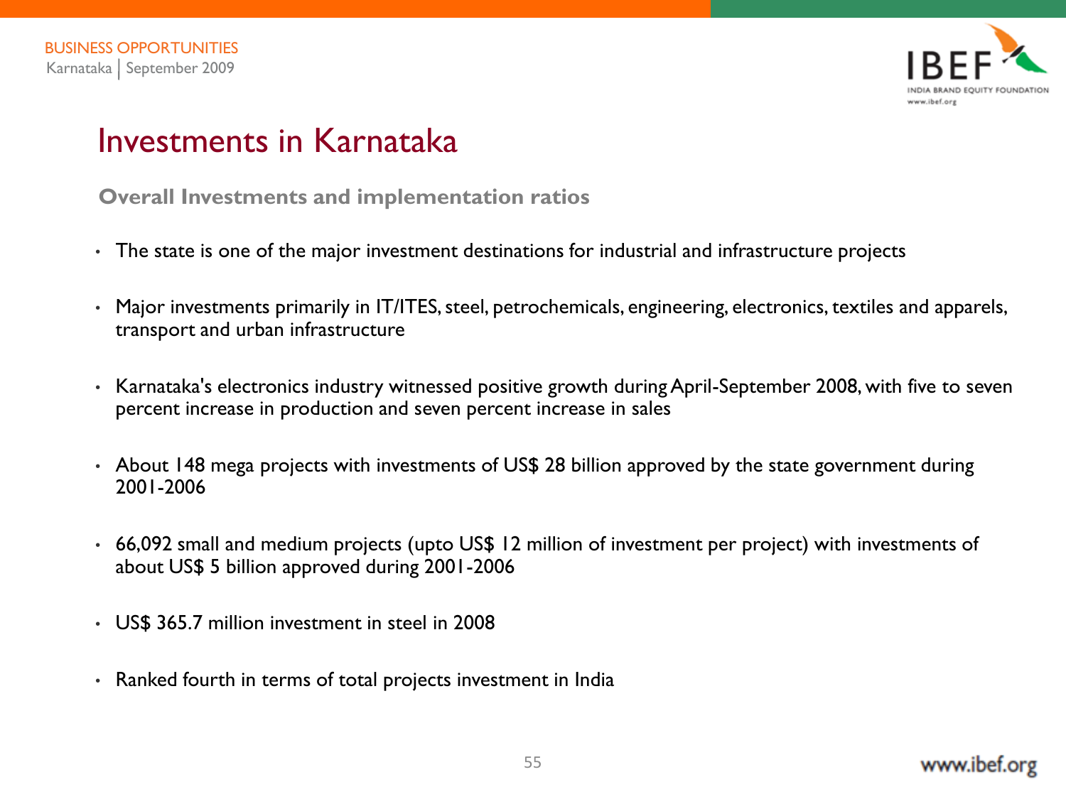# Investments in Karnataka

### Overall Investments and implementation ratios

- The state is one of the major investment destinations for industrial and infrastructure projects
- Major investments primarily in IT/ITES, steel, petrochemicals, engineering, electronics, textiles and apparels, transport and urban infrastructure
- Karnataka's electronics industry witnessed positive growth during April-September 2008, with five to seven percent increase in production and seven percent increase in sales
- About 148 mega projects with investments of US$ 28 billion approved by the state government during 2001-2006
- 66,092 small and medium projects (upto US$ 12 million of investment per project) with investments of about US$ 5 billion approved during 2001-2006
- US$ 365.7 million investment in steel in 2008
- Ranked fourth in terms of total projects investment in India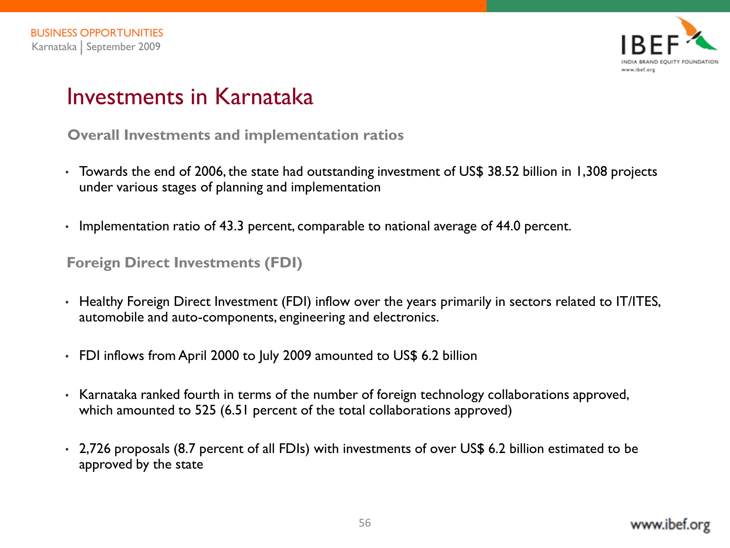# Investments in Karnataka

### Overall Investments and implementation ratios

- Towards the end of 2006, the state had outstanding investment of US$ 38.52 billion in 1,308 projects under various stages of planning and implementation
- Implementation ratio of 43.3 percent, comparable to national average of 44.0 percent.

### Foreign Direct Investments (FDI)

- Healthy Foreign Direct Investment (FDI) inflow over the years primarily in sectors related to IT/ITES, automobile and auto-components, engineering and electronics.
- FDI inflows from April 2000 to July 2009 amounted to US$ 6.2 billion
- Karnataka ranked fourth in terms of the number of foreign technology collaborations approved, which amounted to 525 (6.51 percent of the total collaborations approved)
- 2,726 proposals (8.7 percent of all FDIs) with investments of over US$ 6.2 billion estimated to be approved by the state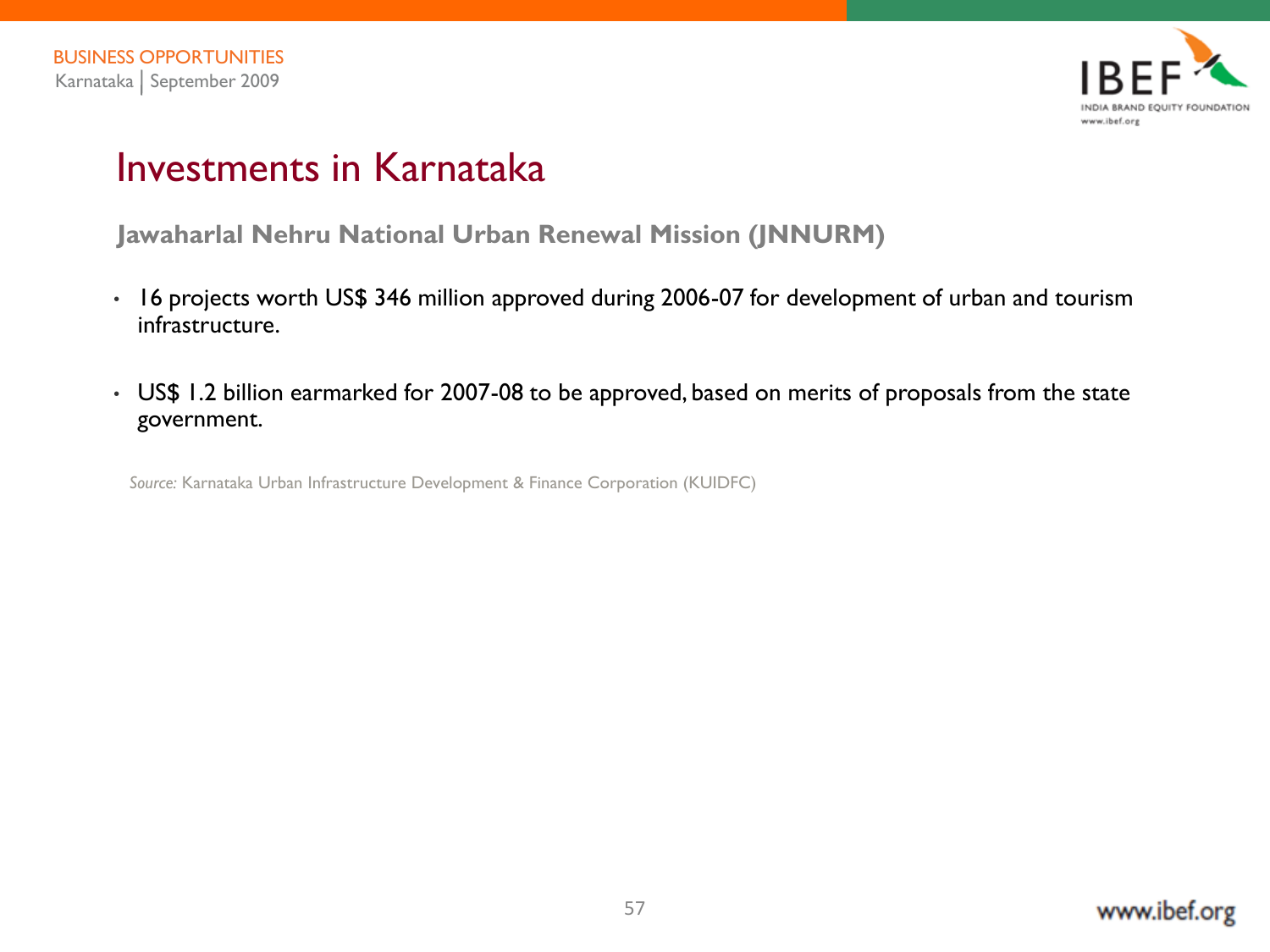# Investments in Karnataka

**Jawaharlal Nehru National Urban Renewal Mission (JNNURM)**

- 16 projects worth US$ 346 million approved during 2006-07 for development of urban and tourism infrastructure.
- US$ 1.2 billion earmarked for 2007-08 to be approved, based on merits of proposals from the state government.

*Source:* Karnataka Urban Infrastructure Development & Finance Corporation (KUIDFC)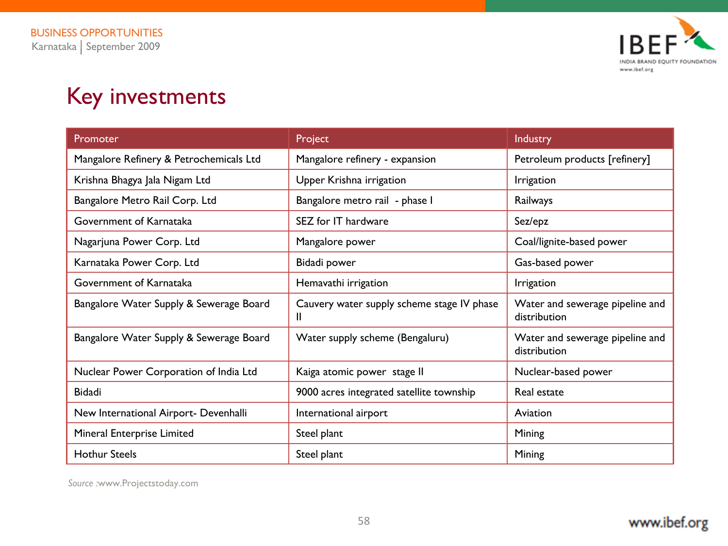# Key investments

| Promoter | Project | Industry |
|---|---|---|
| Mangalore Refinery & Petrochemicals Ltd | Mangalore refinery - expansion | Petroleum products [refinery] |
| Krishna Bhagya Jala Nigam Ltd | Upper Krishna irrigation | Irrigation |
| Bangalore Metro Rail Corp. Ltd | Bangalore metro rail - phase I | Railways |
| Government of Karnataka | SEZ for IT hardware | Sez/epz |
| Nagarjuna Power Corp. Ltd | Mangalore power | Coal/lignite-based power |
| Karnataka Power Corp. Ltd | Bidadi power | Gas-based power |
| Government of Karnataka | Hemavathi irrigation | Irrigation |
| Bangalore Water Supply & Sewerage Board | Cauvery water supply scheme stage IV phase II | Water and sewerage pipeline and distribution |
| Bangalore Water Supply & Sewerage Board | Water supply scheme (Bengaluru) | Water and sewerage pipeline and distribution |
| Nuclear Power Corporation of India Ltd | Kaiga atomic power stage II | Nuclear-based power |
| Bidadi | 9000 acres integrated satellite township | Real estate |
| New International Airport- Devenhalli | International airport | Aviation |
| Mineral Enterprise Limited | Steel plant | Mining |
| Hothur Steels | Steel plant | Mining |

*Source* :www.Projectstoday.com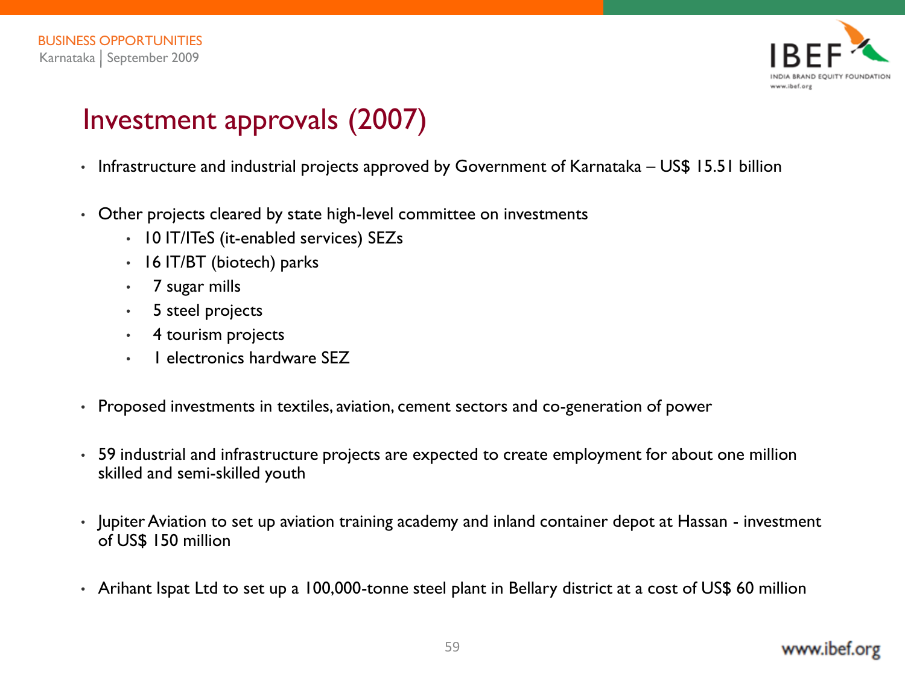# Investment approvals (2007)

- Infrastructure and industrial projects approved by Government of Karnataka – US$ 15.51 billion
- Other projects cleared by state high-level committee on investments
  - 10 IT/ITeS (it-enabled services) SEZs
  - 16 IT/BT (biotech) parks
  - 7 sugar mills
  - 5 steel projects
  - 4 tourism projects
  - 1 electronics hardware SEZ
- Proposed investments in textiles, aviation, cement sectors and co-generation of power
- 59 industrial and infrastructure projects are expected to create employment for about one million skilled and semi-skilled youth
- Jupiter Aviation to set up aviation training academy and inland container depot at Hassan - investment of US$ 150 million
- Arihant Ispat Ltd to set up a 100,000-tonne steel plant in Bellary district at a cost of US$ 60 million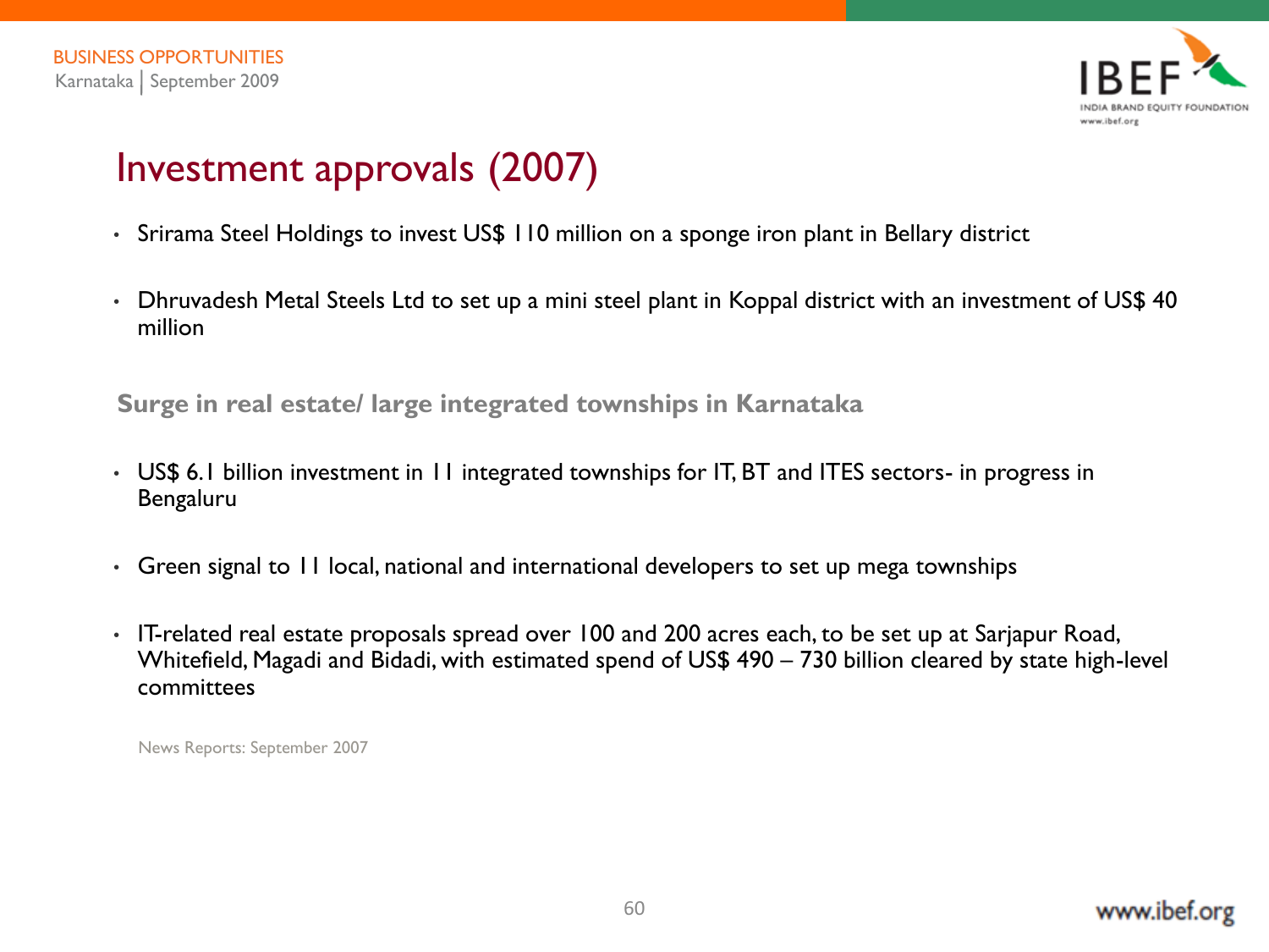# Investment approvals (2007)

- Srirama Steel Holdings to invest US$ 110 million on a sponge iron plant in Bellary district
- Dhruvadesh Metal Steels Ltd to set up a mini steel plant in Koppal district with an investment of US$ 40 million

**Surge in real estate/ large integrated townships in Karnataka**

- US$ 6.1 billion investment in 11 integrated townships for IT, BT and ITES sectors- in progress in Bengaluru
- Green signal to 11 local, national and international developers to set up mega townships
- IT-related real estate proposals spread over 100 and 200 acres each, to be set up at Sarjapur Road, Whitefield, Magadi and Bidadi, with estimated spend of US$ 490 – 730 billion cleared by state high-level committees

News Reports: September 2007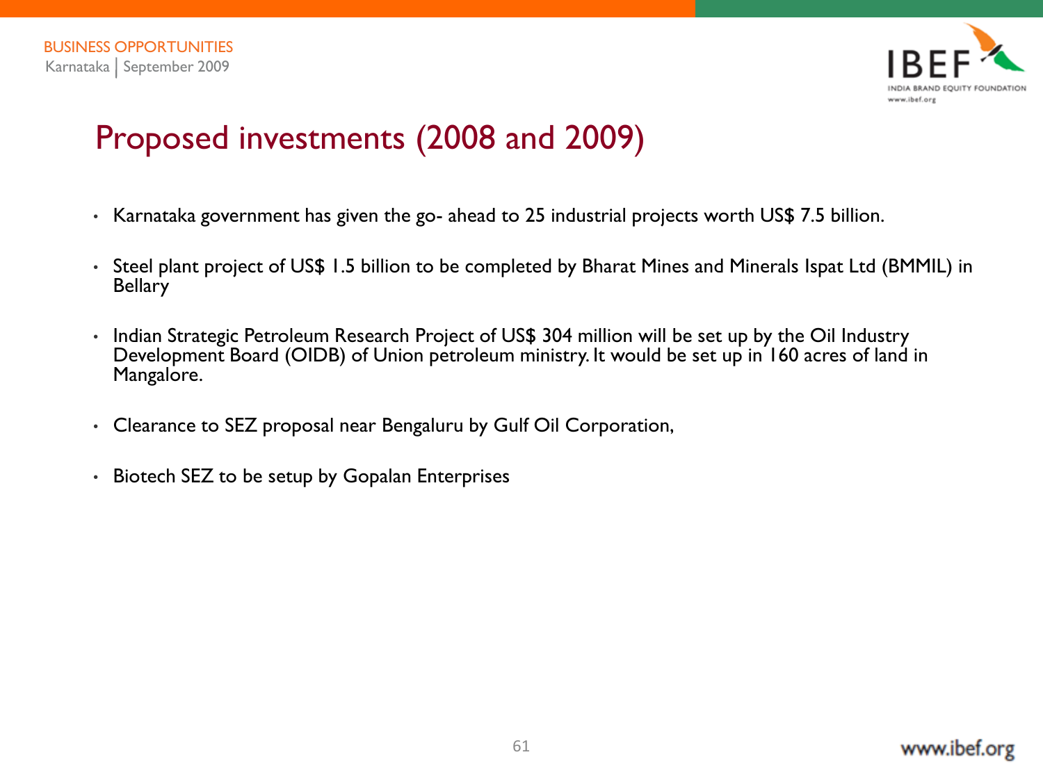# Proposed investments (2008 and 2009)

- Karnataka government has given the go- ahead to 25 industrial projects worth US$ 7.5 billion.
- Steel plant project of US$ 1.5 billion to be completed by Bharat Mines and Minerals Ispat Ltd (BMMIL) in Bellary
- Indian Strategic Petroleum Research Project of US$ 304 million will be set up by the Oil Industry Development Board (OIDB) of Union petroleum ministry. It would be set up in 160 acres of land in Mangalore.
- Clearance to SEZ proposal near Bengaluru by Gulf Oil Corporation,
- Biotech SEZ to be setup by Gopalan Enterprises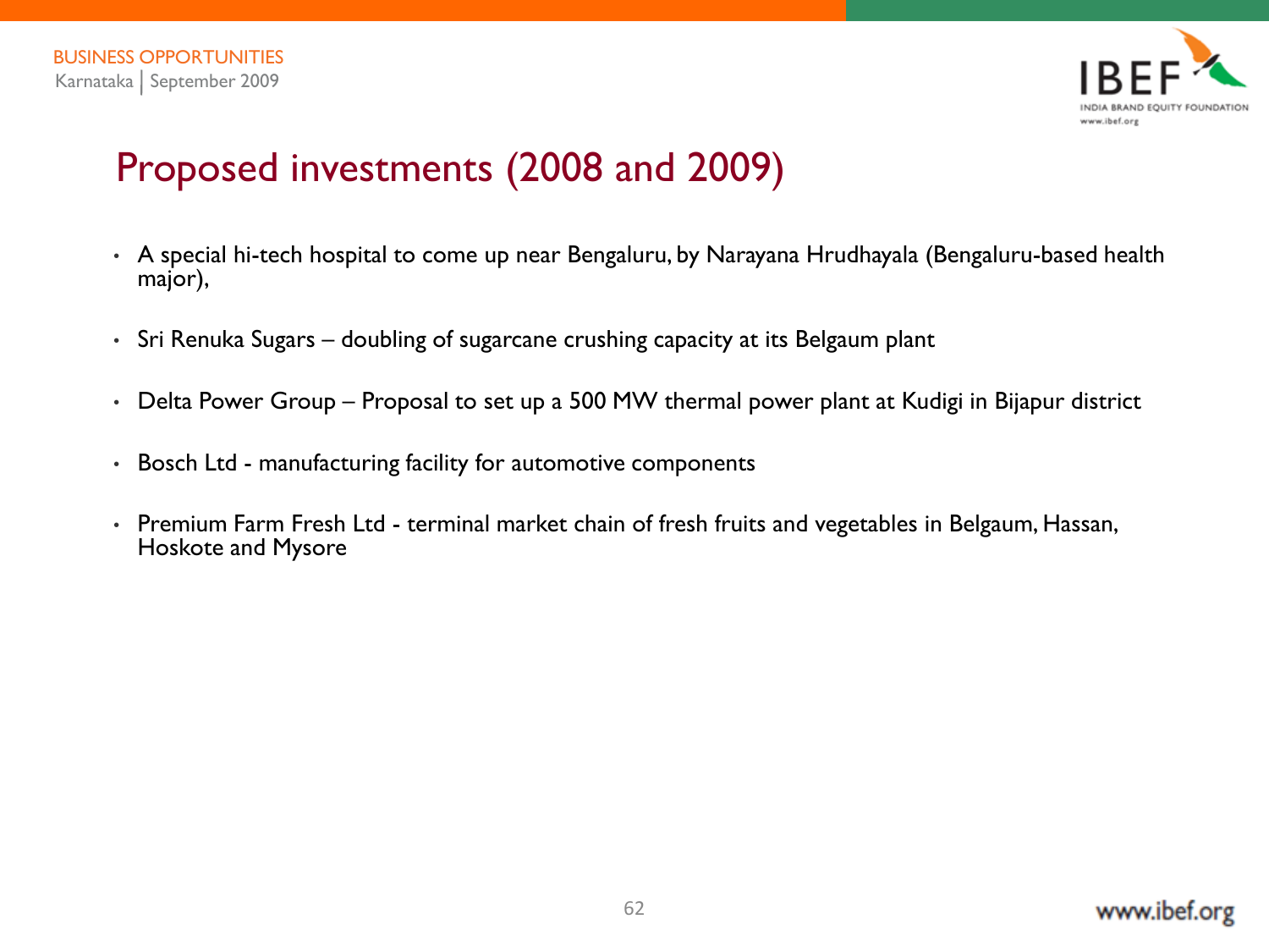# Proposed investments (2008 and 2009)

- A special hi-tech hospital to come up near Bengaluru, by Narayana Hrudhayala (Bengaluru-based health major),
- Sri Renuka Sugars – doubling of sugarcane crushing capacity at its Belgaum plant
- Delta Power Group – Proposal to set up a 500 MW thermal power plant at Kudigi in Bijapur district
- Bosch Ltd - manufacturing facility for automotive components
- Premium Farm Fresh Ltd - terminal market chain of fresh fruits and vegetables in Belgaum, Hassan, Hoskote and Mysore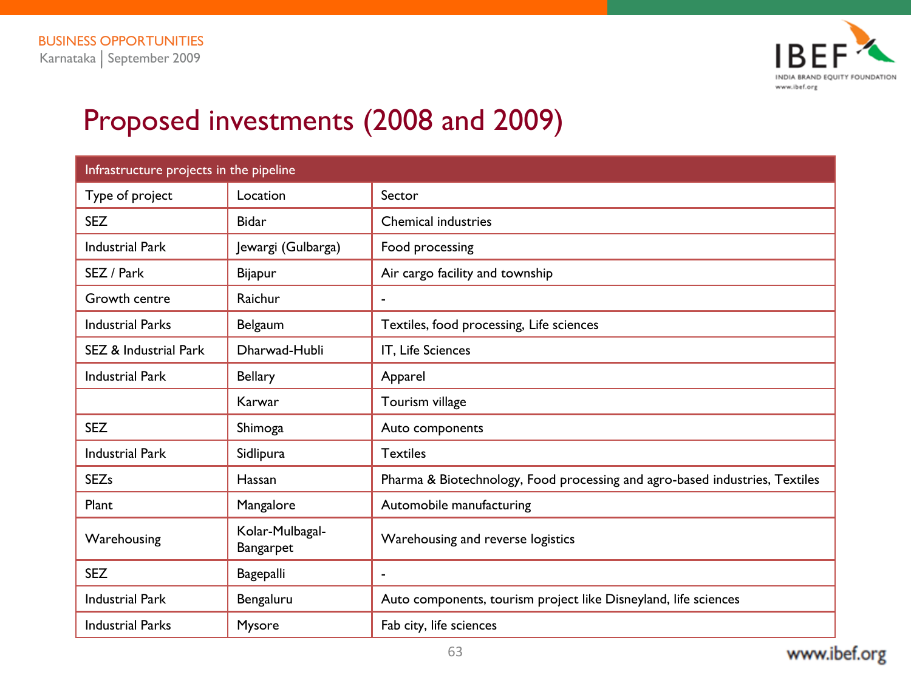# Proposed investments (2008 and 2009)

| Infrastructure projects in the pipeline | | |
|---|---|---|
| Type of project | Location | Sector |
| SEZ | Bidar | Chemical industries |
| Industrial Park | Jewargi (Gulbarga) | Food processing |
| SEZ / Park | Bijapur | Air cargo facility and township |
| Growth centre | Raichur | - |
| Industrial Parks | Belgaum | Textiles, food processing, Life sciences |
| SEZ & Industrial Park | Dharwad-Hubli | IT, Life Sciences |
| Industrial Park | Bellary | Apparel |
| | Karwar | Tourism village |
| SEZ | Shimoga | Auto components |
| Industrial Park | Sidlipura | Textiles |
| SEZs | Hassan | Pharma & Biotechnology, Food processing and agro-based industries, Textiles |
| Plant | Mangalore | Automobile manufacturing |
| Warehousing | Kolar-Mulbagal-Bangarpet | Warehousing and reverse logistics |
| SEZ | Bagepalli | - |
| Industrial Park | Bengaluru | Auto components, tourism project like Disneyland, life sciences |
| Industrial Parks | Mysore | Fab city, life sciences |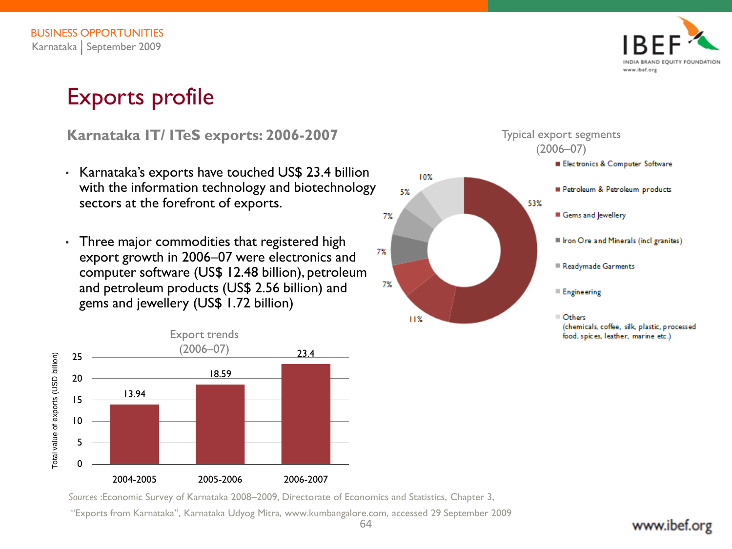# Exports profile

## Karnataka IT/ ITeS exports: 2006-2007

- Karnataka's exports have touched US$ 23.4 billion with the information technology and biotechnology sectors at the forefront of exports.
- Three major commodities that registered high export growth in 2006–07 were electronics and computer software (US$ 12.48 billion), petroleum and petroleum products (US$ 2.56 billion) and gems and jewellery (US$ 1.72 billion)

Export trends (2006–07)

| Year | Total value of exports (USD billion) |
|---|---|
| 2004-2005 | 13.94 |
| 2005-2006 | 18.59 |
| 2006-2007 | 23.4 |

Typical export segments (2006–07)

| Segment | Share |
|---|---|
| Electronics & Computer Software | 53% |
| Petroleum & Petroleum products | 11% |
| Gems and Jewellery | 7% |
| Iron Ore and Minerals (incl granites) | 7% |
| Readymade Garments | 7% |
| Engineering | 5% |
| Others (chemicals, coffee, silk, plastic, processed food, spices, leather, marine etc.) | 10% |

*Sources* :Economic Survey of Karnataka 2008–2009, Directorate of Economics and Statistics, Chapter 3, "Exports from Karnataka", Karnataka Udyog Mitra, www.kumbangalore.com, accessed 29 September 2009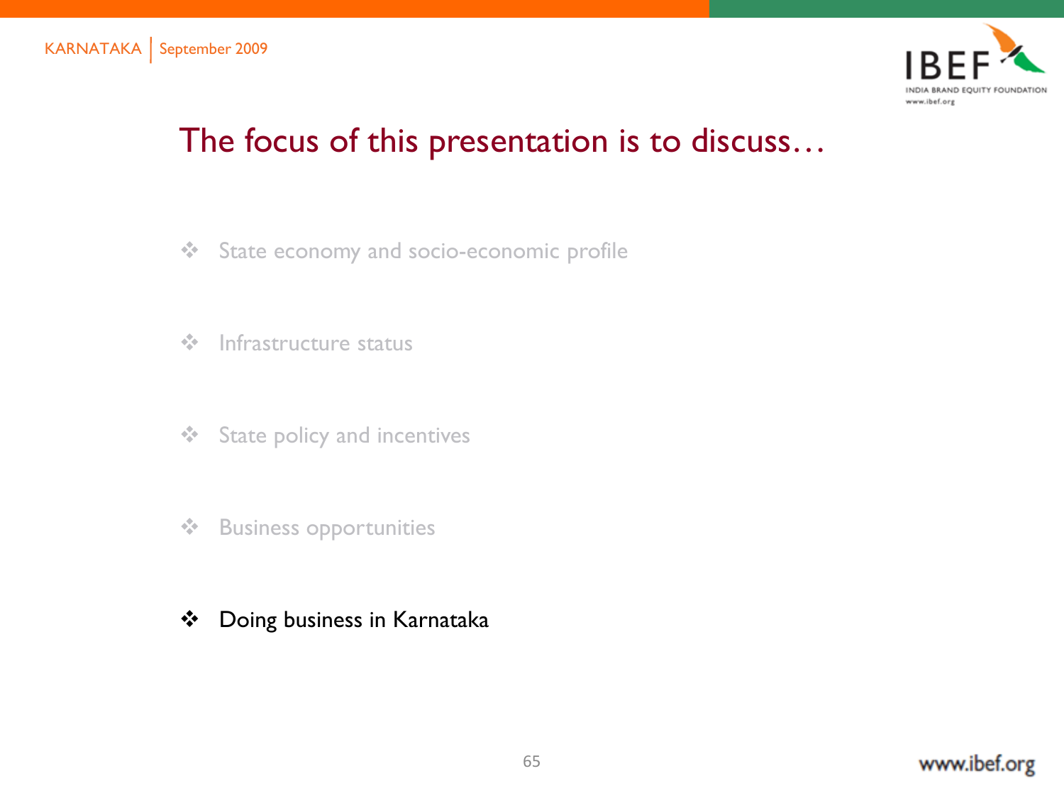# The focus of this presentation is to discuss…

- State economy and socio-economic profile
- Infrastructure status
- State policy and incentives
- Business opportunities
- **Doing business in Karnataka**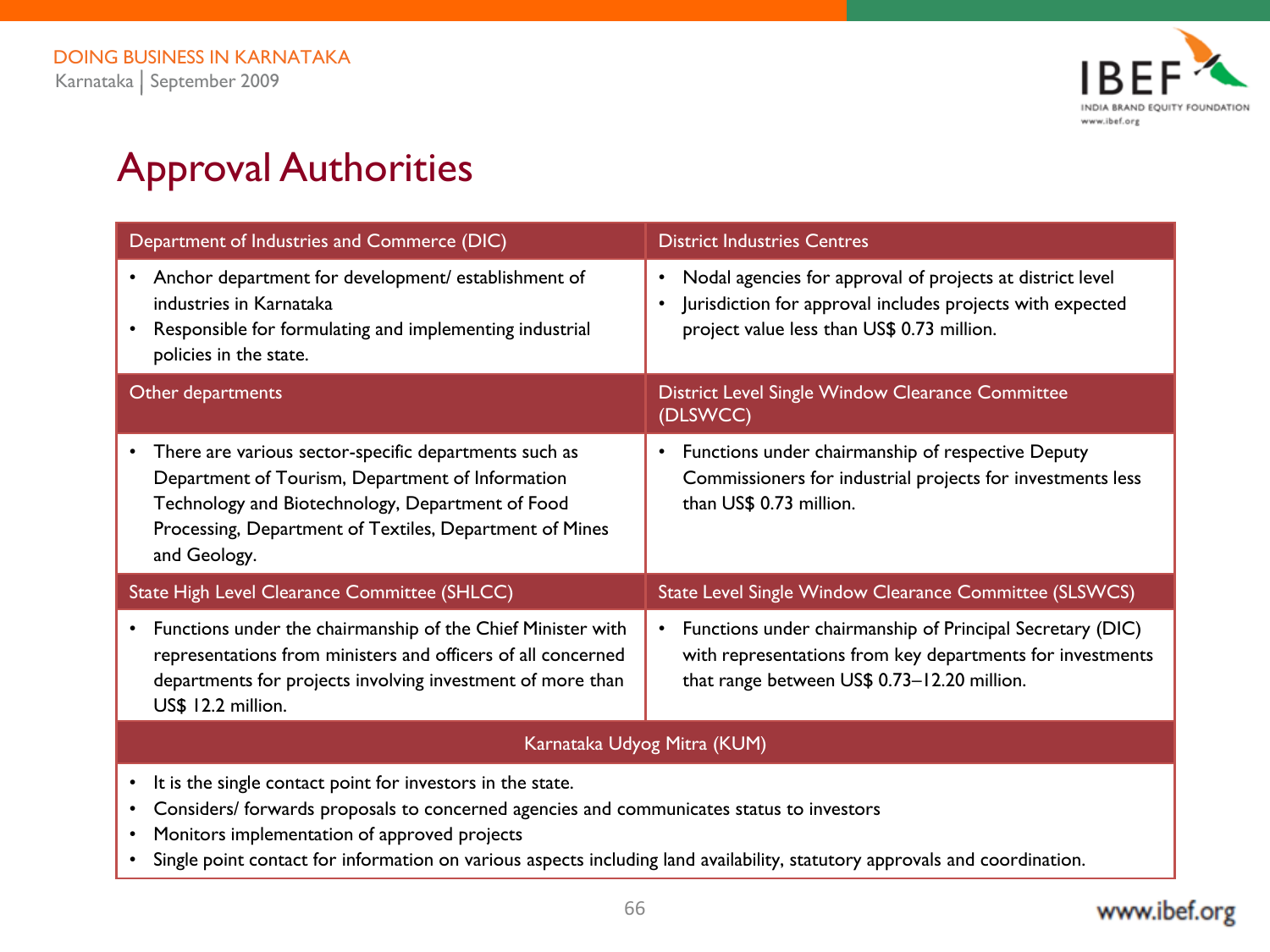# Approval Authorities

| Department of Industries and Commerce (DIC) | District Industries Centres |
|---|---|
| • Anchor department for development/ establishment of industries in Karnataka<br>• Responsible for formulating and implementing industrial policies in the state. | • Nodal agencies for approval of projects at district level<br>• Jurisdiction for approval includes projects with expected project value less than US$ 0.73 million. |
| **Other departments** | **District Level Single Window Clearance Committee (DLSWCC)** |
| • There are various sector-specific departments such as Department of Tourism, Department of Information Technology and Biotechnology, Department of Food Processing, Department of Textiles, Department of Mines and Geology. | • Functions under chairmanship of respective Deputy Commissioners for industrial projects for investments less than US$ 0.73 million. |
| **State High Level Clearance Committee (SHLCC)** | **State Level Single Window Clearance Committee (SLSWCS)** |
| • Functions under the chairmanship of the Chief Minister with representations from ministers and officers of all concerned departments for projects involving investment of more than US$ 12.2 million. | • Functions under chairmanship of Principal Secretary (DIC) with representations from key departments for investments that range between US$ 0.73–12.20 million. |

| Karnataka Udyog Mitra (KUM) |
|---|
| • It is the single contact point for investors in the state.<br>• Considers/ forwards proposals to concerned agencies and communicates status to investors<br>• Monitors implementation of approved projects<br>• Single point contact for information on various aspects including land availability, statutory approvals and coordination. |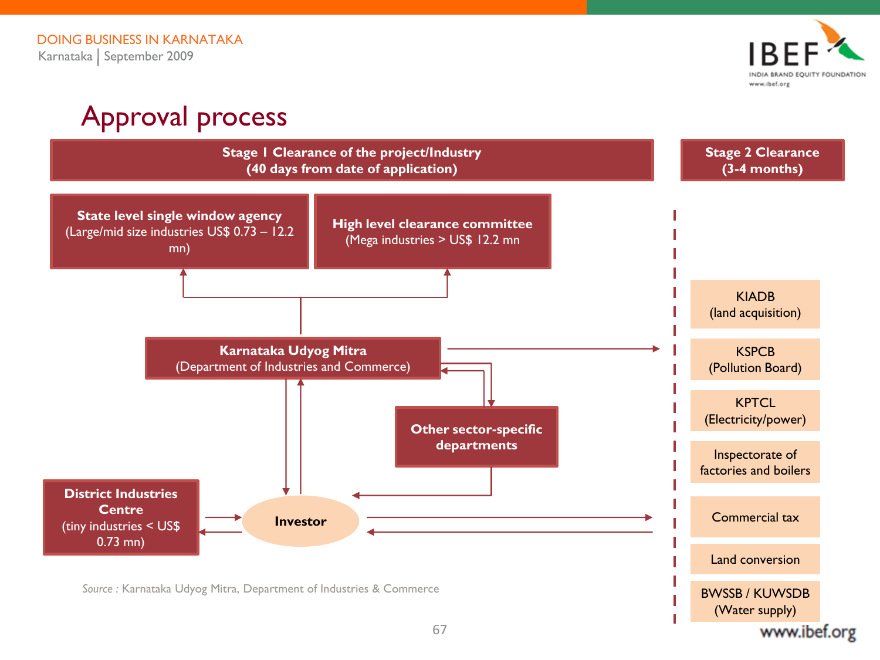# Approval process

**Stage 1 Clearance of the project/Industry (40 days from date of application)**

**State level single window agency** (Large/mid size industries US$ 0.73 – 12.2 mn)

**High level clearance committee** (Mega industries > US$ 12.2 mn

**Karnataka Udyog Mitra** (Department of Industries and Commerce)

**Other sector-specific departments**

**District Industries Centre** (tiny industries < US$ 0.73 mn)

**Investor**

**Stage 2 Clearance (3-4 months)**

- KIADB (land acquisition)
- KSPCB (Pollution Board)
- KPTCL (Electricity/power)
- Inspectorate of factories and boilers
- Commercial tax
- Land conversion
- BWSSB / KUWSDB (Water supply)

*Source* : Karnataka Udyog Mitra, Department of Industries & Commerce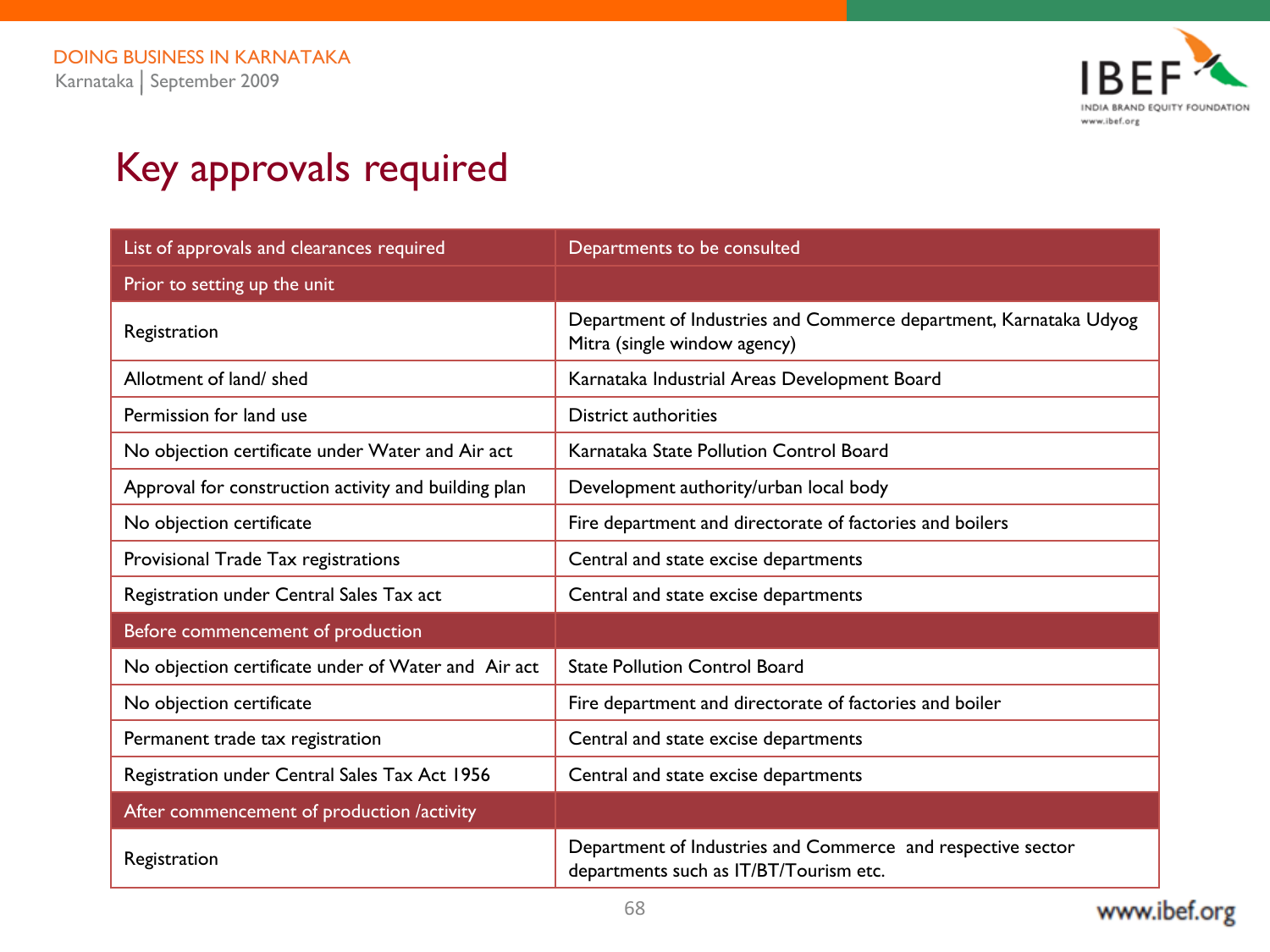# Key approvals required

| List of approvals and clearances required | Departments to be consulted |
|---|---|
| **Prior to setting up the unit** | |
| Registration | Department of Industries and Commerce department, Karnataka Udyog Mitra (single window agency) |
| Allotment of land/ shed | Karnataka Industrial Areas Development Board |
| Permission for land use | District authorities |
| No objection certificate under Water and Air act | Karnataka State Pollution Control Board |
| Approval for construction activity and building plan | Development authority/urban local body |
| No objection certificate | Fire department and directorate of factories and boilers |
| Provisional Trade Tax registrations | Central and state excise departments |
| Registration under Central Sales Tax act | Central and state excise departments |
| **Before commencement of production** | |
| No objection certificate under of Water and Air act | State Pollution Control Board |
| No objection certificate | Fire department and directorate of factories and boiler |
| Permanent trade tax registration | Central and state excise departments |
| Registration under Central Sales Tax Act 1956 | Central and state excise departments |
| **After commencement of production /activity** | |
| Registration | Department of Industries and Commerce and respective sector departments such as IT/BT/Tourism etc. |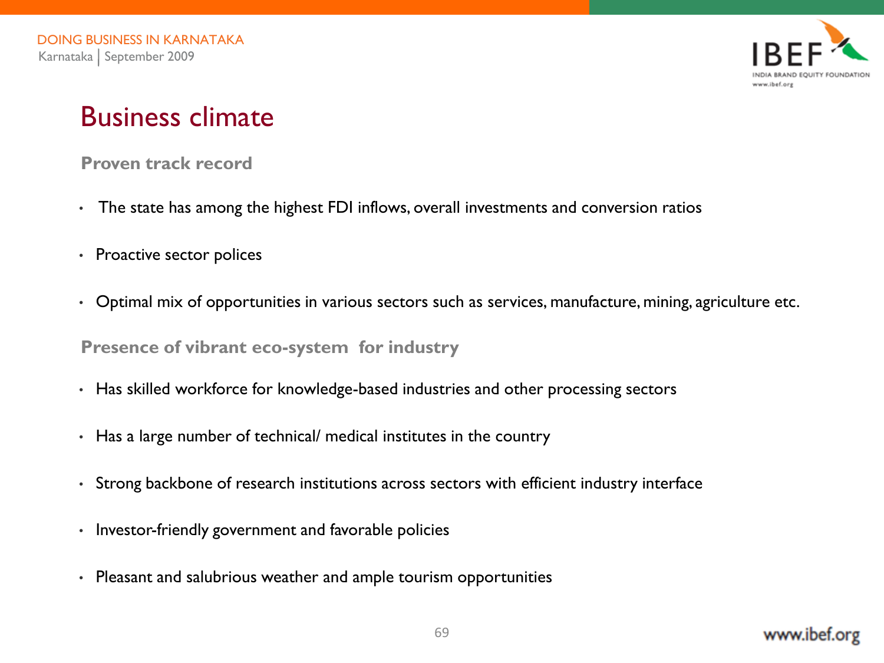# Business climate

**Proven track record**

- The state has among the highest FDI inflows, overall investments and conversion ratios
- Proactive sector polices
- Optimal mix of opportunities in various sectors such as services, manufacture, mining, agriculture etc.

**Presence of vibrant eco-system for industry**

- Has skilled workforce for knowledge-based industries and other processing sectors
- Has a large number of technical/ medical institutes in the country
- Strong backbone of research institutions across sectors with efficient industry interface
- Investor-friendly government and favorable policies
- Pleasant and salubrious weather and ample tourism opportunities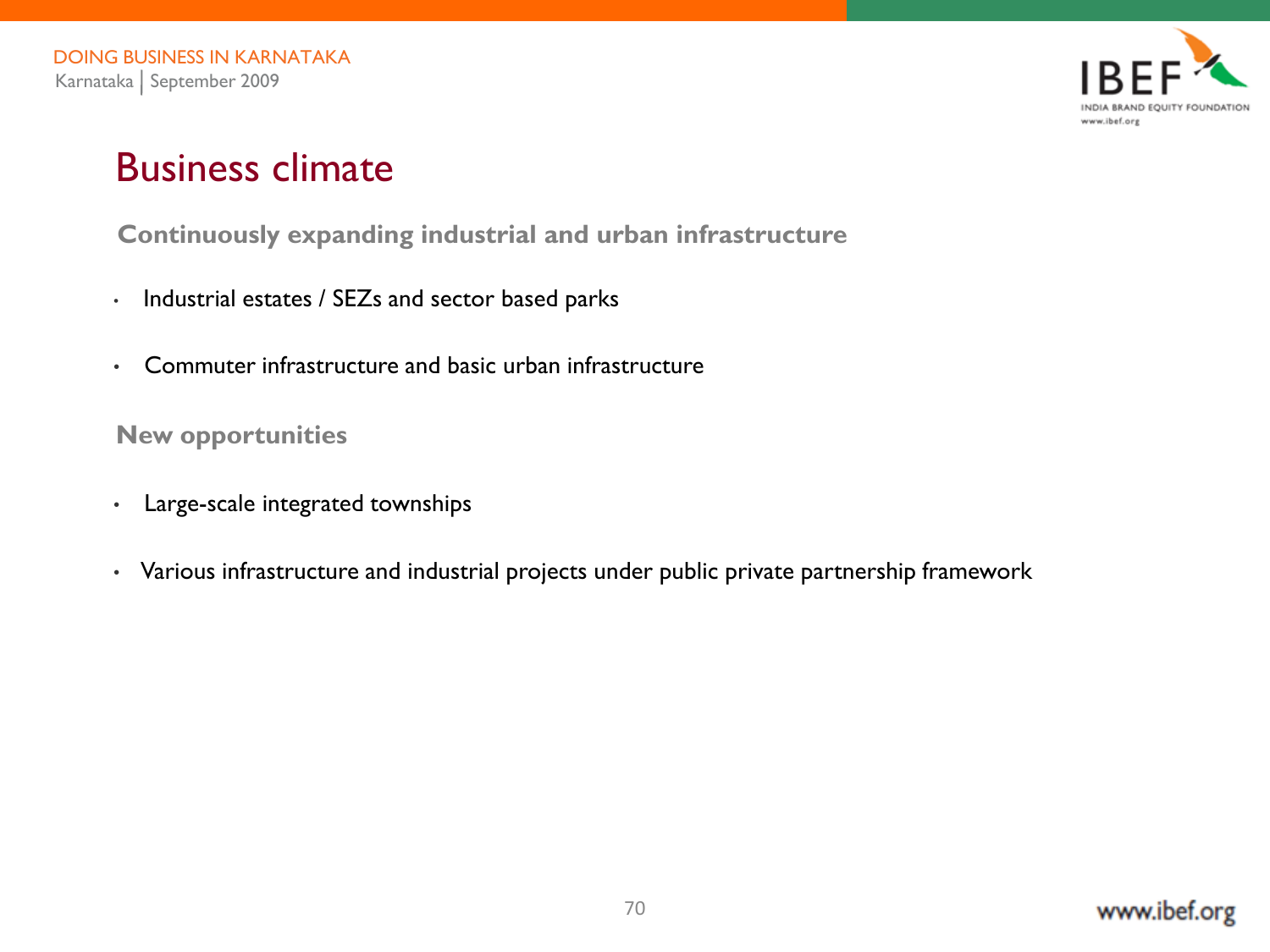# Business climate

**Continuously expanding industrial and urban infrastructure**

- Industrial estates / SEZs and sector based parks
- Commuter infrastructure and basic urban infrastructure

**New opportunities**

- Large-scale integrated townships
- Various infrastructure and industrial projects under public private partnership framework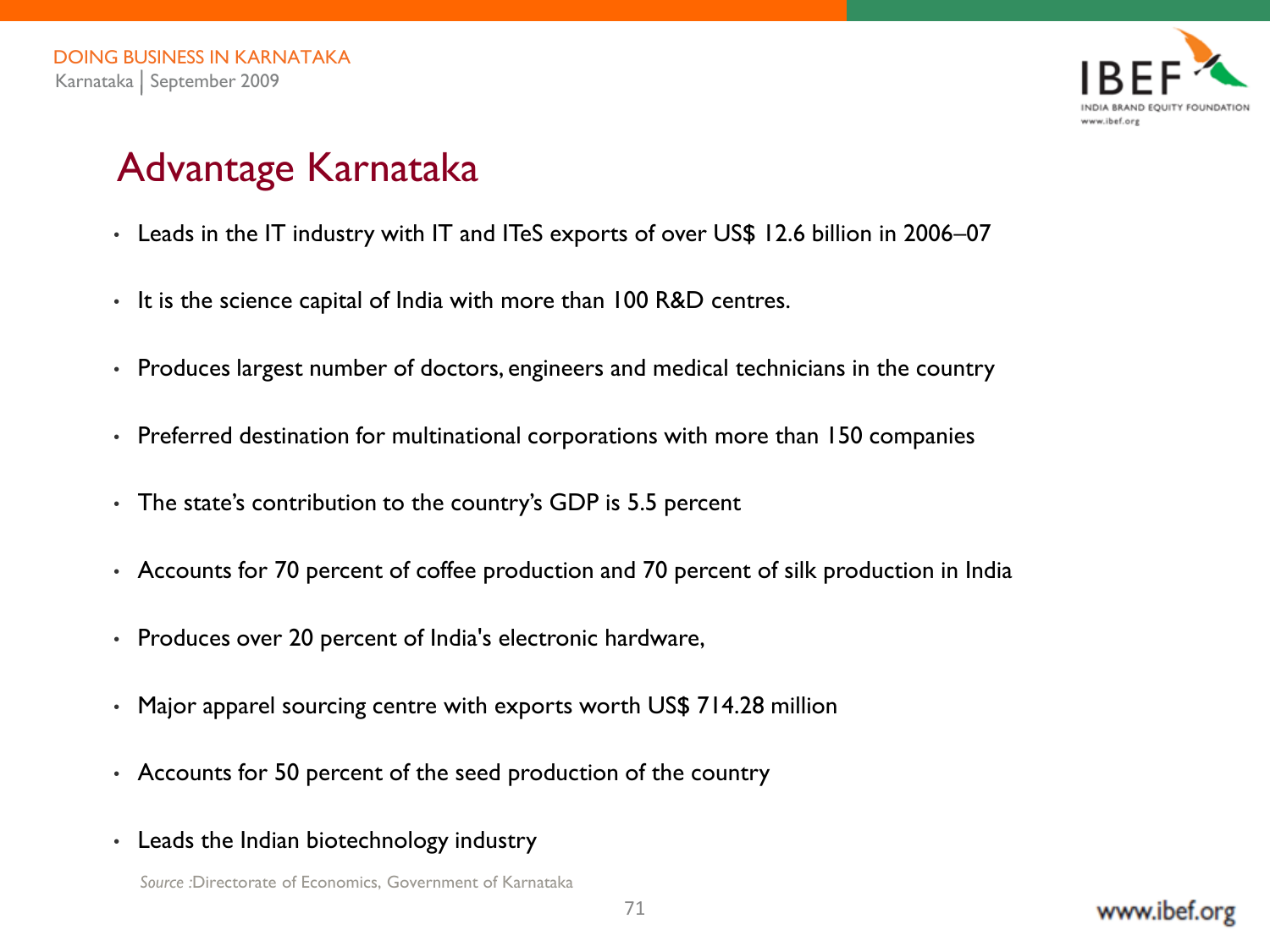# Advantage Karnataka

- Leads in the IT industry with IT and ITeS exports of over US$ 12.6 billion in 2006–07
- It is the science capital of India with more than 100 R&D centres.
- Produces largest number of doctors, engineers and medical technicians in the country
- Preferred destination for multinational corporations with more than 150 companies
- The state's contribution to the country's GDP is 5.5 percent
- Accounts for 70 percent of coffee production and 70 percent of silk production in India
- Produces over 20 percent of India's electronic hardware,
- Major apparel sourcing centre with exports worth US$ 714.28 million
- Accounts for 50 percent of the seed production of the country
- Leads the Indian biotechnology industry

*Source* :Directorate of Economics, Government of Karnataka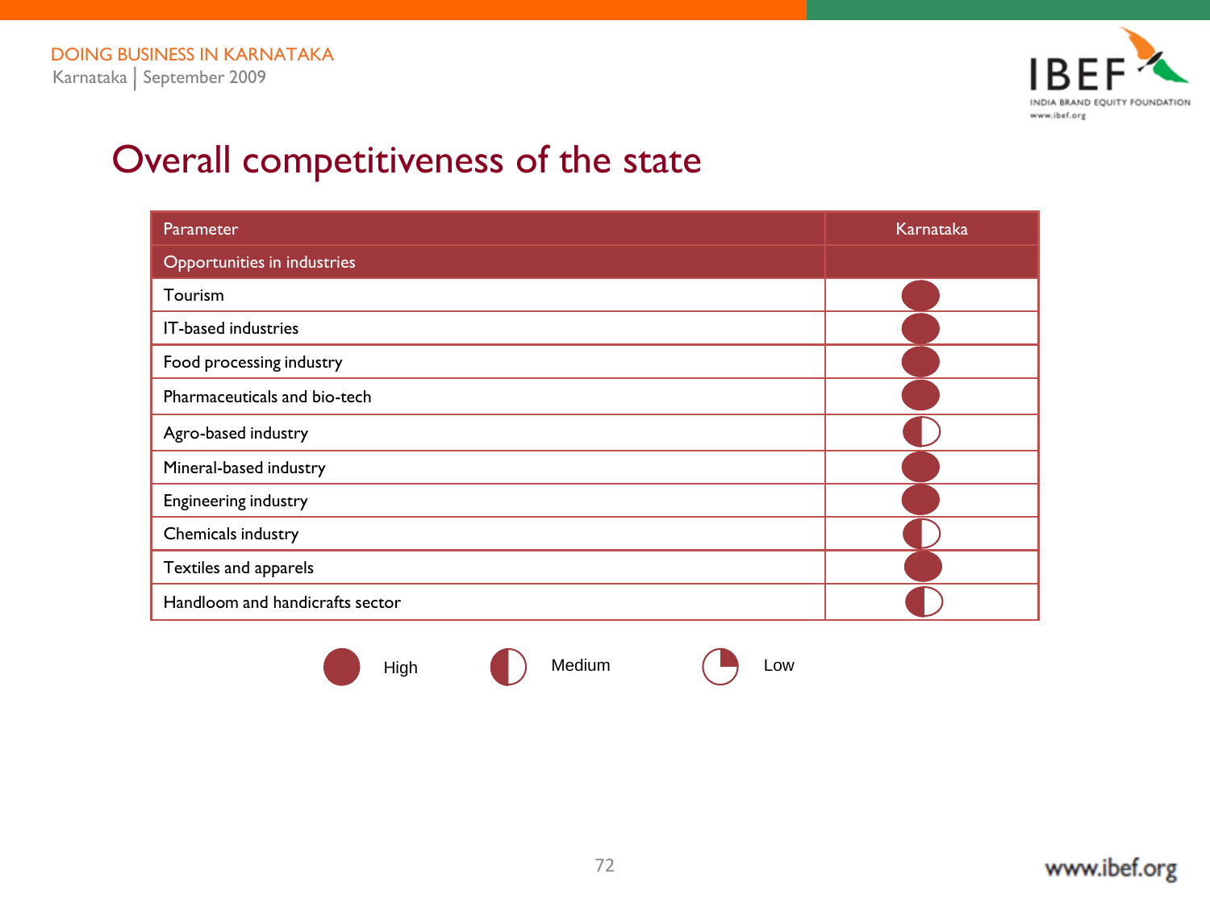# Overall competitiveness of the state

| Parameter | Karnataka |
| --- | --- |
| Opportunities in industries | |
| Tourism | High |
| IT-based industries | High |
| Food processing industry | High |
| Pharmaceuticals and bio-tech | High |
| Agro-based industry | Medium |
| Mineral-based industry | High |
| Engineering industry | High |
| Chemicals industry | Medium |
| Textiles and apparels | High |
| Handloom and handicrafts sector | Medium |

Legend: High | Medium | Low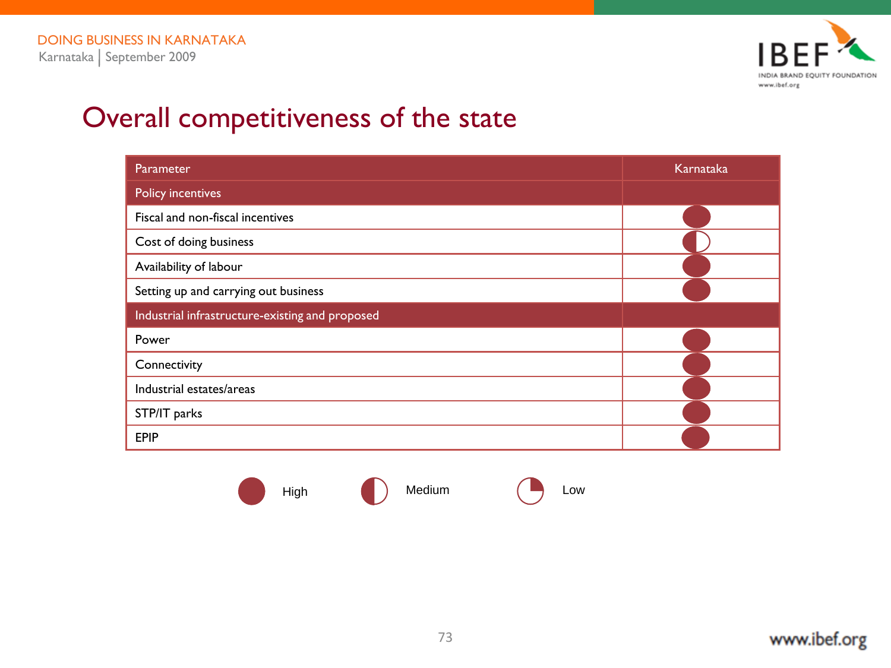# Overall competitiveness of the state

| Parameter | Karnataka |
|---|---|
| **Policy incentives** | |
| Fiscal and non-fiscal incentives | High |
| Cost of doing business | Medium |
| Availability of labour | High |
| Setting up and carrying out business | High |
| **Industrial infrastructure-existing and proposed** | |
| Power | High |
| Connectivity | High |
| Industrial estates/areas | High |
| STP/IT parks | High |
| EPIP | High |

High &nbsp;&nbsp;&nbsp; Medium &nbsp;&nbsp;&nbsp; Low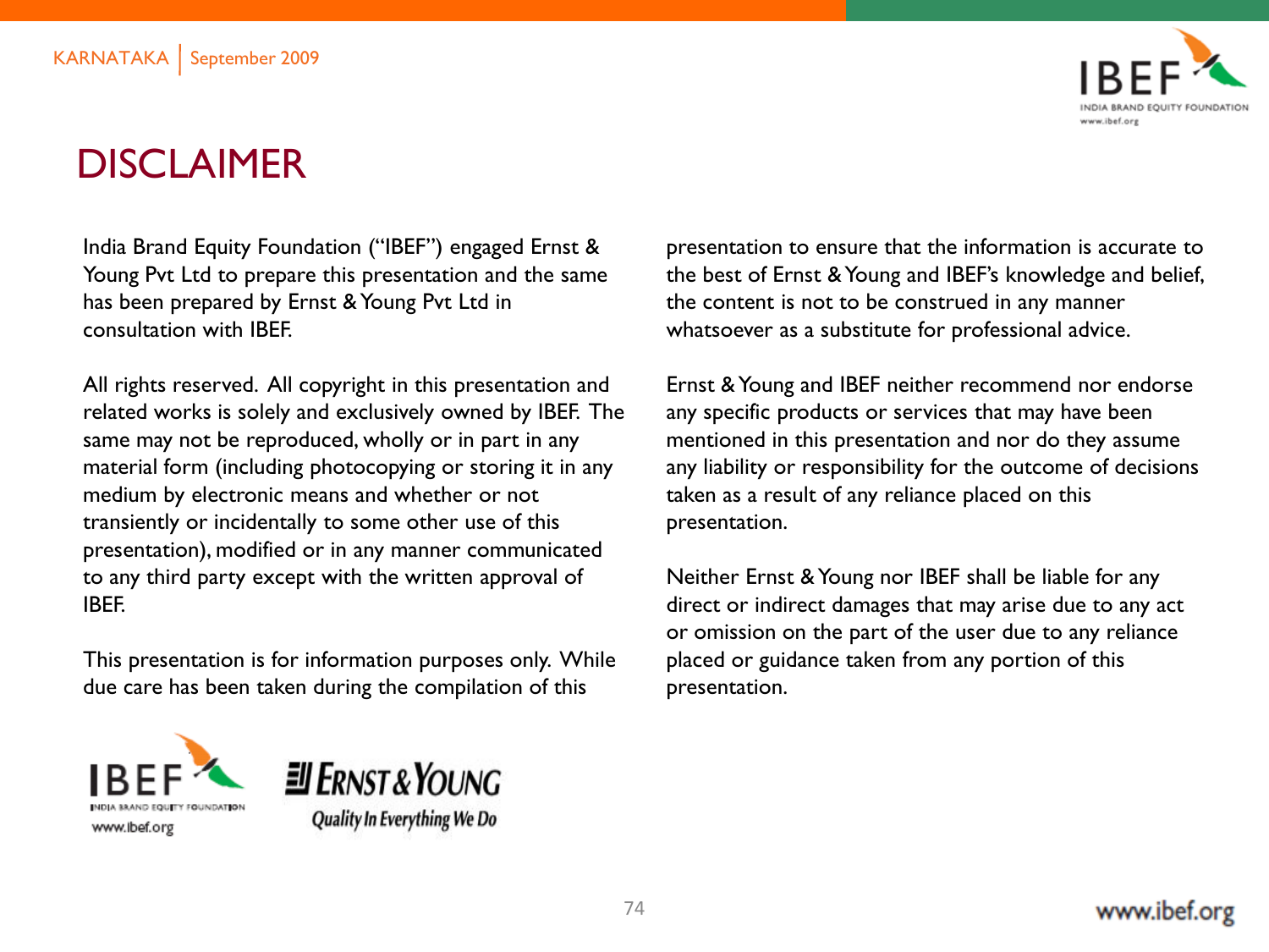# DISCLAIMER

India Brand Equity Foundation ("IBEF") engaged Ernst & Young Pvt Ltd to prepare this presentation and the same has been prepared by Ernst & Young Pvt Ltd in consultation with IBEF.

All rights reserved. All copyright in this presentation and related works is solely and exclusively owned by IBEF. The same may not be reproduced, wholly or in part in any material form (including photocopying or storing it in any medium by electronic means and whether or not transiently or incidentally to some other use of this presentation), modified or in any manner communicated to any third party except with the written approval of IBEF.

This presentation is for information purposes only. While due care has been taken during the compilation of this presentation to ensure that the information is accurate to the best of Ernst & Young and IBEF's knowledge and belief, the content is not to be construed in any manner whatsoever as a substitute for professional advice.

Ernst & Young and IBEF neither recommend nor endorse any specific products or services that may have been mentioned in this presentation and nor do they assume any liability or responsibility for the outcome of decisions taken as a result of any reliance placed on this presentation.

Neither Ernst & Young nor IBEF shall be liable for any direct or indirect damages that may arise due to any act or omission on the part of the user due to any reliance placed or guidance taken from any portion of this presentation.

IBEF
INDIA BRAND EQUITY FOUNDATION
www.ibef.org

ERNST & YOUNG
Quality In Everything We Do